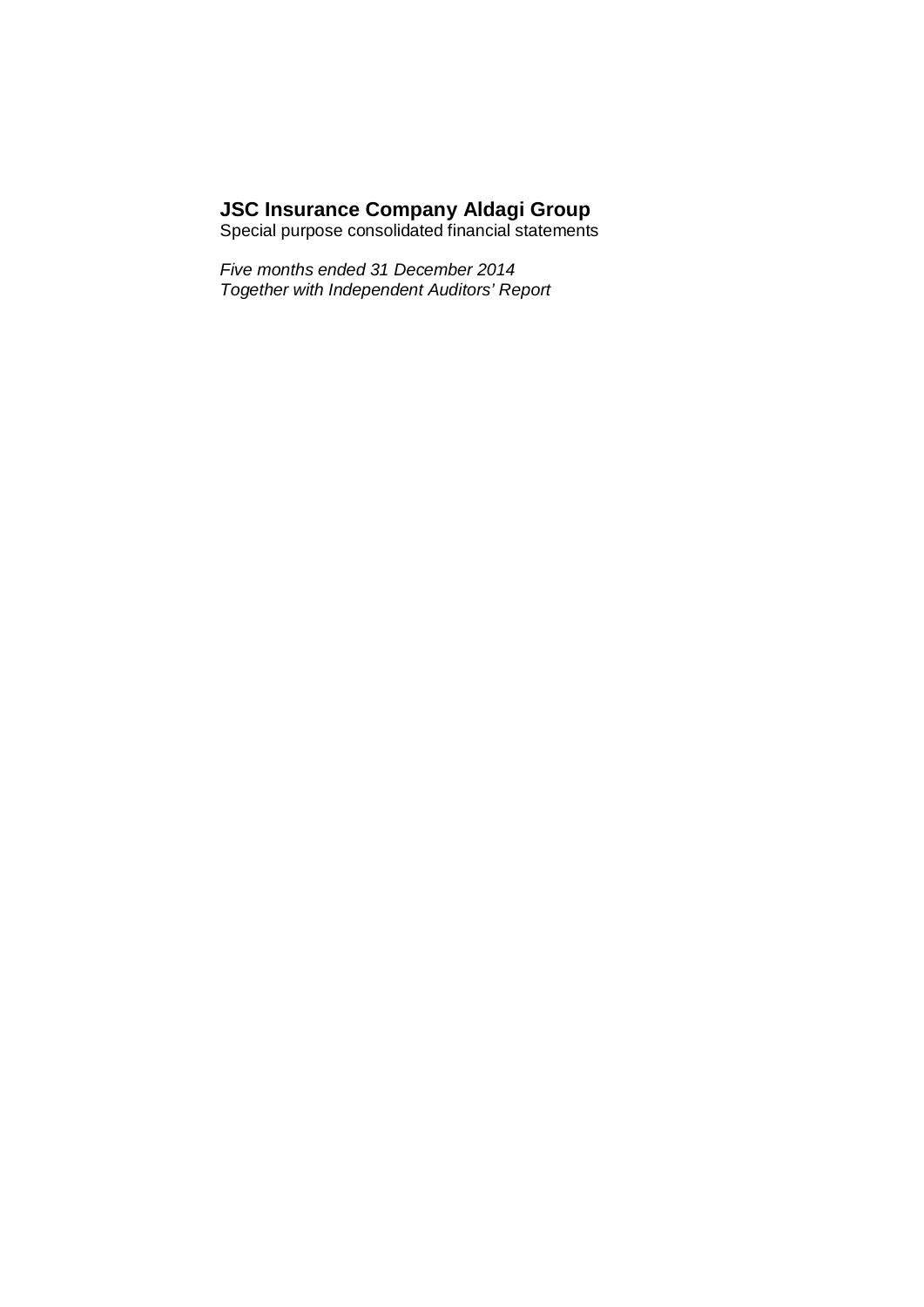# JSC Insurance Company Aldagi Group

Special purpose consolidated financial statements

*Five months ended 31 December 2014*
*Together with Independent Auditors' Report*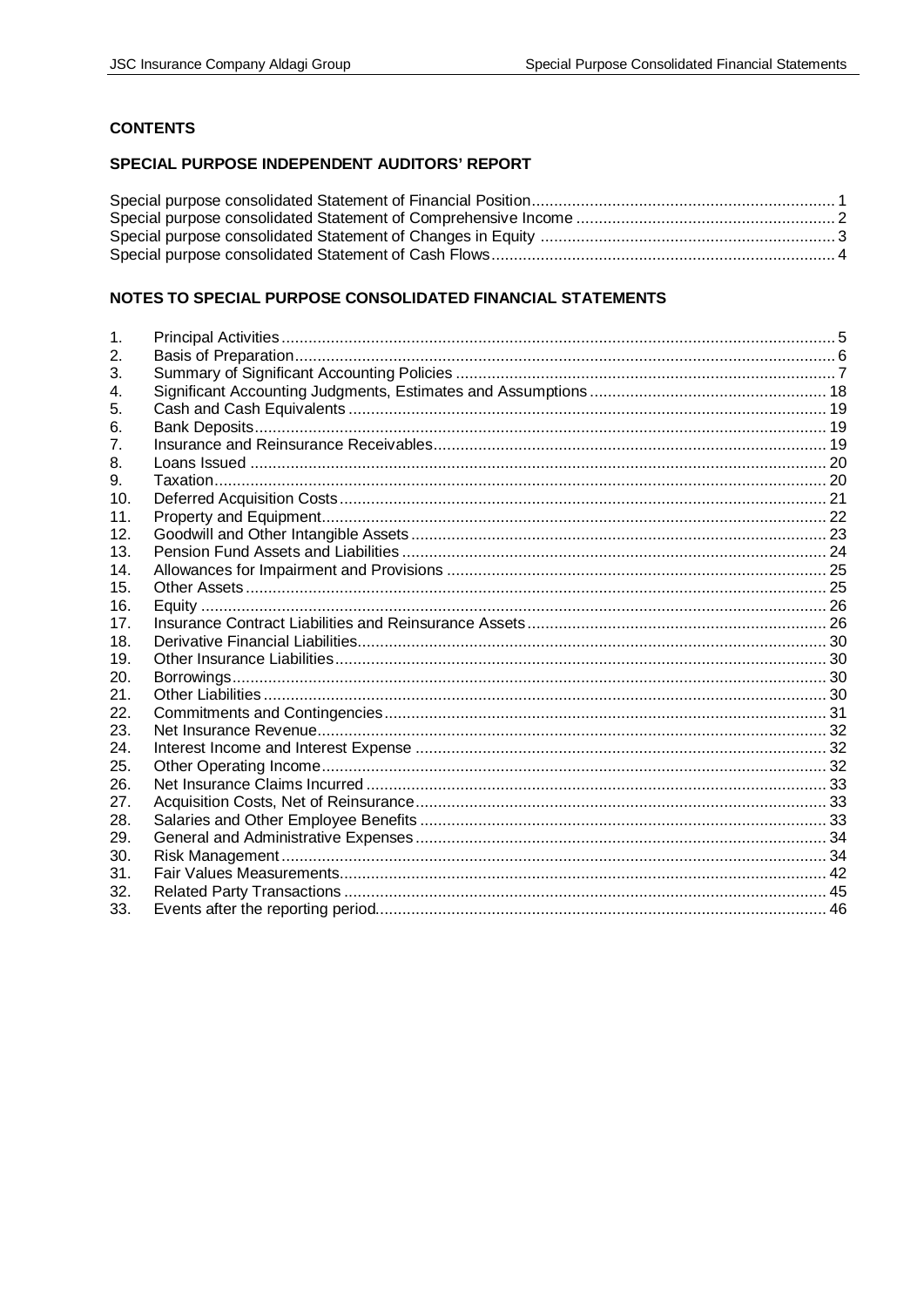## CONTENTS

### SPECIAL PURPOSE INDEPENDENT AUDITORS' REPORT

Special purpose consolidated Statement of Financial Position .......... 1
Special purpose consolidated Statement of Comprehensive Income .......... 2
Special purpose consolidated Statement of Changes in Equity .......... 3
Special purpose consolidated Statement of Cash Flows .......... 4

### NOTES TO SPECIAL PURPOSE CONSOLIDATED FINANCIAL STATEMENTS

1. Principal Activities .......... 5
2. Basis of Preparation .......... 6
3. Summary of Significant Accounting Policies .......... 7
4. Significant Accounting Judgments, Estimates and Assumptions .......... 18
5. Cash and Cash Equivalents .......... 19
6. Bank Deposits .......... 19
7. Insurance and Reinsurance Receivables .......... 19
8. Loans Issued .......... 20
9. Taxation .......... 20
10. Deferred Acquisition Costs .......... 21
11. Property and Equipment .......... 22
12. Goodwill and Other Intangible Assets .......... 23
13. Pension Fund Assets and Liabilities .......... 24
14. Allowances for Impairment and Provisions .......... 25
15. Other Assets .......... 25
16. Equity .......... 26
17. Insurance Contract Liabilities and Reinsurance Assets .......... 26
18. Derivative Financial Liabilities .......... 30
19. Other Insurance Liabilities .......... 30
20. Borrowings .......... 30
21. Other Liabilities .......... 30
22. Commitments and Contingencies .......... 31
23. Net Insurance Revenue .......... 32
24. Interest Income and Interest Expense .......... 32
25. Other Operating Income .......... 32
26. Net Insurance Claims Incurred .......... 33
27. Acquisition Costs, Net of Reinsurance .......... 33
28. Salaries and Other Employee Benefits .......... 33
29. General and Administrative Expenses .......... 34
30. Risk Management .......... 34
31. Fair Values Measurements .......... 42
32. Related Party Transactions .......... 45
33. Events after the reporting period .......... 46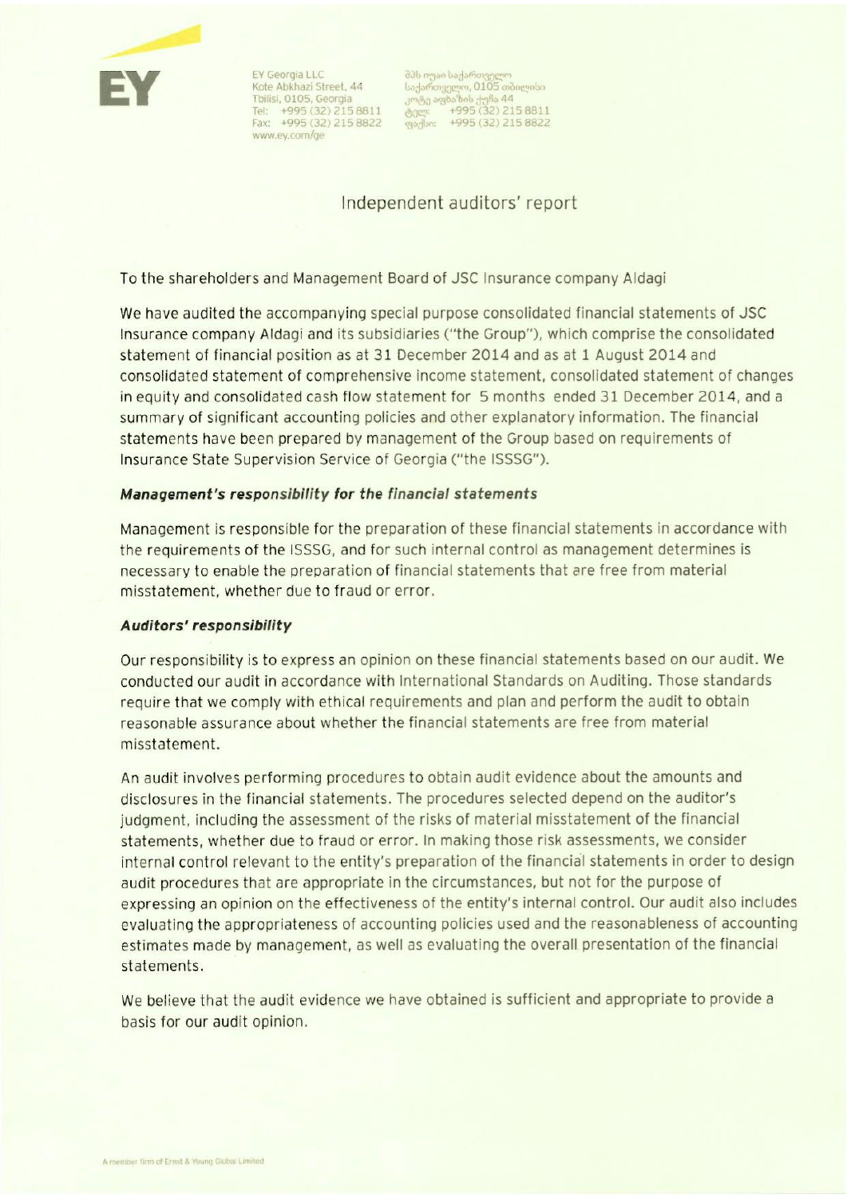EY Georgia LLC
Kote Abkhazi Street, 44
Tbilisi, 0105, Georgia
Tel: +995 (32) 215 8811
Fax: +995 (32) 215 8822
www.ey.com/ge

ამს ოუაი საქართველო
საქართველო, 0105 თბილისი
კოტე აფხაზის ქუჩა 44
ტელ: +995 (32) 215 8811
ფაქსი: +995 (32) 215 8822

# Independent auditors' report

To the shareholders and Management Board of JSC Insurance company Aldagi

We have audited the accompanying special purpose consolidated financial statements of JSC Insurance company Aldagi and its subsidiaries ("the Group"), which comprise the consolidated statement of financial position as at 31 December 2014 and as at 1 August 2014 and consolidated statement of comprehensive income statement, consolidated statement of changes in equity and consolidated cash flow statement for 5 months ended 31 December 2014, and a summary of significant accounting policies and other explanatory information. The financial statements have been prepared by management of the Group based on requirements of Insurance State Supervision Service of Georgia ("the ISSSG").

### *Management's responsibility for the financial statements*

Management is responsible for the preparation of these financial statements in accordance with the requirements of the ISSSG, and for such internal control as management determines is necessary to enable the preparation of financial statements that are free from material misstatement, whether due to fraud or error.

### *Auditors' responsibility*

Our responsibility is to express an opinion on these financial statements based on our audit. We conducted our audit in accordance with International Standards on Auditing. Those standards require that we comply with ethical requirements and plan and perform the audit to obtain reasonable assurance about whether the financial statements are free from material misstatement.

An audit involves performing procedures to obtain audit evidence about the amounts and disclosures in the financial statements. The procedures selected depend on the auditor's judgment, including the assessment of the risks of material misstatement of the financial statements, whether due to fraud or error. In making those risk assessments, we consider internal control relevant to the entity's preparation of the financial statements in order to design audit procedures that are appropriate in the circumstances, but not for the purpose of expressing an opinion on the effectiveness of the entity's internal control. Our audit also includes evaluating the appropriateness of accounting policies used and the reasonableness of accounting estimates made by management, as well as evaluating the overall presentation of the financial statements.

We believe that the audit evidence we have obtained is sufficient and appropriate to provide a basis for our audit opinion.

A member firm of Ernst & Young Global Limited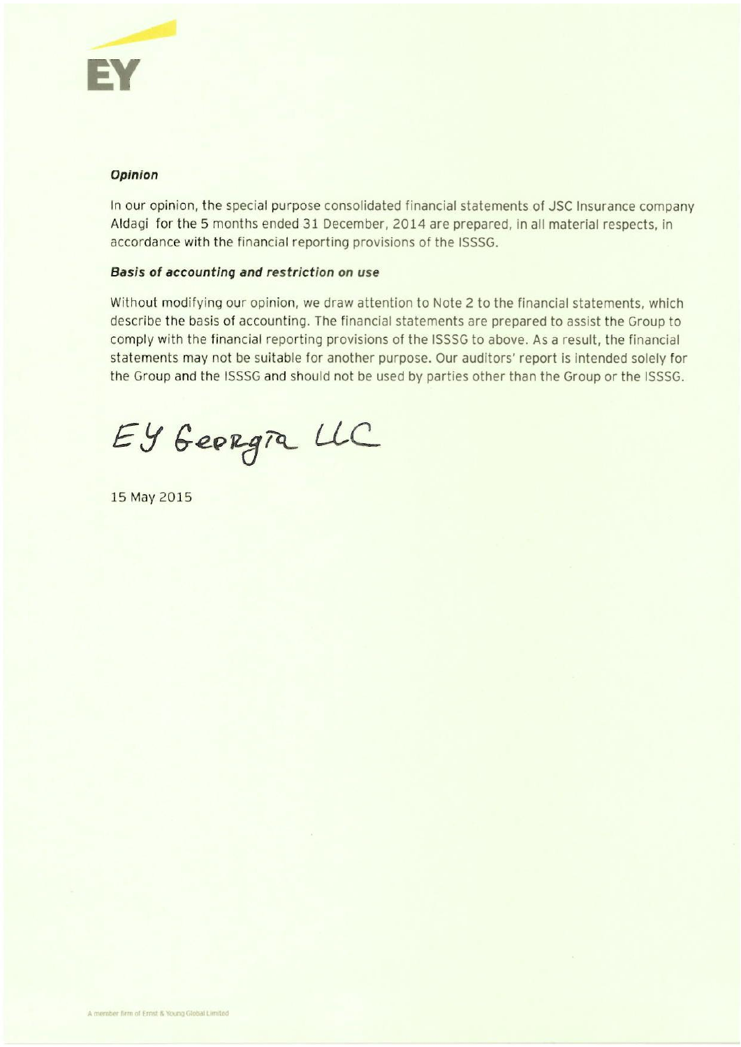***Opinion***

In our opinion, the special purpose consolidated financial statements of JSC Insurance company Aldagi for the 5 months ended 31 December, 2014 are prepared, in all material respects, in accordance with the financial reporting provisions of the ISSSG.

***Basis of accounting and restriction on use***

Without modifying our opinion, we draw attention to Note 2 to the financial statements, which describe the basis of accounting. The financial statements are prepared to assist the Group to comply with the financial reporting provisions of the ISSSG to above. As a result, the financial statements may not be suitable for another purpose. Our auditors' report is intended solely for the Group and the ISSSG and should not be used by parties other than the Group or the ISSSG.

EY Georgia LLC

15 May 2015

A member firm of Ernst & Young Global Limited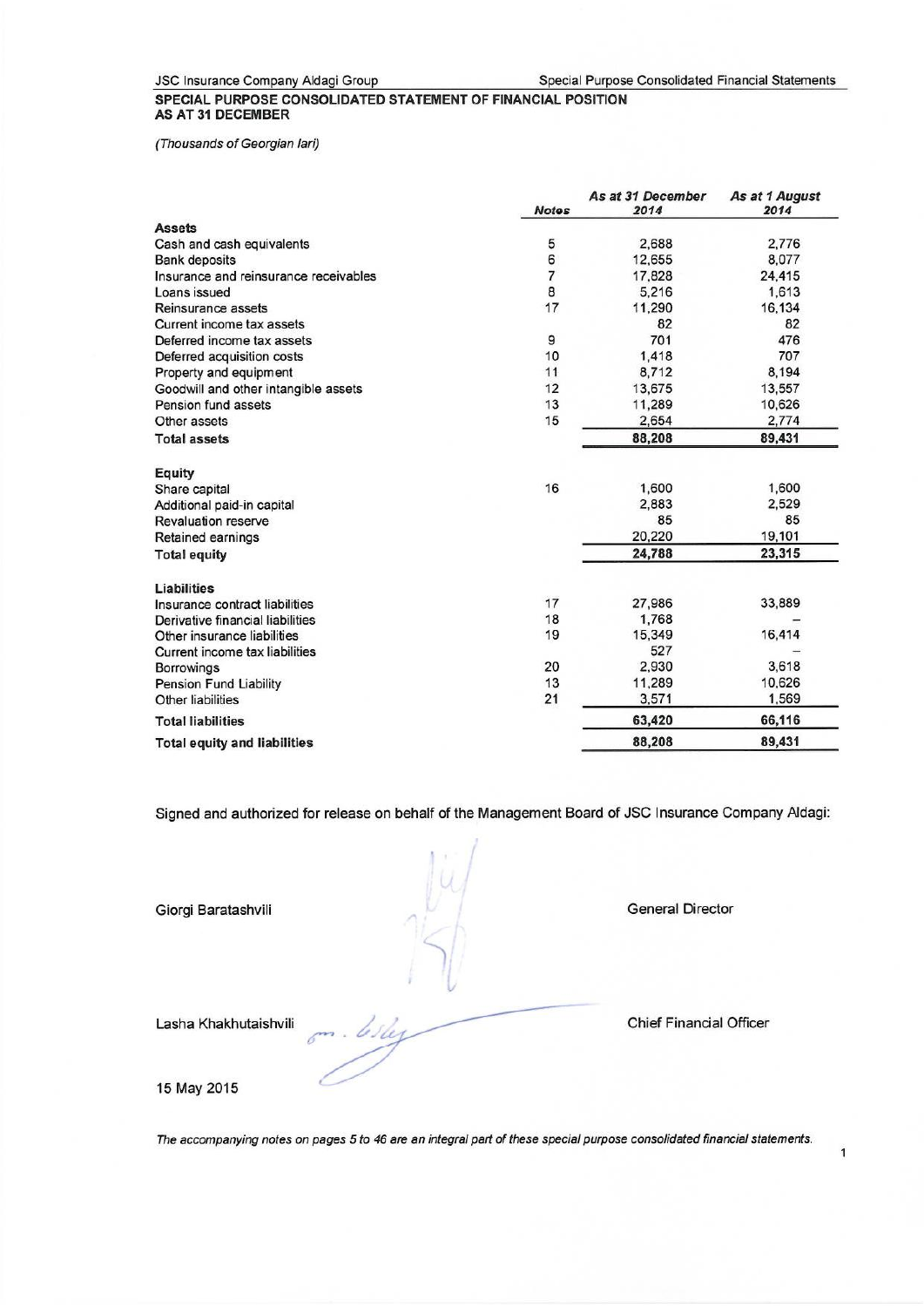## SPECIAL PURPOSE CONSOLIDATED STATEMENT OF FINANCIAL POSITION
## AS AT 31 DECEMBER

*(Thousands of Georgian lari)*

| | *Notes* | *As at 31 December 2014* | *As at 1 August 2014* |
|---|---|---|---|
| **Assets** | | | |
| Cash and cash equivalents | 5 | 2,688 | 2,776 |
| Bank deposits | 6 | 12,655 | 8,077 |
| Insurance and reinsurance receivables | 7 | 17,828 | 24,415 |
| Loans issued | 8 | 5,216 | 1,613 |
| Reinsurance assets | 17 | 11,290 | 16,134 |
| Current income tax assets | | 82 | 82 |
| Deferred income tax assets | 9 | 701 | 476 |
| Deferred acquisition costs | 10 | 1,418 | 707 |
| Property and equipment | 11 | 8,712 | 8,194 |
| Goodwill and other intangible assets | 12 | 13,675 | 13,557 |
| Pension fund assets | 13 | 11,289 | 10,626 |
| Other assets | 15 | 2,654 | 2,774 |
| **Total assets** | | **88,208** | **89,431** |
| **Equity** | | | |
| Share capital | 16 | 1,600 | 1,600 |
| Additional paid-in capital | | 2,883 | 2,529 |
| Revaluation reserve | | 85 | 85 |
| Retained earnings | | 20,220 | 19,101 |
| **Total equity** | | **24,788** | **23,315** |
| **Liabilities** | | | |
| Insurance contract liabilities | 17 | 27,986 | 33,889 |
| Derivative financial liabilities | 18 | 1,768 | – |
| Other insurance liabilities | 19 | 15,349 | 16,414 |
| Current income tax liabilities | | 527 | – |
| Borrowings | 20 | 2,930 | 3,618 |
| Pension Fund Liability | 13 | 11,289 | 10,626 |
| Other liabilities | 21 | 3,571 | 1,569 |
| **Total liabilities** | | **63,420** | **66,116** |
| **Total equity and liabilities** | | **88,208** | **89,431** |

Signed and authorized for release on behalf of the Management Board of JSC Insurance Company Aldagi:

Giorgi Baratashvili — General Director

Lasha Khakhutaishvili — Chief Financial Officer

15 May 2015

*The accompanying notes on pages 5 to 46 are an integral part of these special purpose consolidated financial statements.*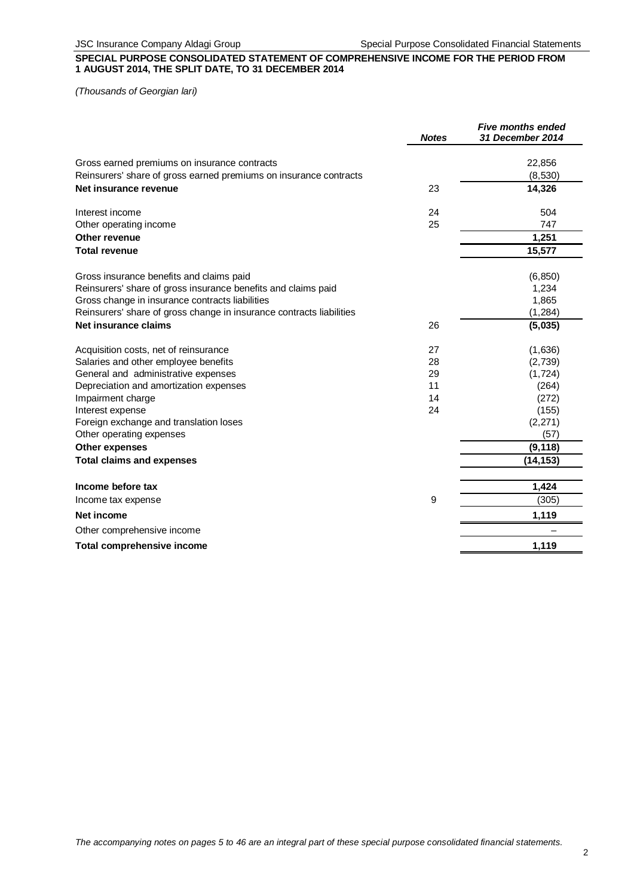**SPECIAL PURPOSE CONSOLIDATED STATEMENT OF COMPREHENSIVE INCOME FOR THE PERIOD FROM 1 AUGUST 2014, THE SPLIT DATE, TO 31 DECEMBER 2014**

*(Thousands of Georgian lari)*

| | *Notes* | *Five months ended 31 December 2014* |
|---|---|---|
| Gross earned premiums on insurance contracts | | 22,856 |
| Reinsurers' share of gross earned premiums on insurance contracts | | (8,530) |
| **Net insurance revenue** | 23 | **14,326** |
| Interest income | 24 | 504 |
| Other operating income | 25 | 747 |
| **Other revenue** | | **1,251** |
| **Total revenue** | | **15,577** |
| Gross insurance benefits and claims paid | | (6,850) |
| Reinsurers' share of gross insurance benefits and claims paid | | 1,234 |
| Gross change in insurance contracts liabilities | | 1,865 |
| Reinsurers' share of gross change in insurance contracts liabilities | | (1,284) |
| **Net insurance claims** | 26 | **(5,035)** |
| Acquisition costs, net of reinsurance | 27 | (1,636) |
| Salaries and other employee benefits | 28 | (2,739) |
| General and administrative expenses | 29 | (1,724) |
| Depreciation and amortization expenses | 11 | (264) |
| Impairment charge | 14 | (272) |
| Interest expense | 24 | (155) |
| Foreign exchange and translation loses | | (2,271) |
| Other operating expenses | | (57) |
| **Other expenses** | | **(9,118)** |
| **Total claims and expenses** | | **(14,153)** |
| **Income before tax** | | **1,424** |
| Income tax expense | 9 | (305) |
| **Net income** | | **1,119** |
| Other comprehensive income | | – |
| **Total comprehensive income** | | **1,119** |

*The accompanying notes on pages 5 to 46 are an integral part of these special purpose consolidated financial statements.*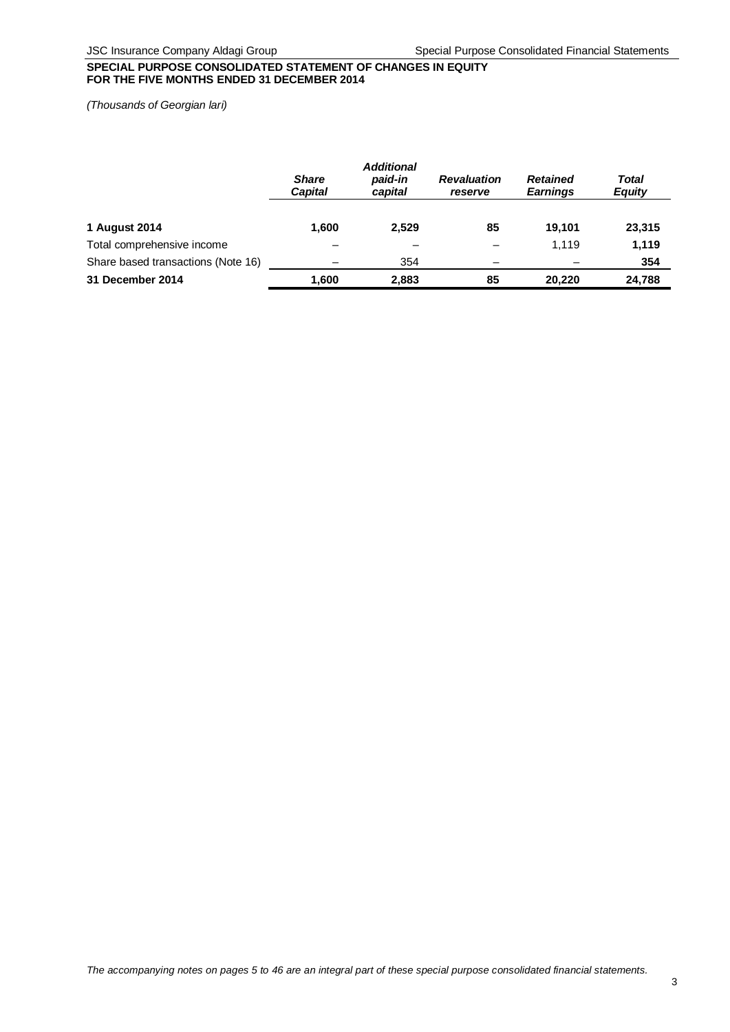**SPECIAL PURPOSE CONSOLIDATED STATEMENT OF CHANGES IN EQUITY**
**FOR THE FIVE MONTHS ENDED 31 DECEMBER 2014**

*(Thousands of Georgian lari)*

| | ***Share Capital*** | ***Additional paid-in capital*** | ***Revaluation reserve*** | ***Retained Earnings*** | ***Total Equity*** |
|---|---|---|---|---|---|
| **1 August 2014** | **1,600** | **2,529** | **85** | **19,101** | **23,315** |
| Total comprehensive income | – | – | – | 1,119 | **1,119** |
| Share based transactions (Note 16) | – | 354 | – | – | **354** |
| **31 December 2014** | **1,600** | **2,883** | **85** | **20,220** | **24,788** |

*The accompanying notes on pages 5 to 46 are an integral part of these special purpose consolidated financial statements.*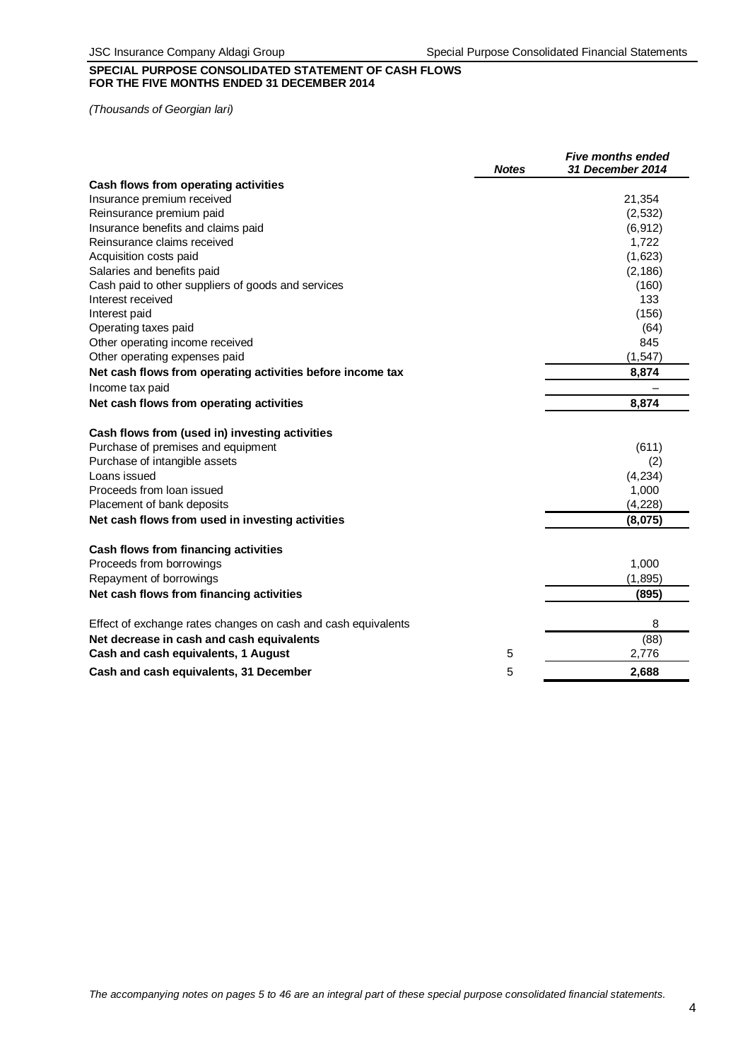**SPECIAL PURPOSE CONSOLIDATED STATEMENT OF CASH FLOWS**
**FOR THE FIVE MONTHS ENDED 31 DECEMBER 2014**

*(Thousands of Georgian lari)*

| | *Notes* | *Five months ended 31 December 2014* |
|---|---|---|
| **Cash flows from operating activities** | | |
| Insurance premium received | | 21,354 |
| Reinsurance premium paid | | (2,532) |
| Insurance benefits and claims paid | | (6,912) |
| Reinsurance claims received | | 1,722 |
| Acquisition costs paid | | (1,623) |
| Salaries and benefits paid | | (2,186) |
| Cash paid to other suppliers of goods and services | | (160) |
| Interest received | | 133 |
| Interest paid | | (156) |
| Operating taxes paid | | (64) |
| Other operating income received | | 845 |
| Other operating expenses paid | | (1,547) |
| **Net cash flows from operating activities before income tax** | | **8,874** |
| Income tax paid | | – |
| **Net cash flows from operating activities** | | **8,874** |
| | | |
| **Cash flows from (used in) investing activities** | | |
| Purchase of premises and equipment | | (611) |
| Purchase of intangible assets | | (2) |
| Loans issued | | (4,234) |
| Proceeds from loan issued | | 1,000 |
| Placement of bank deposits | | (4,228) |
| **Net cash flows from used in investing activities** | | **(8,075)** |
| | | |
| **Cash flows from financing activities** | | |
| Proceeds from borrowings | | 1,000 |
| Repayment of borrowings | | (1,895) |
| **Net cash flows from financing activities** | | **(895)** |
| | | |
| Effect of exchange rates changes on cash and cash equivalents | | 8 |
| **Net decrease in cash and cash equivalents** | | (88) |
| **Cash and cash equivalents, 1 August** | 5 | 2,776 |
| **Cash and cash equivalents, 31 December** | 5 | **2,688** |

*The accompanying notes on pages 5 to 46 are an integral part of these special purpose consolidated financial statements.*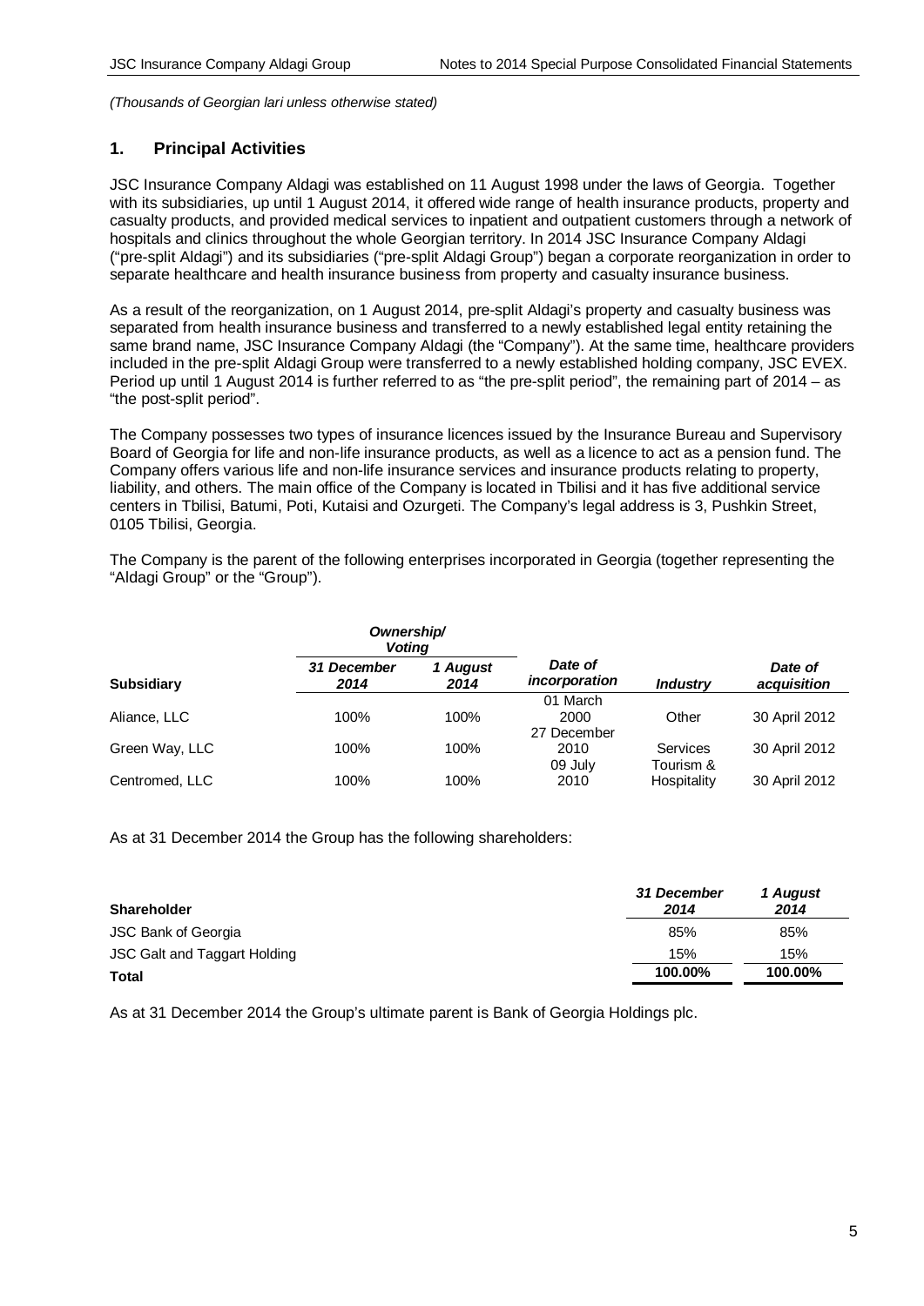*(Thousands of Georgian lari unless otherwise stated)*

## 1. Principal Activities

JSC Insurance Company Aldagi was established on 11 August 1998 under the laws of Georgia. Together with its subsidiaries, up until 1 August 2014, it offered wide range of health insurance products, property and casualty products, and provided medical services to inpatient and outpatient customers through a network of hospitals and clinics throughout the whole Georgian territory. In 2014 JSC Insurance Company Aldagi ("pre-split Aldagi") and its subsidiaries ("pre-split Aldagi Group") began a corporate reorganization in order to separate healthcare and health insurance business from property and casualty insurance business.

As a result of the reorganization, on 1 August 2014, pre-split Aldagi's property and casualty business was separated from health insurance business and transferred to a newly established legal entity retaining the same brand name, JSC Insurance Company Aldagi (the "Company"). At the same time, healthcare providers included in the pre-split Aldagi Group were transferred to a newly established holding company, JSC EVEX. Period up until 1 August 2014 is further referred to as "the pre-split period", the remaining part of 2014 – as "the post-split period".

The Company possesses two types of insurance licences issued by the Insurance Bureau and Supervisory Board of Georgia for life and non-life insurance products, as well as a licence to act as a pension fund. The Company offers various life and non-life insurance services and insurance products relating to property, liability, and others. The main office of the Company is located in Tbilisi and it has five additional service centers in Tbilisi, Batumi, Poti, Kutaisi and Ozurgeti. The Company's legal address is 3, Pushkin Street, 0105 Tbilisi, Georgia.

The Company is the parent of the following enterprises incorporated in Georgia (together representing the "Aldagi Group" or the "Group").

| | *Ownership/ Voting* | | | | |
|---|---|---|---|---|---|
| **Subsidiary** | ***31 December 2014*** | ***1 August 2014*** | ***Date of incorporation*** | ***Industry*** | ***Date of acquisition*** |
| Aliance, LLC | 100% | 100% | 01 March 2000 | Other | 30 April 2012 |
| Green Way, LLC | 100% | 100% | 27 December 2010 | Services | 30 April 2012 |
| Centromed, LLC | 100% | 100% | 09 July 2010 | Tourism & Hospitality | 30 April 2012 |

As at 31 December 2014 the Group has the following shareholders:

| **Shareholder** | ***31 December 2014*** | ***1 August 2014*** |
|---|---|---|
| JSC Bank of Georgia | 85% | 85% |
| JSC Galt and Taggart Holding | 15% | 15% |
| **Total** | **100.00%** | **100.00%** |

As at 31 December 2014 the Group's ultimate parent is Bank of Georgia Holdings plc.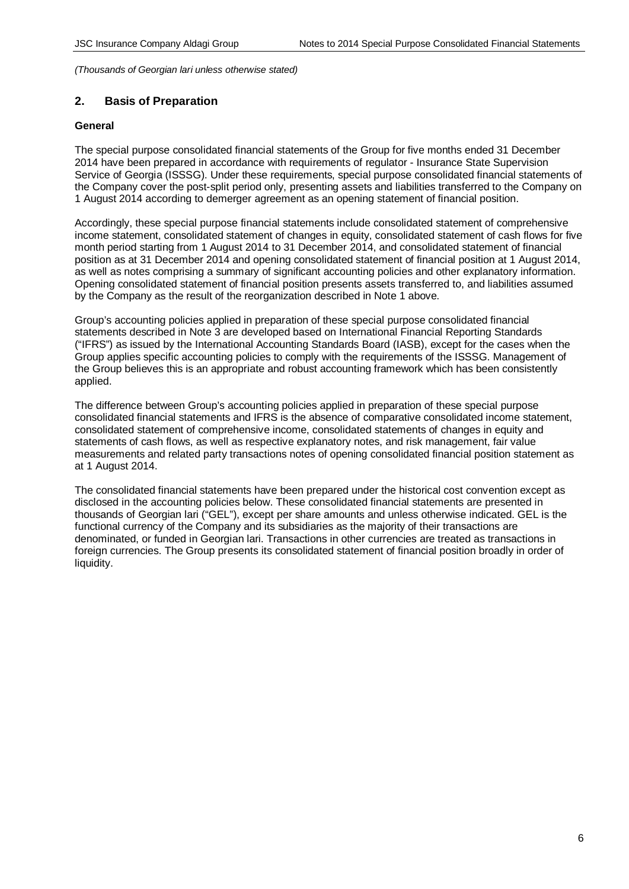*(Thousands of Georgian lari unless otherwise stated)*

## 2. Basis of Preparation

**General**

The special purpose consolidated financial statements of the Group for five months ended 31 December 2014 have been prepared in accordance with requirements of regulator - Insurance State Supervision Service of Georgia (ISSSG). Under these requirements, special purpose consolidated financial statements of the Company cover the post-split period only, presenting assets and liabilities transferred to the Company on 1 August 2014 according to demerger agreement as an opening statement of financial position.

Accordingly, these special purpose financial statements include consolidated statement of comprehensive income statement, consolidated statement of changes in equity, consolidated statement of cash flows for five month period starting from 1 August 2014 to 31 December 2014, and consolidated statement of financial position as at 31 December 2014 and opening consolidated statement of financial position at 1 August 2014, as well as notes comprising a summary of significant accounting policies and other explanatory information. Opening consolidated statement of financial position presents assets transferred to, and liabilities assumed by the Company as the result of the reorganization described in Note 1 above.

Group's accounting policies applied in preparation of these special purpose consolidated financial statements described in Note 3 are developed based on International Financial Reporting Standards ("IFRS") as issued by the International Accounting Standards Board (IASB), except for the cases when the Group applies specific accounting policies to comply with the requirements of the ISSSG. Management of the Group believes this is an appropriate and robust accounting framework which has been consistently applied.

The difference between Group's accounting policies applied in preparation of these special purpose consolidated financial statements and IFRS is the absence of comparative consolidated income statement, consolidated statement of comprehensive income, consolidated statements of changes in equity and statements of cash flows, as well as respective explanatory notes, and risk management, fair value measurements and related party transactions notes of opening consolidated financial position statement as at 1 August 2014.

The consolidated financial statements have been prepared under the historical cost convention except as disclosed in the accounting policies below. These consolidated financial statements are presented in thousands of Georgian lari ("GEL"), except per share amounts and unless otherwise indicated. GEL is the functional currency of the Company and its subsidiaries as the majority of their transactions are denominated, or funded in Georgian lari. Transactions in other currencies are treated as transactions in foreign currencies. The Group presents its consolidated statement of financial position broadly in order of liquidity.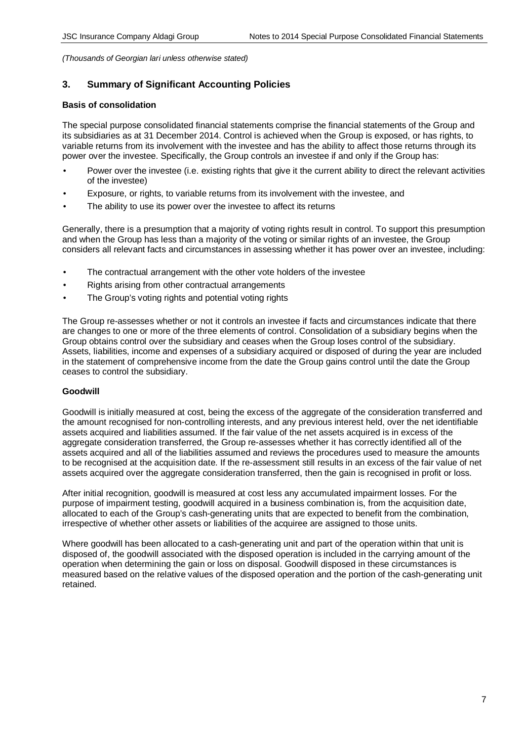*(Thousands of Georgian lari unless otherwise stated)*

## 3. Summary of Significant Accounting Policies

**Basis of consolidation**

The special purpose consolidated financial statements comprise the financial statements of the Group and its subsidiaries as at 31 December 2014. Control is achieved when the Group is exposed, or has rights, to variable returns from its involvement with the investee and has the ability to affect those returns through its power over the investee. Specifically, the Group controls an investee if and only if the Group has:

- Power over the investee (i.e. existing rights that give it the current ability to direct the relevant activities of the investee)
- Exposure, or rights, to variable returns from its involvement with the investee, and
- The ability to use its power over the investee to affect its returns

Generally, there is a presumption that a majority of voting rights result in control. To support this presumption and when the Group has less than a majority of the voting or similar rights of an investee, the Group considers all relevant facts and circumstances in assessing whether it has power over an investee, including:

- The contractual arrangement with the other vote holders of the investee
- Rights arising from other contractual arrangements
- The Group's voting rights and potential voting rights

The Group re-assesses whether or not it controls an investee if facts and circumstances indicate that there are changes to one or more of the three elements of control. Consolidation of a subsidiary begins when the Group obtains control over the subsidiary and ceases when the Group loses control of the subsidiary. Assets, liabilities, income and expenses of a subsidiary acquired or disposed of during the year are included in the statement of comprehensive income from the date the Group gains control until the date the Group ceases to control the subsidiary.

**Goodwill**

Goodwill is initially measured at cost, being the excess of the aggregate of the consideration transferred and the amount recognised for non-controlling interests, and any previous interest held, over the net identifiable assets acquired and liabilities assumed. If the fair value of the net assets acquired is in excess of the aggregate consideration transferred, the Group re-assesses whether it has correctly identified all of the assets acquired and all of the liabilities assumed and reviews the procedures used to measure the amounts to be recognised at the acquisition date. If the re-assessment still results in an excess of the fair value of net assets acquired over the aggregate consideration transferred, then the gain is recognised in profit or loss.

After initial recognition, goodwill is measured at cost less any accumulated impairment losses. For the purpose of impairment testing, goodwill acquired in a business combination is, from the acquisition date, allocated to each of the Group's cash-generating units that are expected to benefit from the combination, irrespective of whether other assets or liabilities of the acquiree are assigned to those units.

Where goodwill has been allocated to a cash-generating unit and part of the operation within that unit is disposed of, the goodwill associated with the disposed operation is included in the carrying amount of the operation when determining the gain or loss on disposal. Goodwill disposed in these circumstances is measured based on the relative values of the disposed operation and the portion of the cash-generating unit retained.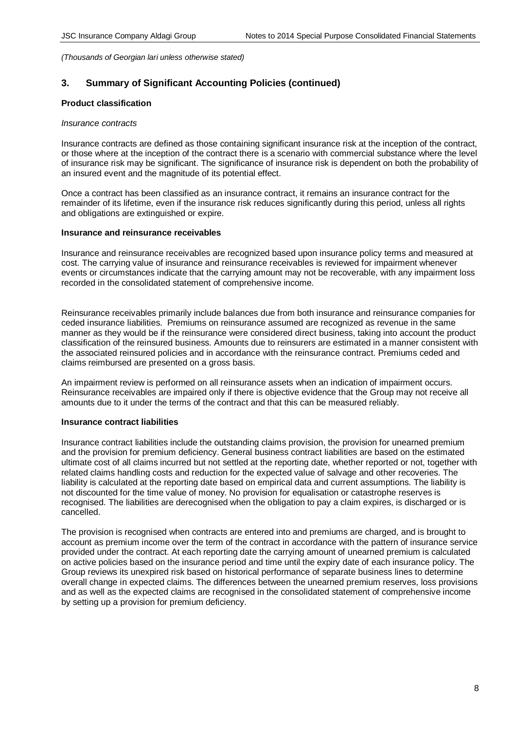*(Thousands of Georgian lari unless otherwise stated)*

## 3. Summary of Significant Accounting Policies (continued)

### Product classification

*Insurance contracts*

Insurance contracts are defined as those containing significant insurance risk at the inception of the contract, or those where at the inception of the contract there is a scenario with commercial substance where the level of insurance risk may be significant. The significance of insurance risk is dependent on both the probability of an insured event and the magnitude of its potential effect.

Once a contract has been classified as an insurance contract, it remains an insurance contract for the remainder of its lifetime, even if the insurance risk reduces significantly during this period, unless all rights and obligations are extinguished or expire.

### Insurance and reinsurance receivables

Insurance and reinsurance receivables are recognized based upon insurance policy terms and measured at cost. The carrying value of insurance and reinsurance receivables is reviewed for impairment whenever events or circumstances indicate that the carrying amount may not be recoverable, with any impairment loss recorded in the consolidated statement of comprehensive income.

Reinsurance receivables primarily include balances due from both insurance and reinsurance companies for ceded insurance liabilities. Premiums on reinsurance assumed are recognized as revenue in the same manner as they would be if the reinsurance were considered direct business, taking into account the product classification of the reinsured business. Amounts due to reinsurers are estimated in a manner consistent with the associated reinsured policies and in accordance with the reinsurance contract. Premiums ceded and claims reimbursed are presented on a gross basis.

An impairment review is performed on all reinsurance assets when an indication of impairment occurs. Reinsurance receivables are impaired only if there is objective evidence that the Group may not receive all amounts due to it under the terms of the contract and that this can be measured reliably.

### Insurance contract liabilities

Insurance contract liabilities include the outstanding claims provision, the provision for unearned premium and the provision for premium deficiency. General business contract liabilities are based on the estimated ultimate cost of all claims incurred but not settled at the reporting date, whether reported or not, together with related claims handling costs and reduction for the expected value of salvage and other recoveries. The liability is calculated at the reporting date based on empirical data and current assumptions. The liability is not discounted for the time value of money. No provision for equalisation or catastrophe reserves is recognised. The liabilities are derecognised when the obligation to pay a claim expires, is discharged or is cancelled.

The provision is recognised when contracts are entered into and premiums are charged, and is brought to account as premium income over the term of the contract in accordance with the pattern of insurance service provided under the contract. At each reporting date the carrying amount of unearned premium is calculated on active policies based on the insurance period and time until the expiry date of each insurance policy. The Group reviews its unexpired risk based on historical performance of separate business lines to determine overall change in expected claims. The differences between the unearned premium reserves, loss provisions and as well as the expected claims are recognised in the consolidated statement of comprehensive income by setting up a provision for premium deficiency.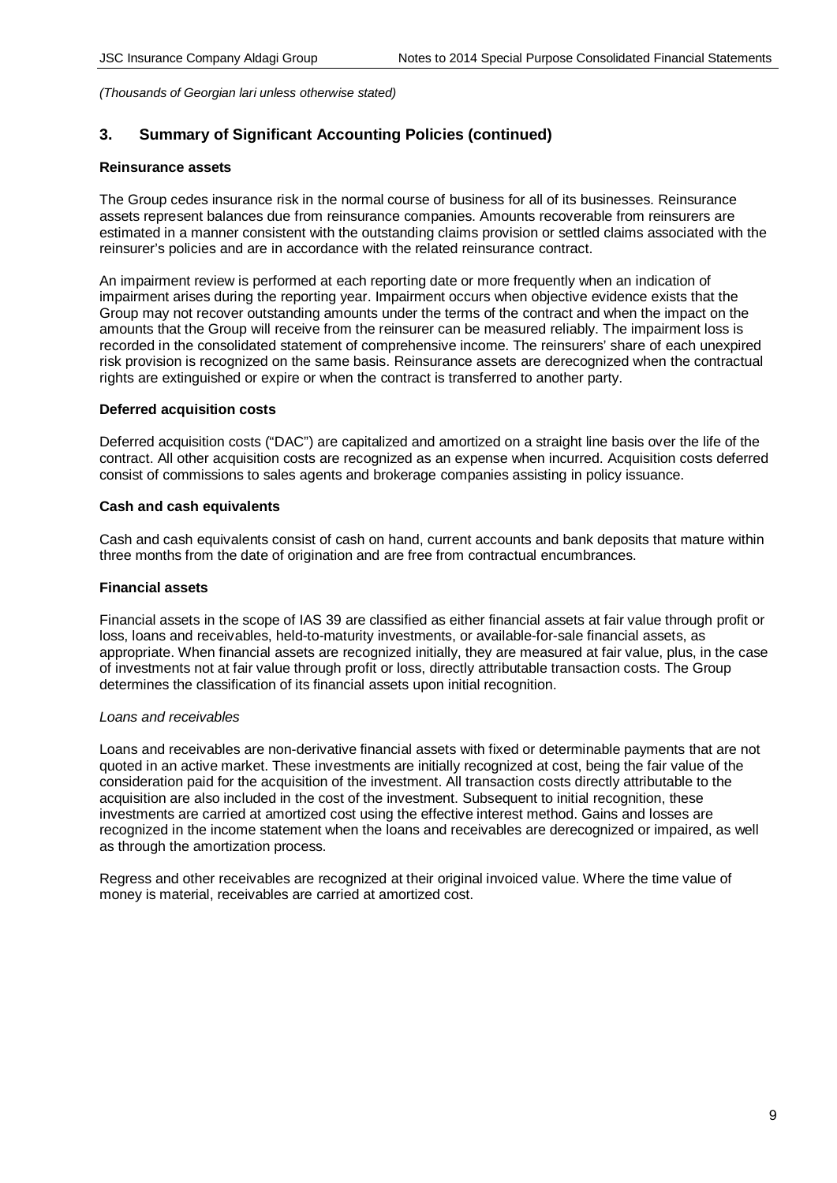*(Thousands of Georgian lari unless otherwise stated)*

## 3. Summary of Significant Accounting Policies (continued)

**Reinsurance assets**

The Group cedes insurance risk in the normal course of business for all of its businesses. Reinsurance assets represent balances due from reinsurance companies. Amounts recoverable from reinsurers are estimated in a manner consistent with the outstanding claims provision or settled claims associated with the reinsurer's policies and are in accordance with the related reinsurance contract.

An impairment review is performed at each reporting date or more frequently when an indication of impairment arises during the reporting year. Impairment occurs when objective evidence exists that the Group may not recover outstanding amounts under the terms of the contract and when the impact on the amounts that the Group will receive from the reinsurer can be measured reliably. The impairment loss is recorded in the consolidated statement of comprehensive income. The reinsurers' share of each unexpired risk provision is recognized on the same basis. Reinsurance assets are derecognized when the contractual rights are extinguished or expire or when the contract is transferred to another party.

**Deferred acquisition costs**

Deferred acquisition costs ("DAC") are capitalized and amortized on a straight line basis over the life of the contract. All other acquisition costs are recognized as an expense when incurred. Acquisition costs deferred consist of commissions to sales agents and brokerage companies assisting in policy issuance.

**Cash and cash equivalents**

Cash and cash equivalents consist of cash on hand, current accounts and bank deposits that mature within three months from the date of origination and are free from contractual encumbrances.

**Financial assets**

Financial assets in the scope of IAS 39 are classified as either financial assets at fair value through profit or loss, loans and receivables, held-to-maturity investments, or available-for-sale financial assets, as appropriate. When financial assets are recognized initially, they are measured at fair value, plus, in the case of investments not at fair value through profit or loss, directly attributable transaction costs. The Group determines the classification of its financial assets upon initial recognition.

*Loans and receivables*

Loans and receivables are non-derivative financial assets with fixed or determinable payments that are not quoted in an active market. These investments are initially recognized at cost, being the fair value of the consideration paid for the acquisition of the investment. All transaction costs directly attributable to the acquisition are also included in the cost of the investment. Subsequent to initial recognition, these investments are carried at amortized cost using the effective interest method. Gains and losses are recognized in the income statement when the loans and receivables are derecognized or impaired, as well as through the amortization process.

Regress and other receivables are recognized at their original invoiced value. Where the time value of money is material, receivables are carried at amortized cost.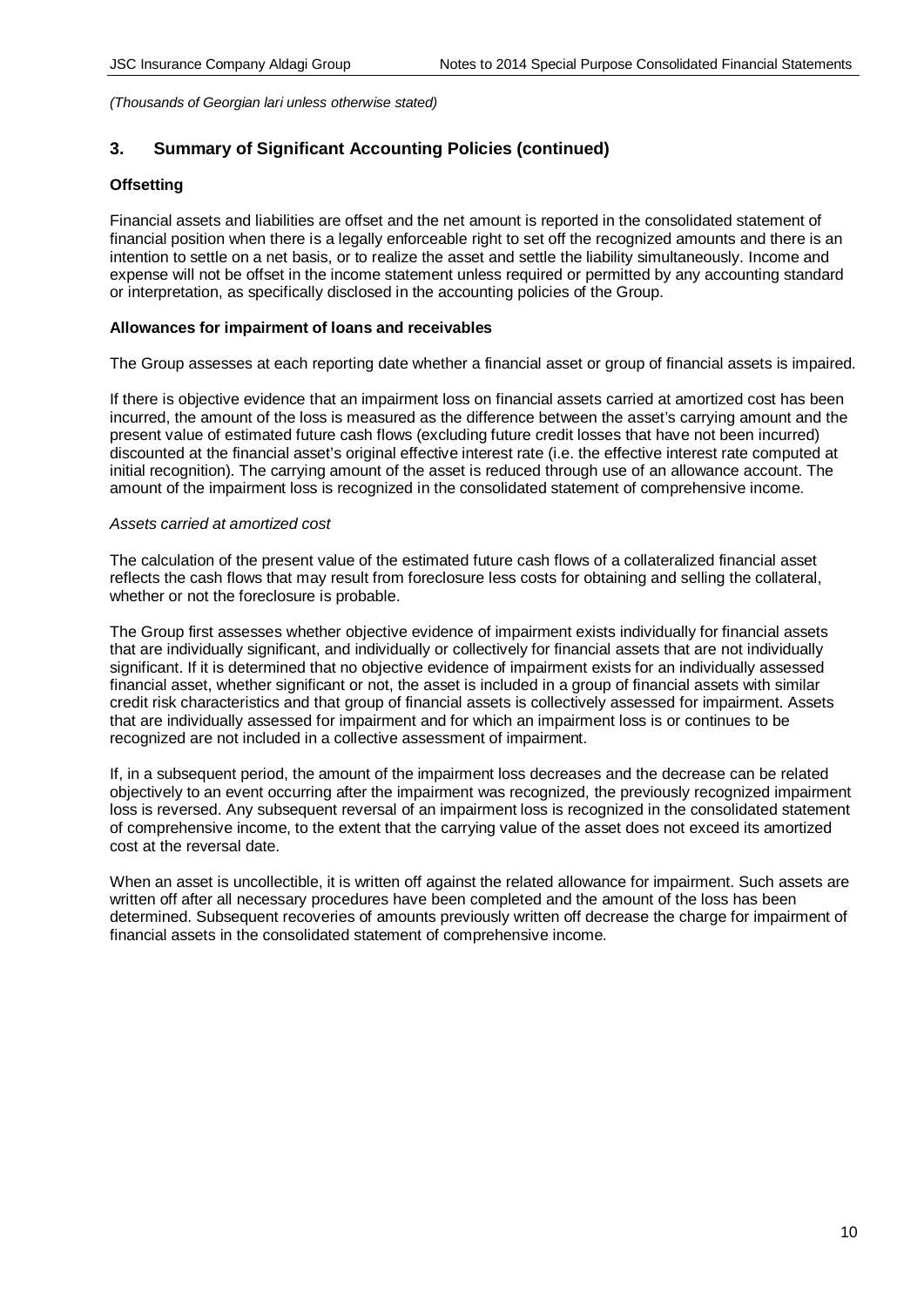*(Thousands of Georgian lari unless otherwise stated)*

## 3. Summary of Significant Accounting Policies (continued)

### Offsetting

Financial assets and liabilities are offset and the net amount is reported in the consolidated statement of financial position when there is a legally enforceable right to set off the recognized amounts and there is an intention to settle on a net basis, or to realize the asset and settle the liability simultaneously. Income and expense will not be offset in the income statement unless required or permitted by any accounting standard or interpretation, as specifically disclosed in the accounting policies of the Group.

### Allowances for impairment of loans and receivables

The Group assesses at each reporting date whether a financial asset or group of financial assets is impaired.

If there is objective evidence that an impairment loss on financial assets carried at amortized cost has been incurred, the amount of the loss is measured as the difference between the asset's carrying amount and the present value of estimated future cash flows (excluding future credit losses that have not been incurred) discounted at the financial asset's original effective interest rate (i.e. the effective interest rate computed at initial recognition). The carrying amount of the asset is reduced through use of an allowance account. The amount of the impairment loss is recognized in the consolidated statement of comprehensive income.

*Assets carried at amortized cost*

The calculation of the present value of the estimated future cash flows of a collateralized financial asset reflects the cash flows that may result from foreclosure less costs for obtaining and selling the collateral, whether or not the foreclosure is probable.

The Group first assesses whether objective evidence of impairment exists individually for financial assets that are individually significant, and individually or collectively for financial assets that are not individually significant. If it is determined that no objective evidence of impairment exists for an individually assessed financial asset, whether significant or not, the asset is included in a group of financial assets with similar credit risk characteristics and that group of financial assets is collectively assessed for impairment. Assets that are individually assessed for impairment and for which an impairment loss is or continues to be recognized are not included in a collective assessment of impairment.

If, in a subsequent period, the amount of the impairment loss decreases and the decrease can be related objectively to an event occurring after the impairment was recognized, the previously recognized impairment loss is reversed. Any subsequent reversal of an impairment loss is recognized in the consolidated statement of comprehensive income, to the extent that the carrying value of the asset does not exceed its amortized cost at the reversal date.

When an asset is uncollectible, it is written off against the related allowance for impairment. Such assets are written off after all necessary procedures have been completed and the amount of the loss has been determined. Subsequent recoveries of amounts previously written off decrease the charge for impairment of financial assets in the consolidated statement of comprehensive income.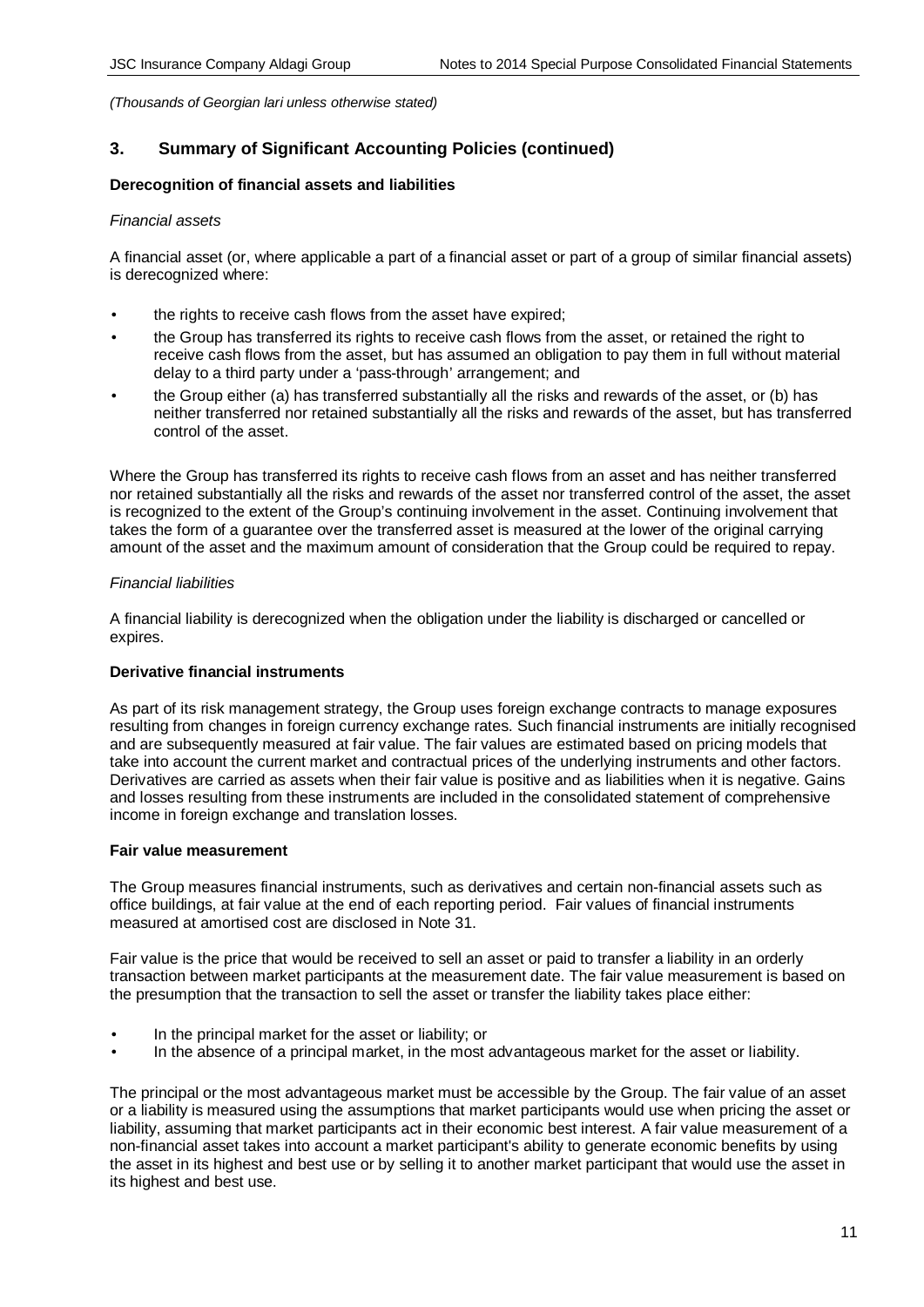*(Thousands of Georgian lari unless otherwise stated)*

## 3. Summary of Significant Accounting Policies (continued)

**Derecognition of financial assets and liabilities**

*Financial assets*

A financial asset (or, where applicable a part of a financial asset or part of a group of similar financial assets) is derecognized where:

- the rights to receive cash flows from the asset have expired;
- the Group has transferred its rights to receive cash flows from the asset, or retained the right to receive cash flows from the asset, but has assumed an obligation to pay them in full without material delay to a third party under a 'pass-through' arrangement; and
- the Group either (a) has transferred substantially all the risks and rewards of the asset, or (b) has neither transferred nor retained substantially all the risks and rewards of the asset, but has transferred control of the asset.

Where the Group has transferred its rights to receive cash flows from an asset and has neither transferred nor retained substantially all the risks and rewards of the asset nor transferred control of the asset, the asset is recognized to the extent of the Group's continuing involvement in the asset. Continuing involvement that takes the form of a guarantee over the transferred asset is measured at the lower of the original carrying amount of the asset and the maximum amount of consideration that the Group could be required to repay.

*Financial liabilities*

A financial liability is derecognized when the obligation under the liability is discharged or cancelled or expires.

**Derivative financial instruments**

As part of its risk management strategy, the Group uses foreign exchange contracts to manage exposures resulting from changes in foreign currency exchange rates. Such financial instruments are initially recognised and are subsequently measured at fair value. The fair values are estimated based on pricing models that take into account the current market and contractual prices of the underlying instruments and other factors. Derivatives are carried as assets when their fair value is positive and as liabilities when it is negative. Gains and losses resulting from these instruments are included in the consolidated statement of comprehensive income in foreign exchange and translation losses.

**Fair value measurement**

The Group measures financial instruments, such as derivatives and certain non-financial assets such as office buildings, at fair value at the end of each reporting period. Fair values of financial instruments measured at amortised cost are disclosed in Note 31.

Fair value is the price that would be received to sell an asset or paid to transfer a liability in an orderly transaction between market participants at the measurement date. The fair value measurement is based on the presumption that the transaction to sell the asset or transfer the liability takes place either:

- In the principal market for the asset or liability; or
- In the absence of a principal market, in the most advantageous market for the asset or liability.

The principal or the most advantageous market must be accessible by the Group. The fair value of an asset or a liability is measured using the assumptions that market participants would use when pricing the asset or liability, assuming that market participants act in their economic best interest. A fair value measurement of a non-financial asset takes into account a market participant's ability to generate economic benefits by using the asset in its highest and best use or by selling it to another market participant that would use the asset in its highest and best use.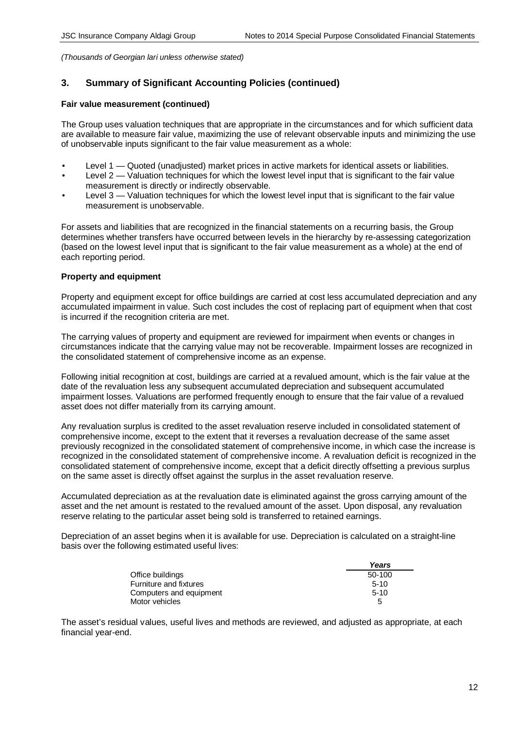*(Thousands of Georgian lari unless otherwise stated)*

## 3. Summary of Significant Accounting Policies (continued)

### Fair value measurement (continued)

The Group uses valuation techniques that are appropriate in the circumstances and for which sufficient data are available to measure fair value, maximizing the use of relevant observable inputs and minimizing the use of unobservable inputs significant to the fair value measurement as a whole:

- Level 1 — Quoted (unadjusted) market prices in active markets for identical assets or liabilities.
- Level 2 — Valuation techniques for which the lowest level input that is significant to the fair value measurement is directly or indirectly observable.
- Level 3 — Valuation techniques for which the lowest level input that is significant to the fair value measurement is unobservable.

For assets and liabilities that are recognized in the financial statements on a recurring basis, the Group determines whether transfers have occurred between levels in the hierarchy by re-assessing categorization (based on the lowest level input that is significant to the fair value measurement as a whole) at the end of each reporting period.

### Property and equipment

Property and equipment except for office buildings are carried at cost less accumulated depreciation and any accumulated impairment in value. Such cost includes the cost of replacing part of equipment when that cost is incurred if the recognition criteria are met.

The carrying values of property and equipment are reviewed for impairment when events or changes in circumstances indicate that the carrying value may not be recoverable. Impairment losses are recognized in the consolidated statement of comprehensive income as an expense.

Following initial recognition at cost, buildings are carried at a revalued amount, which is the fair value at the date of the revaluation less any subsequent accumulated depreciation and subsequent accumulated impairment losses. Valuations are performed frequently enough to ensure that the fair value of a revalued asset does not differ materially from its carrying amount.

Any revaluation surplus is credited to the asset revaluation reserve included in consolidated statement of comprehensive income, except to the extent that it reverses a revaluation decrease of the same asset previously recognized in the consolidated statement of comprehensive income, in which case the increase is recognized in the consolidated statement of comprehensive income. A revaluation deficit is recognized in the consolidated statement of comprehensive income, except that a deficit directly offsetting a previous surplus on the same asset is directly offset against the surplus in the asset revaluation reserve.

Accumulated depreciation as at the revaluation date is eliminated against the gross carrying amount of the asset and the net amount is restated to the revalued amount of the asset. Upon disposal, any revaluation reserve relating to the particular asset being sold is transferred to retained earnings.

Depreciation of an asset begins when it is available for use. Depreciation is calculated on a straight-line basis over the following estimated useful lives:

| | *Years* |
|---|---|
| Office buildings | 50-100 |
| Furniture and fixtures | 5-10 |
| Computers and equipment | 5-10 |
| Motor vehicles | 5 |

The asset's residual values, useful lives and methods are reviewed, and adjusted as appropriate, at each financial year-end.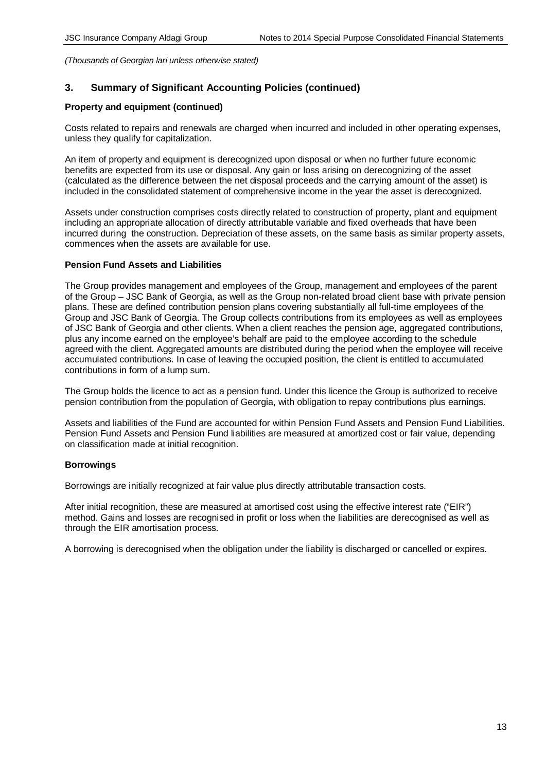*(Thousands of Georgian lari unless otherwise stated)*

## 3. Summary of Significant Accounting Policies (continued)

**Property and equipment (continued)**

Costs related to repairs and renewals are charged when incurred and included in other operating expenses, unless they qualify for capitalization.

An item of property and equipment is derecognized upon disposal or when no further future economic benefits are expected from its use or disposal. Any gain or loss arising on derecognizing of the asset (calculated as the difference between the net disposal proceeds and the carrying amount of the asset) is included in the consolidated statement of comprehensive income in the year the asset is derecognized.

Assets under construction comprises costs directly related to construction of property, plant and equipment including an appropriate allocation of directly attributable variable and fixed overheads that have been incurred during the construction. Depreciation of these assets, on the same basis as similar property assets, commences when the assets are available for use.

**Pension Fund Assets and Liabilities**

The Group provides management and employees of the Group, management and employees of the parent of the Group – JSC Bank of Georgia, as well as the Group non-related broad client base with private pension plans. These are defined contribution pension plans covering substantially all full-time employees of the Group and JSC Bank of Georgia. The Group collects contributions from its employees as well as employees of JSC Bank of Georgia and other clients. When a client reaches the pension age, aggregated contributions, plus any income earned on the employee's behalf are paid to the employee according to the schedule agreed with the client. Aggregated amounts are distributed during the period when the employee will receive accumulated contributions. In case of leaving the occupied position, the client is entitled to accumulated contributions in form of a lump sum.

The Group holds the licence to act as a pension fund. Under this licence the Group is authorized to receive pension contribution from the population of Georgia, with obligation to repay contributions plus earnings.

Assets and liabilities of the Fund are accounted for within Pension Fund Assets and Pension Fund Liabilities. Pension Fund Assets and Pension Fund liabilities are measured at amortized cost or fair value, depending on classification made at initial recognition.

**Borrowings**

Borrowings are initially recognized at fair value plus directly attributable transaction costs.

After initial recognition, these are measured at amortised cost using the effective interest rate ("EIR") method. Gains and losses are recognised in profit or loss when the liabilities are derecognised as well as through the EIR amortisation process.

A borrowing is derecognised when the obligation under the liability is discharged or cancelled or expires.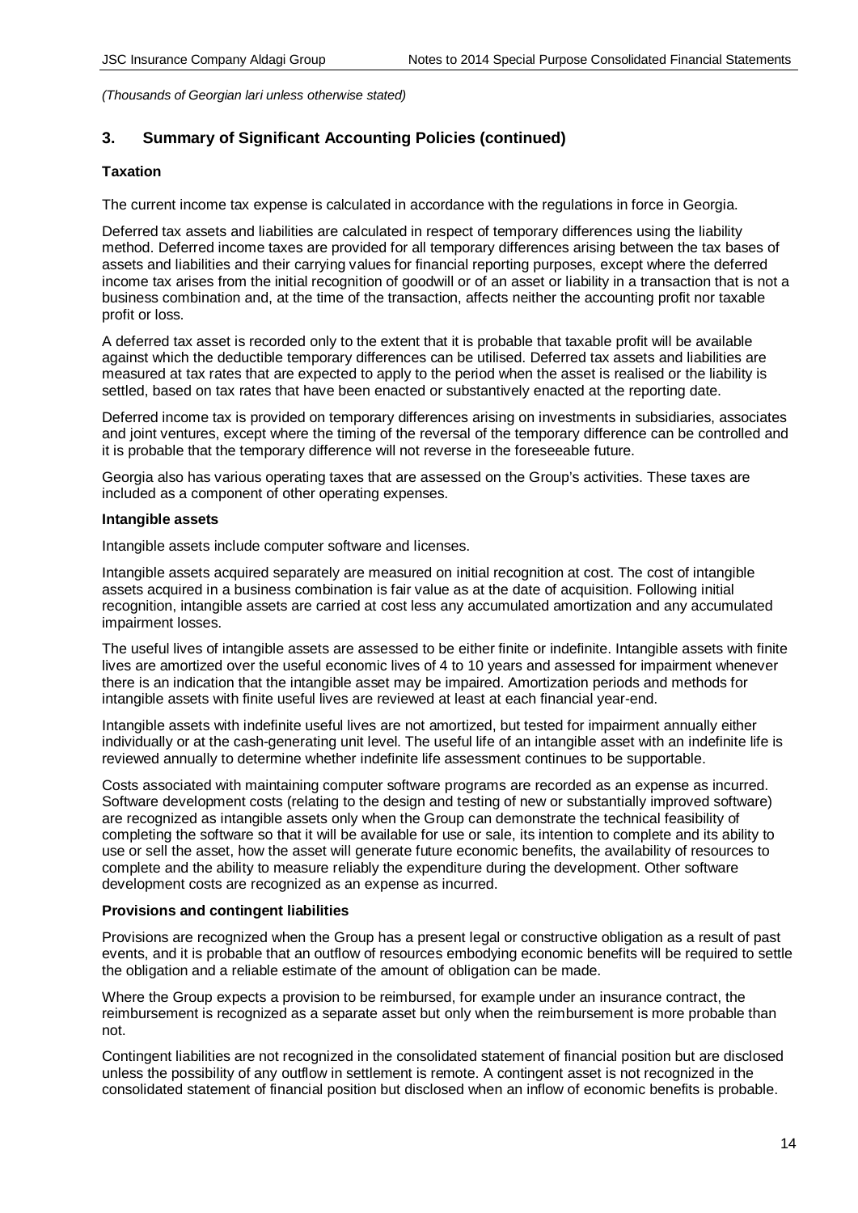*(Thousands of Georgian lari unless otherwise stated)*

## 3. Summary of Significant Accounting Policies (continued)

**Taxation**

The current income tax expense is calculated in accordance with the regulations in force in Georgia.

Deferred tax assets and liabilities are calculated in respect of temporary differences using the liability method. Deferred income taxes are provided for all temporary differences arising between the tax bases of assets and liabilities and their carrying values for financial reporting purposes, except where the deferred income tax arises from the initial recognition of goodwill or of an asset or liability in a transaction that is not a business combination and, at the time of the transaction, affects neither the accounting profit nor taxable profit or loss.

A deferred tax asset is recorded only to the extent that it is probable that taxable profit will be available against which the deductible temporary differences can be utilised. Deferred tax assets and liabilities are measured at tax rates that are expected to apply to the period when the asset is realised or the liability is settled, based on tax rates that have been enacted or substantively enacted at the reporting date.

Deferred income tax is provided on temporary differences arising on investments in subsidiaries, associates and joint ventures, except where the timing of the reversal of the temporary difference can be controlled and it is probable that the temporary difference will not reverse in the foreseeable future.

Georgia also has various operating taxes that are assessed on the Group's activities. These taxes are included as a component of other operating expenses.

**Intangible assets**

Intangible assets include computer software and licenses.

Intangible assets acquired separately are measured on initial recognition at cost. The cost of intangible assets acquired in a business combination is fair value as at the date of acquisition. Following initial recognition, intangible assets are carried at cost less any accumulated amortization and any accumulated impairment losses.

The useful lives of intangible assets are assessed to be either finite or indefinite. Intangible assets with finite lives are amortized over the useful economic lives of 4 to 10 years and assessed for impairment whenever there is an indication that the intangible asset may be impaired. Amortization periods and methods for intangible assets with finite useful lives are reviewed at least at each financial year-end.

Intangible assets with indefinite useful lives are not amortized, but tested for impairment annually either individually or at the cash-generating unit level. The useful life of an intangible asset with an indefinite life is reviewed annually to determine whether indefinite life assessment continues to be supportable.

Costs associated with maintaining computer software programs are recorded as an expense as incurred. Software development costs (relating to the design and testing of new or substantially improved software) are recognized as intangible assets only when the Group can demonstrate the technical feasibility of completing the software so that it will be available for use or sale, its intention to complete and its ability to use or sell the asset, how the asset will generate future economic benefits, the availability of resources to complete and the ability to measure reliably the expenditure during the development. Other software development costs are recognized as an expense as incurred.

**Provisions and contingent liabilities**

Provisions are recognized when the Group has a present legal or constructive obligation as a result of past events, and it is probable that an outflow of resources embodying economic benefits will be required to settle the obligation and a reliable estimate of the amount of obligation can be made.

Where the Group expects a provision to be reimbursed, for example under an insurance contract, the reimbursement is recognized as a separate asset but only when the reimbursement is more probable than not.

Contingent liabilities are not recognized in the consolidated statement of financial position but are disclosed unless the possibility of any outflow in settlement is remote. A contingent asset is not recognized in the consolidated statement of financial position but disclosed when an inflow of economic benefits is probable.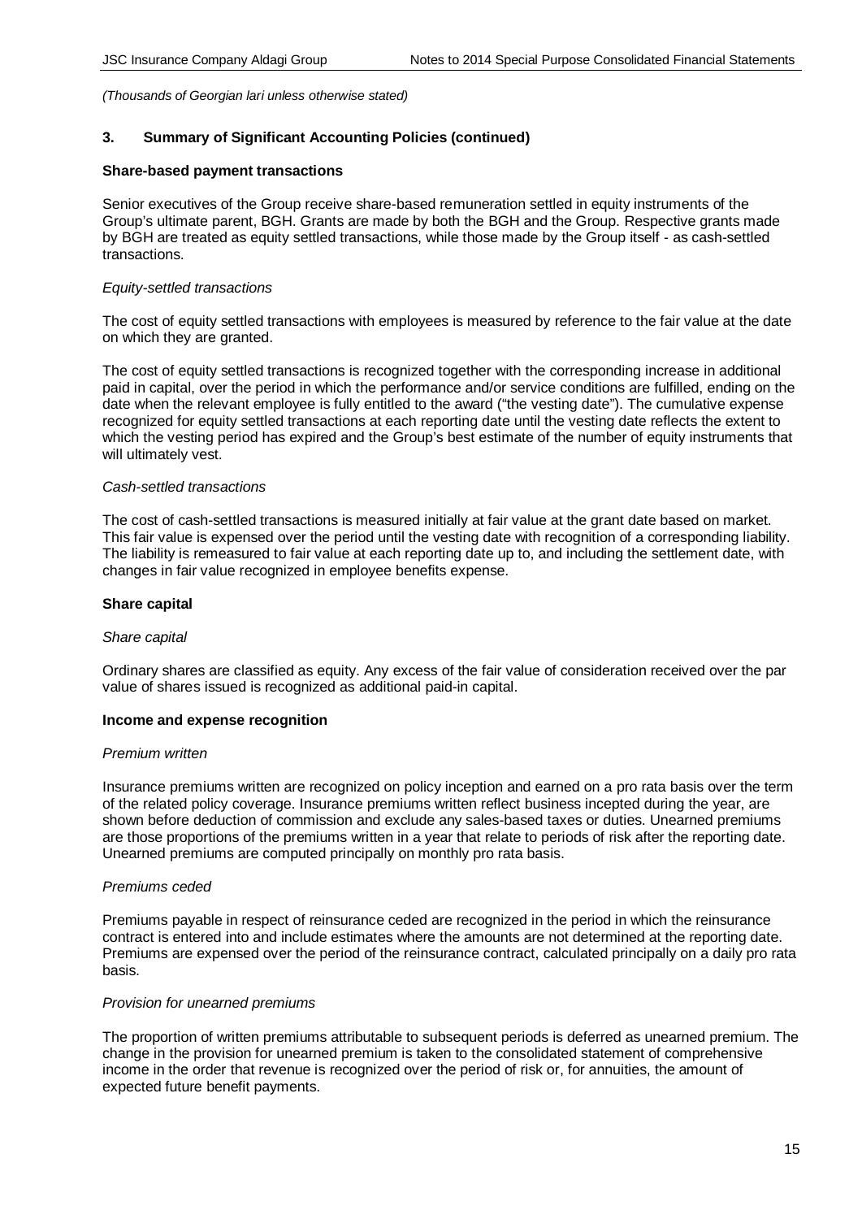*(Thousands of Georgian lari unless otherwise stated)*

## 3. Summary of Significant Accounting Policies (continued)

### Share-based payment transactions

Senior executives of the Group receive share-based remuneration settled in equity instruments of the Group's ultimate parent, BGH. Grants are made by both the BGH and the Group. Respective grants made by BGH are treated as equity settled transactions, while those made by the Group itself - as cash-settled transactions.

*Equity-settled transactions*

The cost of equity settled transactions with employees is measured by reference to the fair value at the date on which they are granted.

The cost of equity settled transactions is recognized together with the corresponding increase in additional paid in capital, over the period in which the performance and/or service conditions are fulfilled, ending on the date when the relevant employee is fully entitled to the award ("the vesting date"). The cumulative expense recognized for equity settled transactions at each reporting date until the vesting date reflects the extent to which the vesting period has expired and the Group's best estimate of the number of equity instruments that will ultimately vest.

*Cash-settled transactions*

The cost of cash-settled transactions is measured initially at fair value at the grant date based on market. This fair value is expensed over the period until the vesting date with recognition of a corresponding liability. The liability is remeasured to fair value at each reporting date up to, and including the settlement date, with changes in fair value recognized in employee benefits expense.

### Share capital

*Share capital*

Ordinary shares are classified as equity. Any excess of the fair value of consideration received over the par value of shares issued is recognized as additional paid-in capital.

### Income and expense recognition

*Premium written*

Insurance premiums written are recognized on policy inception and earned on a pro rata basis over the term of the related policy coverage. Insurance premiums written reflect business incepted during the year, are shown before deduction of commission and exclude any sales-based taxes or duties. Unearned premiums are those proportions of the premiums written in a year that relate to periods of risk after the reporting date. Unearned premiums are computed principally on monthly pro rata basis.

*Premiums ceded*

Premiums payable in respect of reinsurance ceded are recognized in the period in which the reinsurance contract is entered into and include estimates where the amounts are not determined at the reporting date. Premiums are expensed over the period of the reinsurance contract, calculated principally on a daily pro rata basis.

*Provision for unearned premiums*

The proportion of written premiums attributable to subsequent periods is deferred as unearned premium. The change in the provision for unearned premium is taken to the consolidated statement of comprehensive income in the order that revenue is recognized over the period of risk or, for annuities, the amount of expected future benefit payments.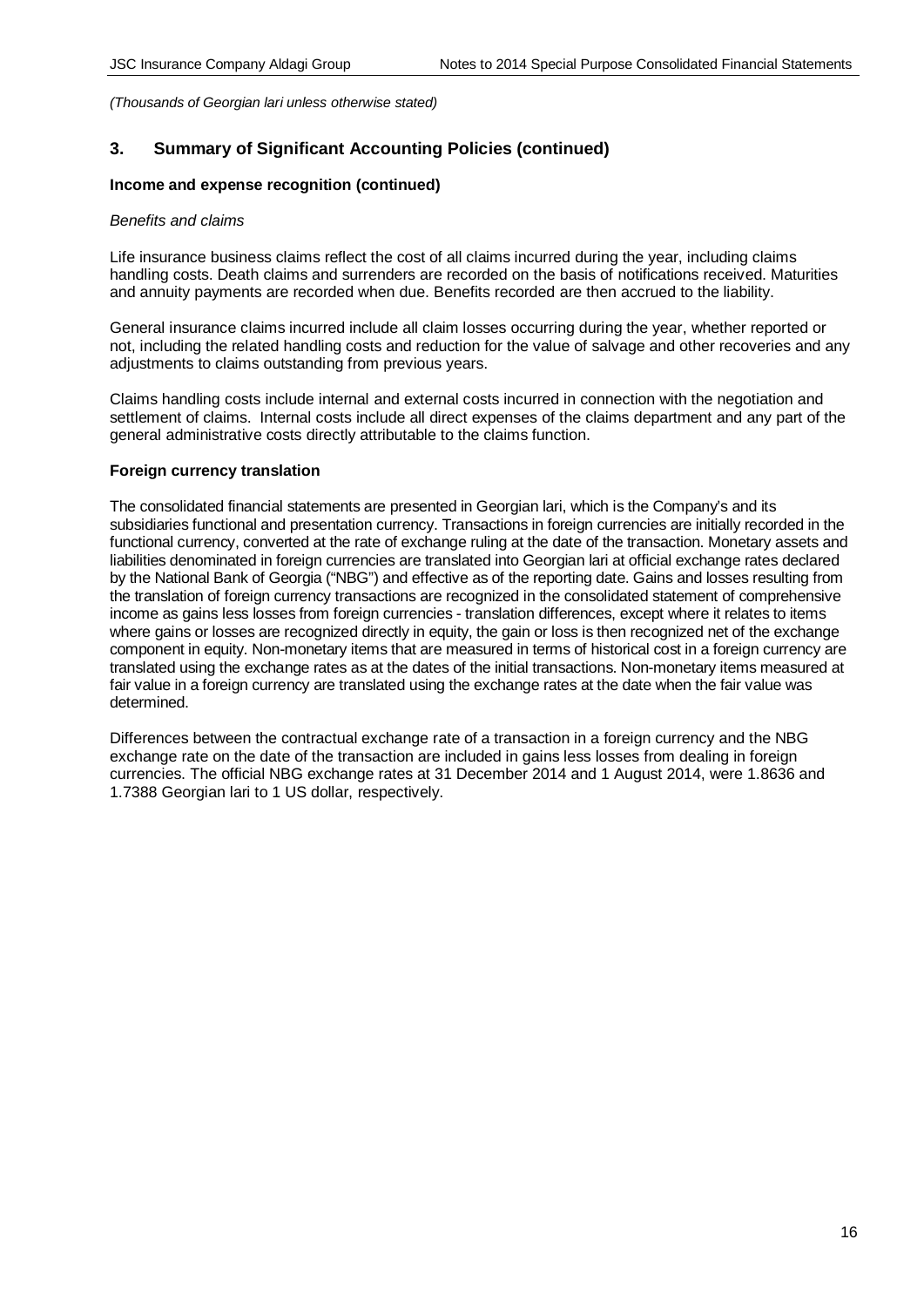*(Thousands of Georgian lari unless otherwise stated)*

## 3. Summary of Significant Accounting Policies (continued)

**Income and expense recognition (continued)**

*Benefits and claims*

Life insurance business claims reflect the cost of all claims incurred during the year, including claims handling costs. Death claims and surrenders are recorded on the basis of notifications received. Maturities and annuity payments are recorded when due. Benefits recorded are then accrued to the liability.

General insurance claims incurred include all claim losses occurring during the year, whether reported or not, including the related handling costs and reduction for the value of salvage and other recoveries and any adjustments to claims outstanding from previous years.

Claims handling costs include internal and external costs incurred in connection with the negotiation and settlement of claims. Internal costs include all direct expenses of the claims department and any part of the general administrative costs directly attributable to the claims function.

**Foreign currency translation**

The consolidated financial statements are presented in Georgian lari, which is the Company's and its subsidiaries functional and presentation currency. Transactions in foreign currencies are initially recorded in the functional currency, converted at the rate of exchange ruling at the date of the transaction. Monetary assets and liabilities denominated in foreign currencies are translated into Georgian lari at official exchange rates declared by the National Bank of Georgia ("NBG") and effective as of the reporting date. Gains and losses resulting from the translation of foreign currency transactions are recognized in the consolidated statement of comprehensive income as gains less losses from foreign currencies - translation differences, except where it relates to items where gains or losses are recognized directly in equity, the gain or loss is then recognized net of the exchange component in equity. Non-monetary items that are measured in terms of historical cost in a foreign currency are translated using the exchange rates as at the dates of the initial transactions. Non-monetary items measured at fair value in a foreign currency are translated using the exchange rates at the date when the fair value was determined.

Differences between the contractual exchange rate of a transaction in a foreign currency and the NBG exchange rate on the date of the transaction are included in gains less losses from dealing in foreign currencies. The official NBG exchange rates at 31 December 2014 and 1 August 2014, were 1.8636 and 1.7388 Georgian lari to 1 US dollar, respectively.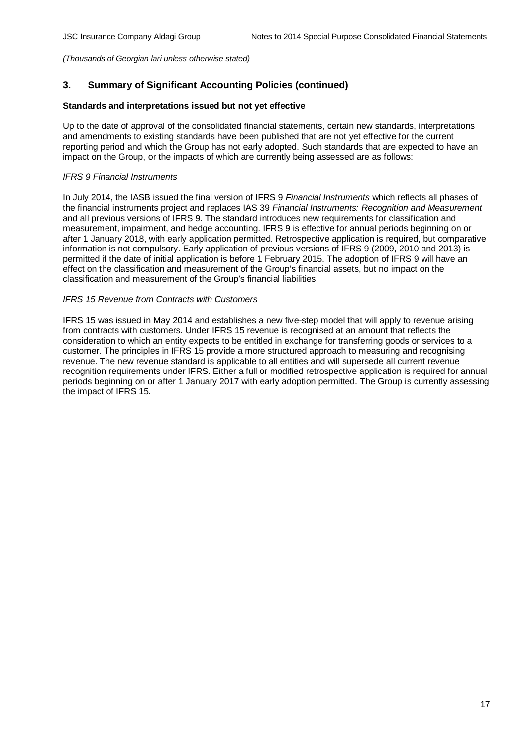*(Thousands of Georgian lari unless otherwise stated)*

## 3. Summary of Significant Accounting Policies (continued)

**Standards and interpretations issued but not yet effective**

Up to the date of approval of the consolidated financial statements, certain new standards, interpretations and amendments to existing standards have been published that are not yet effective for the current reporting period and which the Group has not early adopted. Such standards that are expected to have an impact on the Group, or the impacts of which are currently being assessed are as follows:

*IFRS 9 Financial Instruments*

In July 2014, the IASB issued the final version of IFRS 9 *Financial Instruments* which reflects all phases of the financial instruments project and replaces IAS 39 *Financial Instruments: Recognition and Measurement* and all previous versions of IFRS 9. The standard introduces new requirements for classification and measurement, impairment, and hedge accounting. IFRS 9 is effective for annual periods beginning on or after 1 January 2018, with early application permitted. Retrospective application is required, but comparative information is not compulsory. Early application of previous versions of IFRS 9 (2009, 2010 and 2013) is permitted if the date of initial application is before 1 February 2015. The adoption of IFRS 9 will have an effect on the classification and measurement of the Group's financial assets, but no impact on the classification and measurement of the Group's financial liabilities.

*IFRS 15 Revenue from Contracts with Customers*

IFRS 15 was issued in May 2014 and establishes a new five-step model that will apply to revenue arising from contracts with customers. Under IFRS 15 revenue is recognised at an amount that reflects the consideration to which an entity expects to be entitled in exchange for transferring goods or services to a customer. The principles in IFRS 15 provide a more structured approach to measuring and recognising revenue. The new revenue standard is applicable to all entities and will supersede all current revenue recognition requirements under IFRS. Either a full or modified retrospective application is required for annual periods beginning on or after 1 January 2017 with early adoption permitted. The Group is currently assessing the impact of IFRS 15.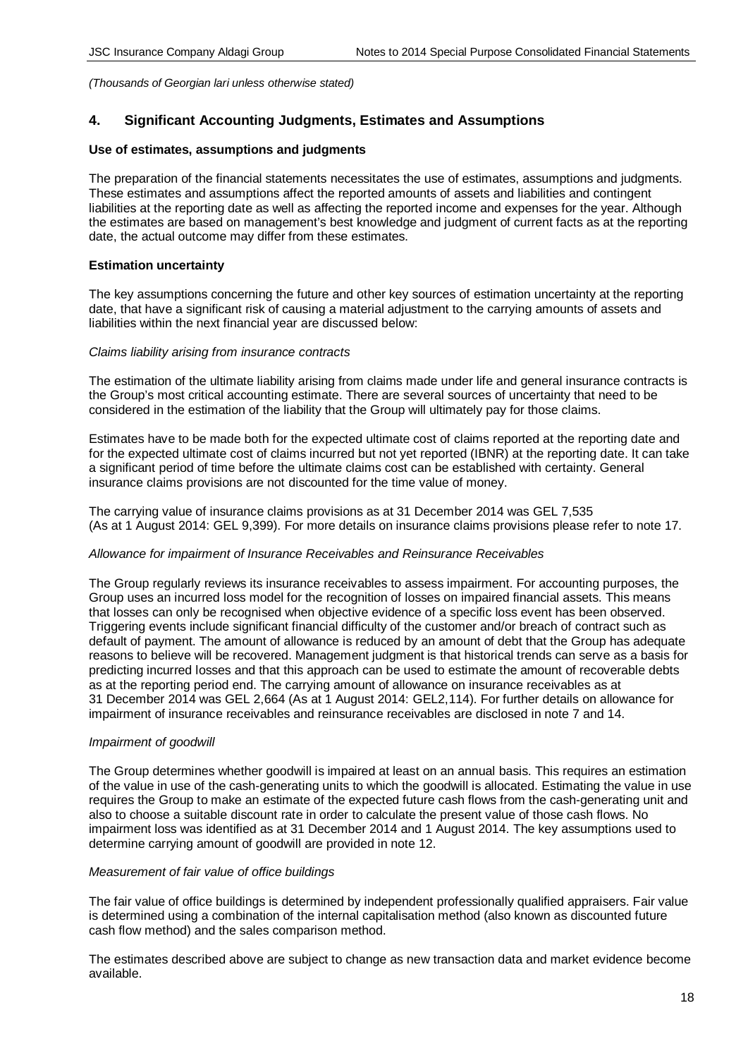*(Thousands of Georgian lari unless otherwise stated)*

## 4. Significant Accounting Judgments, Estimates and Assumptions

**Use of estimates, assumptions and judgments**

The preparation of the financial statements necessitates the use of estimates, assumptions and judgments. These estimates and assumptions affect the reported amounts of assets and liabilities and contingent liabilities at the reporting date as well as affecting the reported income and expenses for the year. Although the estimates are based on management's best knowledge and judgment of current facts as at the reporting date, the actual outcome may differ from these estimates.

**Estimation uncertainty**

The key assumptions concerning the future and other key sources of estimation uncertainty at the reporting date, that have a significant risk of causing a material adjustment to the carrying amounts of assets and liabilities within the next financial year are discussed below:

*Claims liability arising from insurance contracts*

The estimation of the ultimate liability arising from claims made under life and general insurance contracts is the Group's most critical accounting estimate. There are several sources of uncertainty that need to be considered in the estimation of the liability that the Group will ultimately pay for those claims.

Estimates have to be made both for the expected ultimate cost of claims reported at the reporting date and for the expected ultimate cost of claims incurred but not yet reported (IBNR) at the reporting date. It can take a significant period of time before the ultimate claims cost can be established with certainty. General insurance claims provisions are not discounted for the time value of money.

The carrying value of insurance claims provisions as at 31 December 2014 was GEL 7,535 (As at 1 August 2014: GEL 9,399). For more details on insurance claims provisions please refer to note 17.

*Allowance for impairment of Insurance Receivables and Reinsurance Receivables*

The Group regularly reviews its insurance receivables to assess impairment. For accounting purposes, the Group uses an incurred loss model for the recognition of losses on impaired financial assets. This means that losses can only be recognised when objective evidence of a specific loss event has been observed. Triggering events include significant financial difficulty of the customer and/or breach of contract such as default of payment. The amount of allowance is reduced by an amount of debt that the Group has adequate reasons to believe will be recovered. Management judgment is that historical trends can serve as a basis for predicting incurred losses and that this approach can be used to estimate the amount of recoverable debts as at the reporting period end. The carrying amount of allowance on insurance receivables as at 31 December 2014 was GEL 2,664 (As at 1 August 2014: GEL2,114). For further details on allowance for impairment of insurance receivables and reinsurance receivables are disclosed in note 7 and 14.

*Impairment of goodwill*

The Group determines whether goodwill is impaired at least on an annual basis. This requires an estimation of the value in use of the cash-generating units to which the goodwill is allocated. Estimating the value in use requires the Group to make an estimate of the expected future cash flows from the cash-generating unit and also to choose a suitable discount rate in order to calculate the present value of those cash flows. No impairment loss was identified as at 31 December 2014 and 1 August 2014. The key assumptions used to determine carrying amount of goodwill are provided in note 12.

*Measurement of fair value of office buildings*

The fair value of office buildings is determined by independent professionally qualified appraisers. Fair value is determined using a combination of the internal capitalisation method (also known as discounted future cash flow method) and the sales comparison method.

The estimates described above are subject to change as new transaction data and market evidence become available.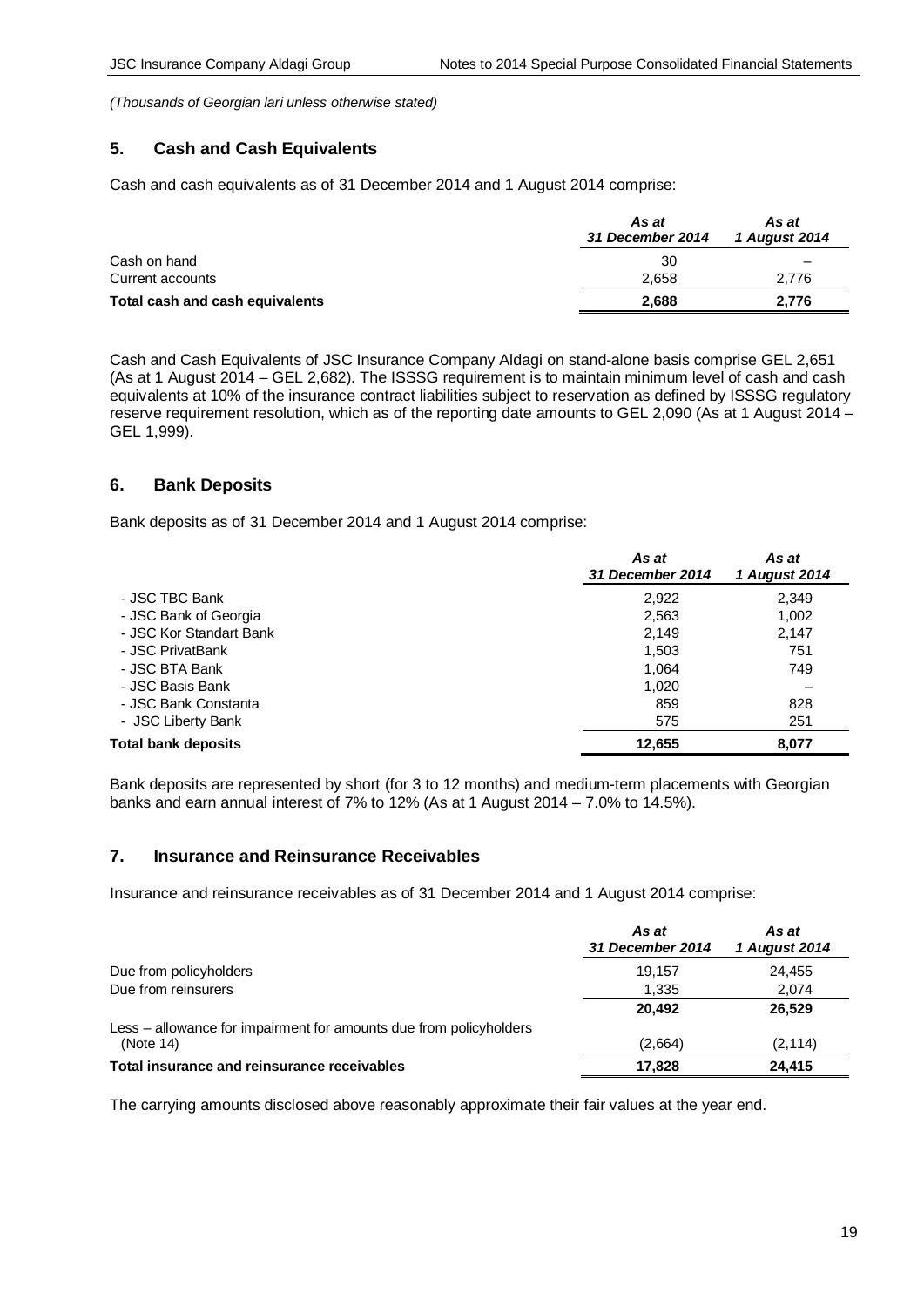*(Thousands of Georgian lari unless otherwise stated)*

## 5. Cash and Cash Equivalents

Cash and cash equivalents as of 31 December 2014 and 1 August 2014 comprise:

| | *As at 31 December 2014* | *As at 1 August 2014* |
|---|---|---|
| Cash on hand | 30 | – |
| Current accounts | 2,658 | 2,776 |
| **Total cash and cash equivalents** | **2,688** | **2,776** |

Cash and Cash Equivalents of JSC Insurance Company Aldagi on stand-alone basis comprise GEL 2,651 (As at 1 August 2014 – GEL 2,682). The ISSSG requirement is to maintain minimum level of cash and cash equivalents at 10% of the insurance contract liabilities subject to reservation as defined by ISSSG regulatory reserve requirement resolution, which as of the reporting date amounts to GEL 2,090 (As at 1 August 2014 – GEL 1,999).

## 6. Bank Deposits

Bank deposits as of 31 December 2014 and 1 August 2014 comprise:

| | *As at 31 December 2014* | *As at 1 August 2014* |
|---|---|---|
| - JSC TBC Bank | 2,922 | 2,349 |
| - JSC Bank of Georgia | 2,563 | 1,002 |
| - JSC Kor Standart Bank | 2,149 | 2,147 |
| - JSC PrivatBank | 1,503 | 751 |
| - JSC BTA Bank | 1,064 | 749 |
| - JSC Basis Bank | 1,020 | – |
| - JSC Bank Constanta | 859 | 828 |
| - JSC Liberty Bank | 575 | 251 |
| **Total bank deposits** | **12,655** | **8,077** |

Bank deposits are represented by short (for 3 to 12 months) and medium-term placements with Georgian banks and earn annual interest of 7% to 12% (As at 1 August 2014 – 7.0% to 14.5%).

## 7. Insurance and Reinsurance Receivables

Insurance and reinsurance receivables as of 31 December 2014 and 1 August 2014 comprise:

| | *As at 31 December 2014* | *As at 1 August 2014* |
|---|---|---|
| Due from policyholders | 19,157 | 24,455 |
| Due from reinsurers | 1,335 | 2,074 |
| | **20,492** | **26,529** |
| Less – allowance for impairment for amounts due from policyholders (Note 14) | (2,664) | (2,114) |
| **Total insurance and reinsurance receivables** | **17,828** | **24,415** |

The carrying amounts disclosed above reasonably approximate their fair values at the year end.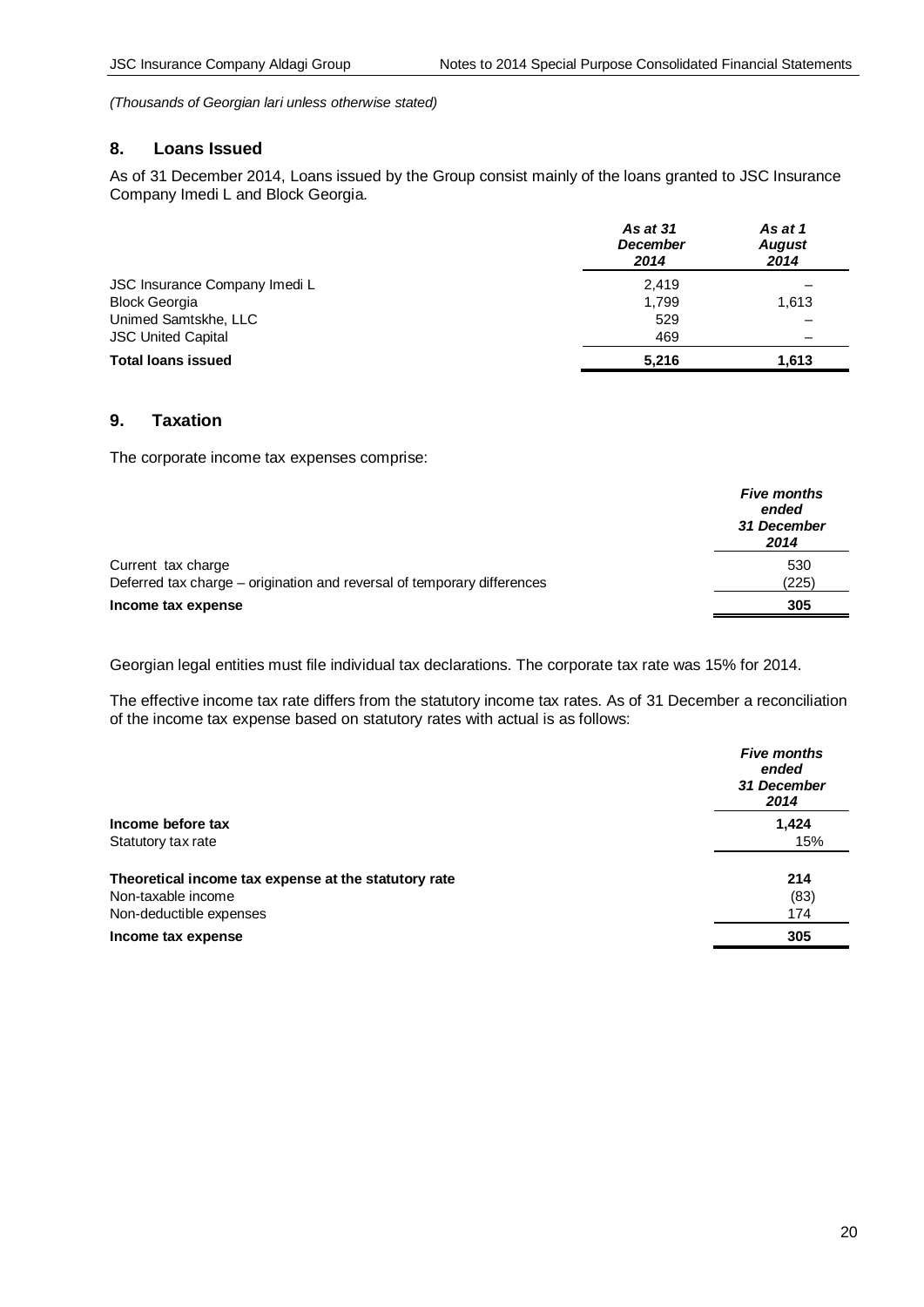*(Thousands of Georgian lari unless otherwise stated)*

## 8. Loans Issued

As of 31 December 2014, Loans issued by the Group consist mainly of the loans granted to JSC Insurance Company Imedi L and Block Georgia.

| | *As at 31 December 2014* | *As at 1 August 2014* |
|---|---|---|
| JSC Insurance Company Imedi L | 2,419 | – |
| Block Georgia | 1,799 | 1,613 |
| Unimed Samtskhe, LLC | 529 | – |
| JSC United Capital | 469 | – |
| **Total loans issued** | **5,216** | **1,613** |

## 9. Taxation

The corporate income tax expenses comprise:

| | *Five months ended 31 December 2014* |
|---|---|
| Current tax charge | 530 |
| Deferred tax charge – origination and reversal of temporary differences | (225) |
| **Income tax expense** | **305** |

Georgian legal entities must file individual tax declarations. The corporate tax rate was 15% for 2014.

The effective income tax rate differs from the statutory income tax rates. As of 31 December a reconciliation of the income tax expense based on statutory rates with actual is as follows:

| | *Five months ended 31 December 2014* |
|---|---|
| **Income before tax** | **1,424** |
| Statutory tax rate | 15% |
| **Theoretical income tax expense at the statutory rate** | **214** |
| Non-taxable income | (83) |
| Non-deductible expenses | 174 |
| **Income tax expense** | **305** |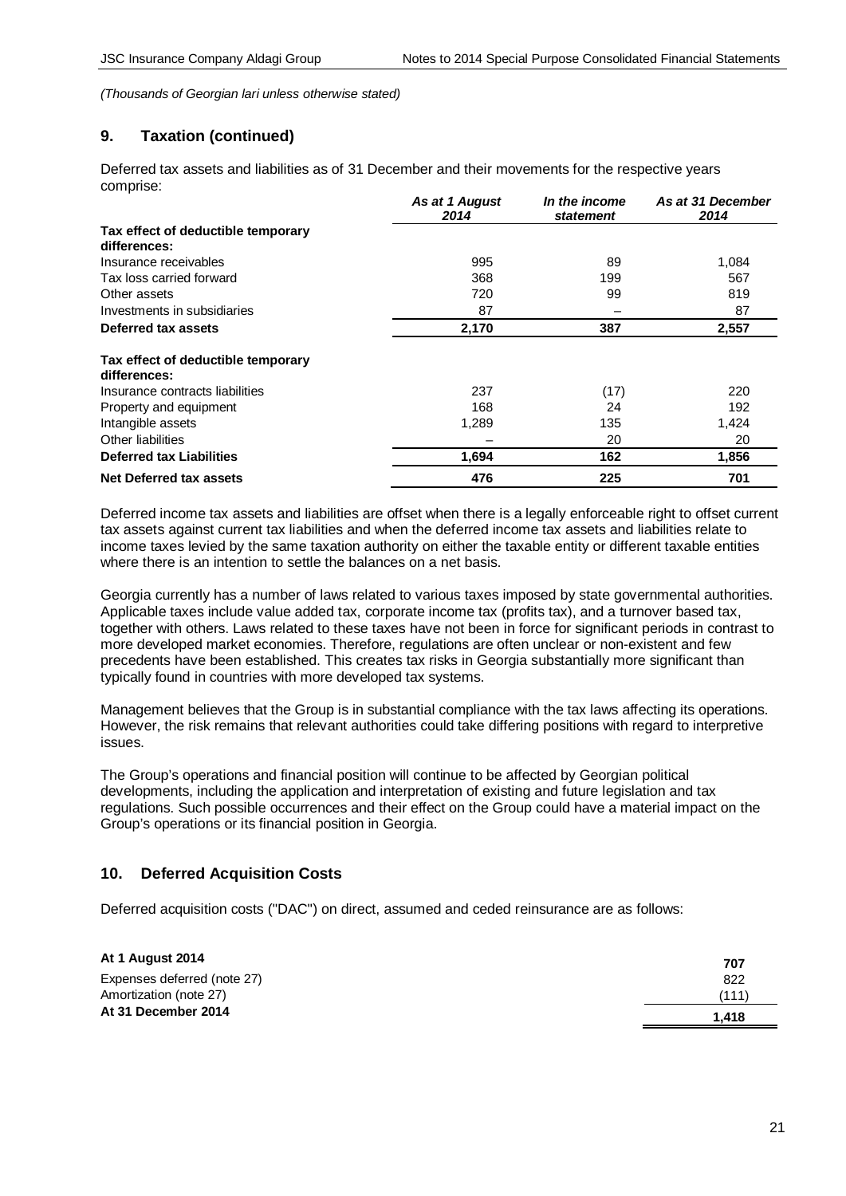*(Thousands of Georgian lari unless otherwise stated)*

## 9. Taxation (continued)

Deferred tax assets and liabilities as of 31 December and their movements for the respective years comprise:

| | *As at 1 August 2014* | *In the income statement* | *As at 31 December 2014* |
|---|---|---|---|
| **Tax effect of deductible temporary differences:** | | | |
| Insurance receivables | 995 | 89 | 1,084 |
| Tax loss carried forward | 368 | 199 | 567 |
| Other assets | 720 | 99 | 819 |
| Investments in subsidiaries | 87 | – | 87 |
| **Deferred tax assets** | **2,170** | **387** | **2,557** |
| **Tax effect of deductible temporary differences:** | | | |
| Insurance contracts liabilities | 237 | (17) | 220 |
| Property and equipment | 168 | 24 | 192 |
| Intangible assets | 1,289 | 135 | 1,424 |
| Other liabilities | – | 20 | 20 |
| **Deferred tax Liabilities** | **1,694** | **162** | **1,856** |
| **Net Deferred tax assets** | **476** | **225** | **701** |

Deferred income tax assets and liabilities are offset when there is a legally enforceable right to offset current tax assets against current tax liabilities and when the deferred income tax assets and liabilities relate to income taxes levied by the same taxation authority on either the taxable entity or different taxable entities where there is an intention to settle the balances on a net basis.

Georgia currently has a number of laws related to various taxes imposed by state governmental authorities. Applicable taxes include value added tax, corporate income tax (profits tax), and a turnover based tax, together with others. Laws related to these taxes have not been in force for significant periods in contrast to more developed market economies. Therefore, regulations are often unclear or non-existent and few precedents have been established. This creates tax risks in Georgia substantially more significant than typically found in countries with more developed tax systems.

Management believes that the Group is in substantial compliance with the tax laws affecting its operations. However, the risk remains that relevant authorities could take differing positions with regard to interpretive issues.

The Group's operations and financial position will continue to be affected by Georgian political developments, including the application and interpretation of existing and future legislation and tax regulations. Such possible occurrences and their effect on the Group could have a material impact on the Group's operations or its financial position in Georgia.

## 10. Deferred Acquisition Costs

Deferred acquisition costs ("DAC") on direct, assumed and ceded reinsurance are as follows:

| | |
|---|---|
| **At 1 August 2014** | **707** |
| Expenses deferred (note 27) | 822 |
| Amortization (note 27) | (111) |
| **At 31 December 2014** | **1,418** |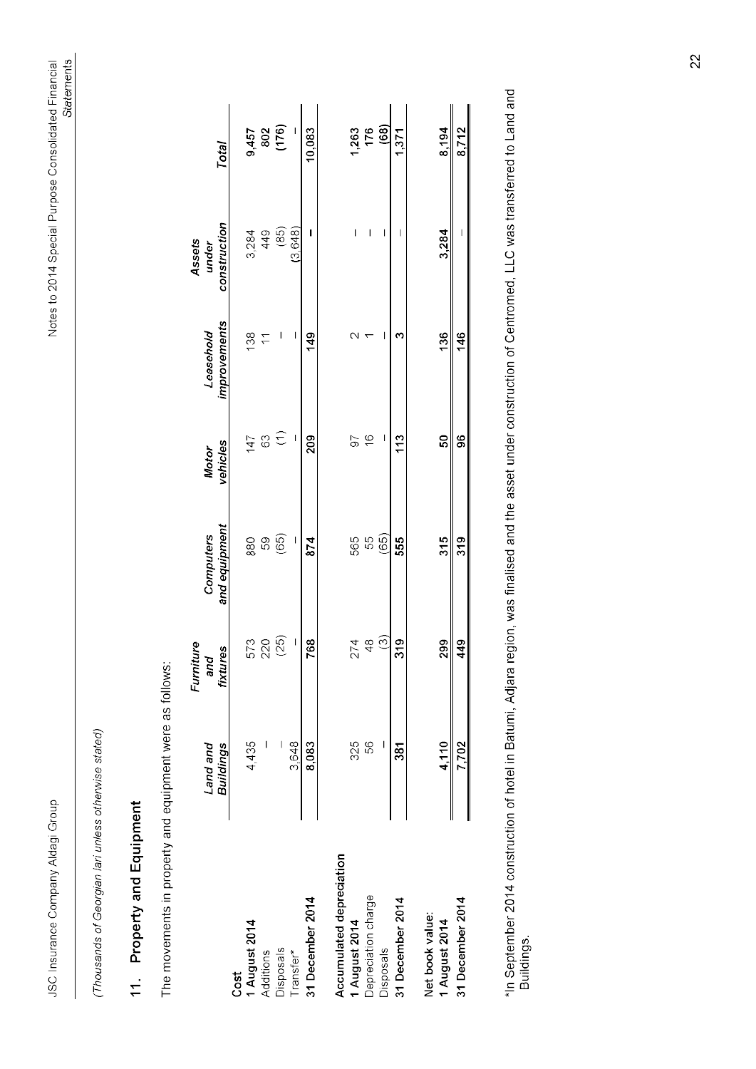*(Thousands of Georgian lari unless otherwise stated)*

## 11. Property and Equipment

The movements in property and equipment were as follows:

| | Land and Buildings | Furniture and fixtures | Computers and equipment | Motor vehicles | Leasehold improvements | Assets under construction | Total |
|---|---|---|---|---|---|---|---|
| **Cost** | | | | | | | |
| **1 August 2014** | 4,435 | 573 | 880 | 147 | 138 | 3,284 | **9,457** |
| Additions | – | 220 | 59 | 63 | 11 | 449 | **802** |
| Disposals | – | (25) | (65) | (1) | – | (85) | **(176)** |
| Transfer* | 3,648 | – | – | – | – | (3,648) | – |
| **31 December 2014** | **8,083** | **768** | **874** | **209** | **149** | **–** | **10,083** |
| | | | | | | | |
| **Accumulated depreciation** | | | | | | | |
| **1 August 2014** | 325 | 274 | 565 | 97 | 2 | – | **1,263** |
| Depreciation charge | 56 | 48 | 55 | 16 | 1 | – | **176** |
| Disposals | – | (3) | (65) | – | – | – | **(68)** |
| **31 December 2014** | **381** | **319** | **555** | **113** | **3** | – | **1,371** |
| | | | | | | | |
| **Net book value:** | | | | | | | |
| **1 August 2014** | **4,110** | **299** | **315** | **50** | **136** | **3,284** | **8,194** |
| **31 December 2014** | **7,702** | **449** | **319** | **96** | **146** | – | **8,712** |

*In September 2014 construction of hotel in Batumi, Adjara region, was finalised and the asset under construction of Centromed, LLC was transferred to Land and Buildings.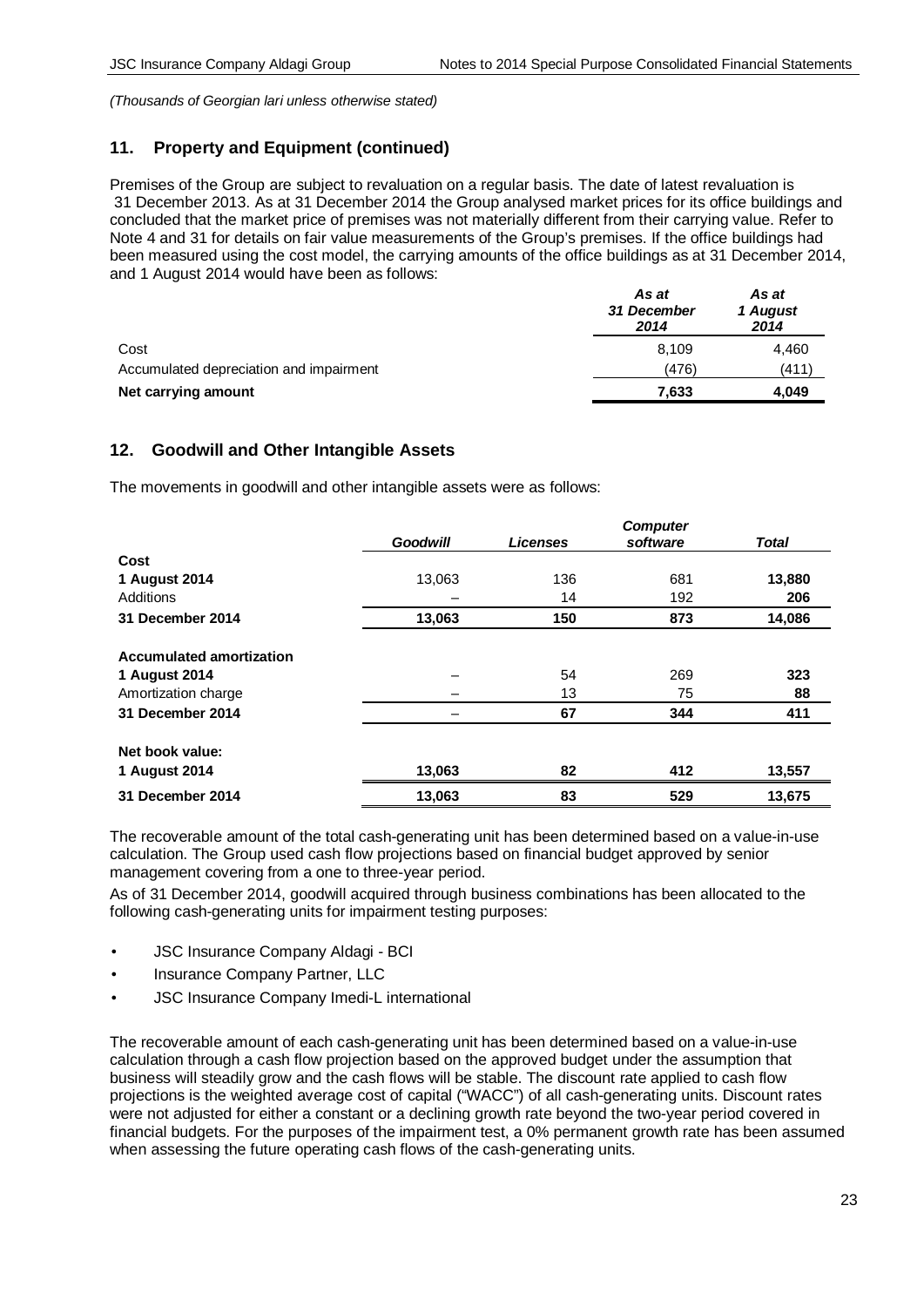*(Thousands of Georgian lari unless otherwise stated)*

## 11. Property and Equipment (continued)

Premises of the Group are subject to revaluation on a regular basis. The date of latest revaluation is 31 December 2013. As at 31 December 2014 the Group analysed market prices for its office buildings and concluded that the market price of premises was not materially different from their carrying value. Refer to Note 4 and 31 for details on fair value measurements of the Group's premises. If the office buildings had been measured using the cost model, the carrying amounts of the office buildings as at 31 December 2014, and 1 August 2014 would have been as follows:

| | *As at 31 December 2014* | *As at 1 August 2014* |
|---|---|---|
| Cost | 8,109 | 4,460 |
| Accumulated depreciation and impairment | (476) | (411) |
| **Net carrying amount** | **7,633** | **4,049** |

## 12. Goodwill and Other Intangible Assets

The movements in goodwill and other intangible assets were as follows:

| | *Goodwill* | *Licenses* | *Computer software* | *Total* |
|---|---|---|---|---|
| **Cost** | | | | |
| **1 August 2014** | 13,063 | 136 | 681 | **13,880** |
| Additions | – | 14 | 192 | **206** |
| **31 December 2014** | **13,063** | **150** | **873** | **14,086** |
| | | | | |
| **Accumulated amortization** | | | | |
| **1 August 2014** | – | 54 | 269 | **323** |
| Amortization charge | – | 13 | 75 | **88** |
| **31 December 2014** | – | **67** | **344** | **411** |
| | | | | |
| **Net book value:** | | | | |
| **1 August 2014** | **13,063** | **82** | **412** | **13,557** |
| **31 December 2014** | **13,063** | **83** | **529** | **13,675** |

The recoverable amount of the total cash-generating unit has been determined based on a value-in-use calculation. The Group used cash flow projections based on financial budget approved by senior management covering from a one to three-year period.

As of 31 December 2014, goodwill acquired through business combinations has been allocated to the following cash-generating units for impairment testing purposes:

- JSC Insurance Company Aldagi - BCI
- Insurance Company Partner, LLC
- JSC Insurance Company Imedi-L international

The recoverable amount of each cash-generating unit has been determined based on a value-in-use calculation through a cash flow projection based on the approved budget under the assumption that business will steadily grow and the cash flows will be stable. The discount rate applied to cash flow projections is the weighted average cost of capital ("WACC") of all cash-generating units. Discount rates were not adjusted for either a constant or a declining growth rate beyond the two-year period covered in financial budgets. For the purposes of the impairment test, a 0% permanent growth rate has been assumed when assessing the future operating cash flows of the cash-generating units.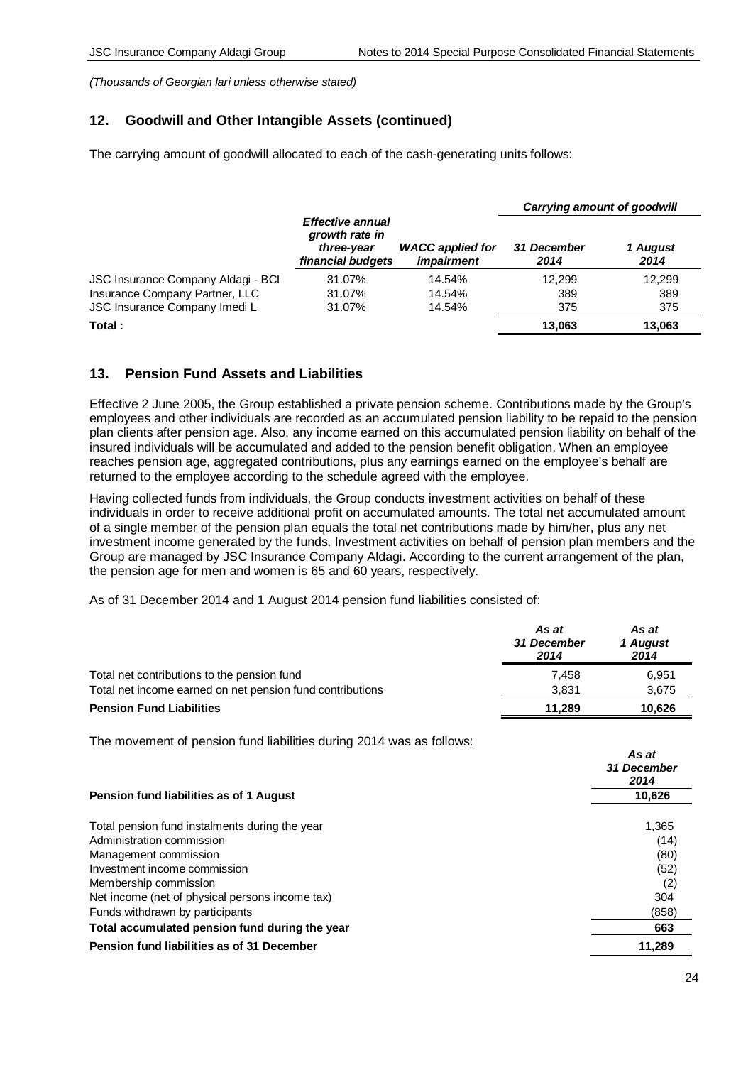*(Thousands of Georgian lari unless otherwise stated)*

## 12. Goodwill and Other Intangible Assets (continued)

The carrying amount of goodwill allocated to each of the cash-generating units follows:

| | *Effective annual growth rate in three-year financial budgets* | *WACC applied for impairment* | *Carrying amount of goodwill* | |
|---|---|---|---|---|
| | | | *31 December 2014* | *1 August 2014* |
| JSC Insurance Company Aldagi - BCI | 31.07% | 14.54% | 12,299 | 12,299 |
| Insurance Company Partner, LLC | 31.07% | 14.54% | 389 | 389 |
| JSC Insurance Company Imedi L | 31.07% | 14.54% | 375 | 375 |
| **Total :** | | | **13,063** | **13,063** |

## 13. Pension Fund Assets and Liabilities

Effective 2 June 2005, the Group established a private pension scheme. Contributions made by the Group's employees and other individuals are recorded as an accumulated pension liability to be repaid to the pension plan clients after pension age. Also, any income earned on this accumulated pension liability on behalf of the insured individuals will be accumulated and added to the pension benefit obligation. When an employee reaches pension age, aggregated contributions, plus any earnings earned on the employee's behalf are returned to the employee according to the schedule agreed with the employee.

Having collected funds from individuals, the Group conducts investment activities on behalf of these individuals in order to receive additional profit on accumulated amounts. The total net accumulated amount of a single member of the pension plan equals the total net contributions made by him/her, plus any net investment income generated by the funds. Investment activities on behalf of pension plan members and the Group are managed by JSC Insurance Company Aldagi. According to the current arrangement of the plan, the pension age for men and women is 65 and 60 years, respectively.

As of 31 December 2014 and 1 August 2014 pension fund liabilities consisted of:

| | *As at 31 December 2014* | *As at 1 August 2014* |
|---|---|---|
| Total net contributions to the pension fund | 7,458 | 6,951 |
| Total net income earned on net pension fund contributions | 3,831 | 3,675 |
| **Pension Fund Liabilities** | **11,289** | **10,626** |

The movement of pension fund liabilities during 2014 was as follows:

| | *As at 31 December 2014* |
|---|---|
| **Pension fund liabilities as of 1 August** | **10,626** |
| Total pension fund instalments during the year | 1,365 |
| Administration commission | (14) |
| Management commission | (80) |
| Investment income commission | (52) |
| Membership commission | (2) |
| Net income (net of physical persons income tax) | 304 |
| Funds withdrawn by participants | (858) |
| **Total accumulated pension fund during the year** | **663** |
| **Pension fund liabilities as of 31 December** | **11,289** |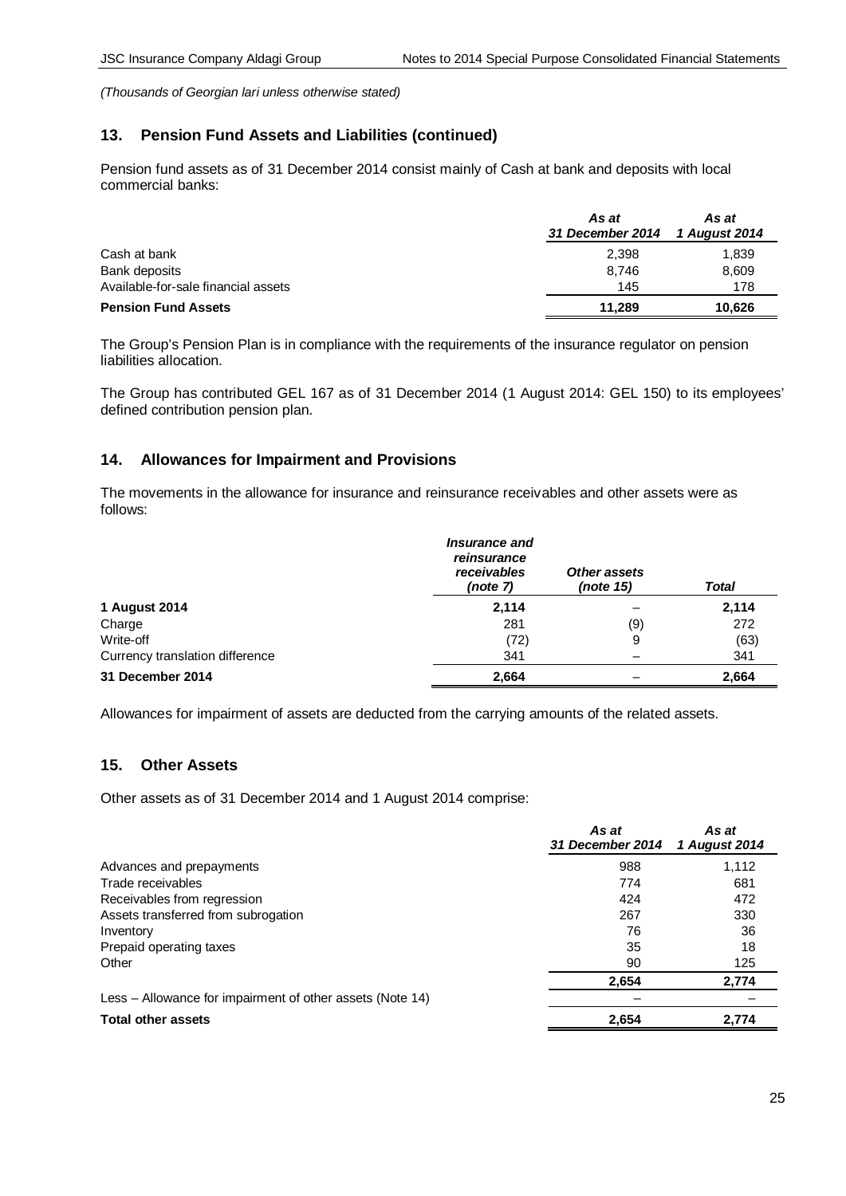*(Thousands of Georgian lari unless otherwise stated)*

## 13. Pension Fund Assets and Liabilities (continued)

Pension fund assets as of 31 December 2014 consist mainly of Cash at bank and deposits with local commercial banks:

| | *As at 31 December 2014* | *As at 1 August 2014* |
|---|---|---|
| Cash at bank | 2,398 | 1,839 |
| Bank deposits | 8,746 | 8,609 |
| Available-for-sale financial assets | 145 | 178 |
| **Pension Fund Assets** | **11,289** | **10,626** |

The Group's Pension Plan is in compliance with the requirements of the insurance regulator on pension liabilities allocation.

The Group has contributed GEL 167 as of 31 December 2014 (1 August 2014: GEL 150) to its employees' defined contribution pension plan.

## 14. Allowances for Impairment and Provisions

The movements in the allowance for insurance and reinsurance receivables and other assets were as follows:

| | *Insurance and reinsurance receivables (note 7)* | *Other assets (note 15)* | *Total* |
|---|---|---|---|
| **1 August 2014** | **2,114** | – | **2,114** |
| Charge | 281 | (9) | 272 |
| Write-off | (72) | 9 | (63) |
| Currency translation difference | 341 | – | 341 |
| **31 December 2014** | **2,664** | – | **2,664** |

Allowances for impairment of assets are deducted from the carrying amounts of the related assets.

## 15. Other Assets

Other assets as of 31 December 2014 and 1 August 2014 comprise:

| | *As at 31 December 2014* | *As at 1 August 2014* |
|---|---|---|
| Advances and prepayments | 988 | 1,112 |
| Trade receivables | 774 | 681 |
| Receivables from regression | 424 | 472 |
| Assets transferred from subrogation | 267 | 330 |
| Inventory | 76 | 36 |
| Prepaid operating taxes | 35 | 18 |
| Other | 90 | 125 |
| | **2,654** | **2,774** |
| Less – Allowance for impairment of other assets (Note 14) | – | – |
| **Total other assets** | **2,654** | **2,774** |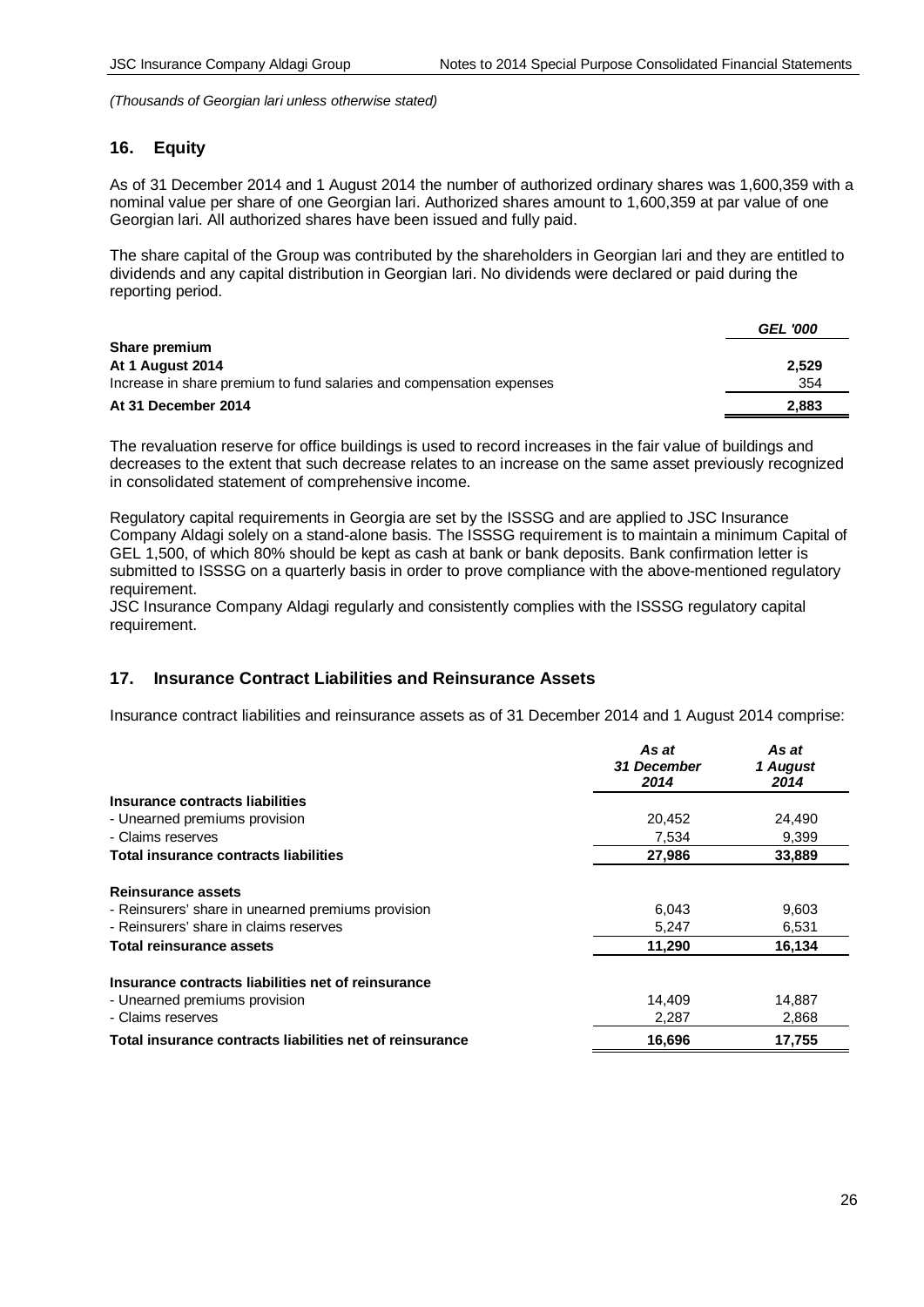*(Thousands of Georgian lari unless otherwise stated)*

## 16. Equity

As of 31 December 2014 and 1 August 2014 the number of authorized ordinary shares was 1,600,359 with a nominal value per share of one Georgian lari. Authorized shares amount to 1,600,359 at par value of one Georgian lari. All authorized shares have been issued and fully paid.

The share capital of the Group was contributed by the shareholders in Georgian lari and they are entitled to dividends and any capital distribution in Georgian lari. No dividends were declared or paid during the reporting period.

| | *GEL '000* |
|---|---|
| **Share premium** | |
| **At 1 August 2014** | **2,529** |
| Increase in share premium to fund salaries and compensation expenses | 354 |
| **At 31 December 2014** | **2,883** |

The revaluation reserve for office buildings is used to record increases in the fair value of buildings and decreases to the extent that such decrease relates to an increase on the same asset previously recognized in consolidated statement of comprehensive income.

Regulatory capital requirements in Georgia are set by the ISSSG and are applied to JSC Insurance Company Aldagi solely on a stand-alone basis. The ISSSG requirement is to maintain a minimum Capital of GEL 1,500, of which 80% should be kept as cash at bank or bank deposits. Bank confirmation letter is submitted to ISSSG on a quarterly basis in order to prove compliance with the above-mentioned regulatory requirement.
JSC Insurance Company Aldagi regularly and consistently complies with the ISSSG regulatory capital requirement.

## 17. Insurance Contract Liabilities and Reinsurance Assets

Insurance contract liabilities and reinsurance assets as of 31 December 2014 and 1 August 2014 comprise:

| | *As at 31 December 2014* | *As at 1 August 2014* |
|---|---|---|
| **Insurance contracts liabilities** | | |
| - Unearned premiums provision | 20,452 | 24,490 |
| - Claims reserves | 7,534 | 9,399 |
| **Total insurance contracts liabilities** | **27,986** | **33,889** |
| **Reinsurance assets** | | |
| - Reinsurers' share in unearned premiums provision | 6,043 | 9,603 |
| - Reinsurers' share in claims reserves | 5,247 | 6,531 |
| **Total reinsurance assets** | **11,290** | **16,134** |
| **Insurance contracts liabilities net of reinsurance** | | |
| - Unearned premiums provision | 14,409 | 14,887 |
| - Claims reserves | 2,287 | 2,868 |
| **Total insurance contracts liabilities net of reinsurance** | **16,696** | **17,755** |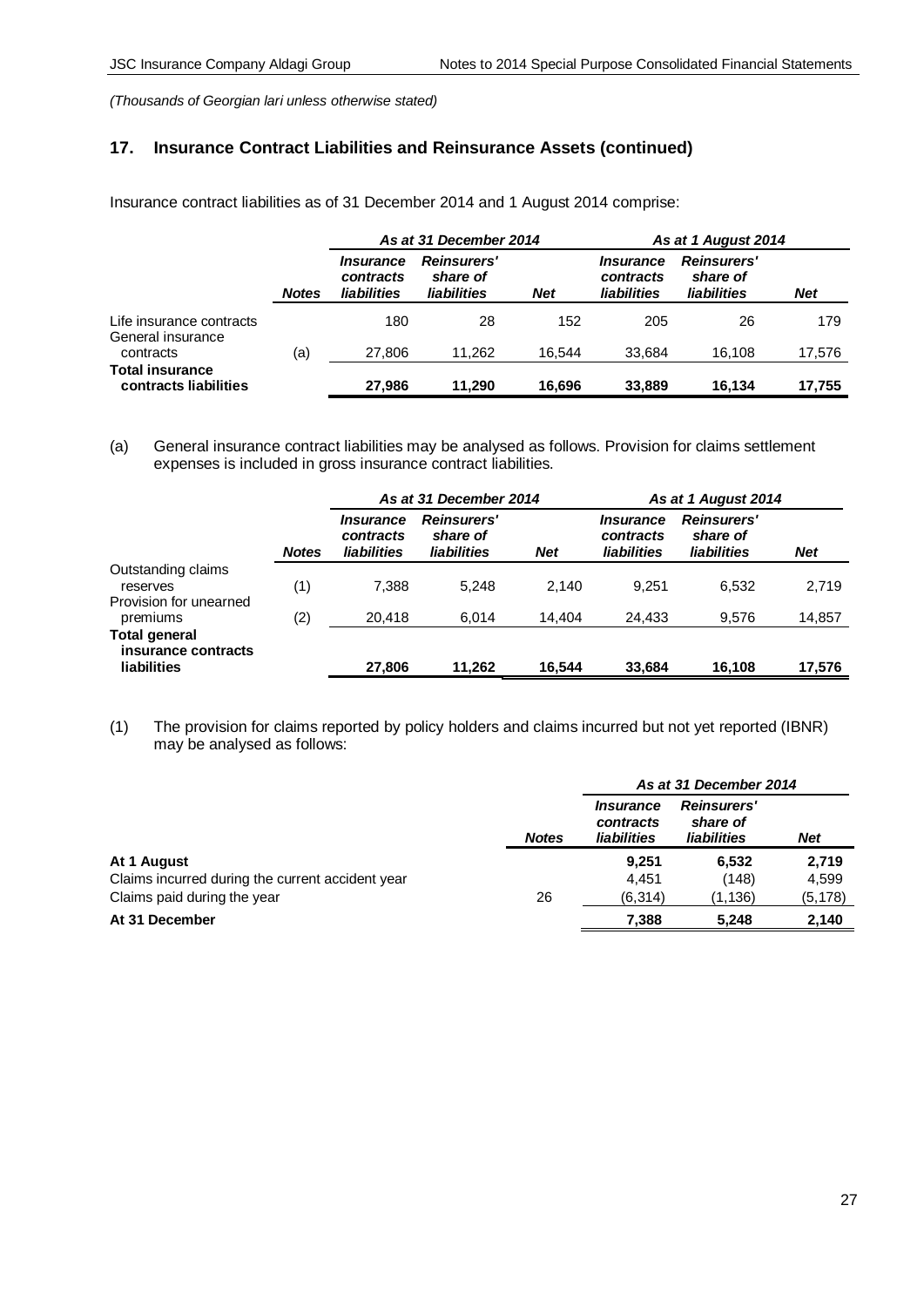*(Thousands of Georgian lari unless otherwise stated)*

## 17. Insurance Contract Liabilities and Reinsurance Assets (continued)

Insurance contract liabilities as of 31 December 2014 and 1 August 2014 comprise:

| | | *As at 31 December 2014* | | | *As at 1 August 2014* | | |
|---|---|---|---|---|---|---|---|
| | ***Notes*** | ***Insurance contracts liabilities*** | ***Reinsurers' share of liabilities*** | ***Net*** | ***Insurance contracts liabilities*** | ***Reinsurers' share of liabilities*** | ***Net*** |
| Life insurance contracts | | 180 | 28 | 152 | 205 | 26 | 179 |
| General insurance contracts | (a) | 27,806 | 11,262 | 16,544 | 33,684 | 16,108 | 17,576 |
| **Total insurance contracts liabilities** | | **27,986** | **11,290** | **16,696** | **33,889** | **16,134** | **17,755** |

(a) General insurance contract liabilities may be analysed as follows. Provision for claims settlement expenses is included in gross insurance contract liabilities.

| | | *As at 31 December 2014* | | | *As at 1 August 2014* | | |
|---|---|---|---|---|---|---|---|
| | ***Notes*** | ***Insurance contracts liabilities*** | ***Reinsurers' share of liabilities*** | ***Net*** | ***Insurance contracts liabilities*** | ***Reinsurers' share of liabilities*** | ***Net*** |
| Outstanding claims reserves | (1) | 7,388 | 5,248 | 2,140 | 9,251 | 6,532 | 2,719 |
| Provision for unearned premiums | (2) | 20,418 | 6,014 | 14,404 | 24,433 | 9,576 | 14,857 |
| **Total general insurance contracts liabilities** | | **27,806** | **11,262** | **16,544** | **33,684** | **16,108** | **17,576** |

(1) The provision for claims reported by policy holders and claims incurred but not yet reported (IBNR) may be analysed as follows:

| | | *As at 31 December 2014* | | |
|---|---|---|---|---|
| | ***Notes*** | ***Insurance contracts liabilities*** | ***Reinsurers' share of liabilities*** | ***Net*** |
| **At 1 August** | | **9,251** | **6,532** | **2,719** |
| Claims incurred during the current accident year | | 4,451 | (148) | 4,599 |
| Claims paid during the year | 26 | (6,314) | (1,136) | (5,178) |
| **At 31 December** | | **7,388** | **5,248** | **2,140** |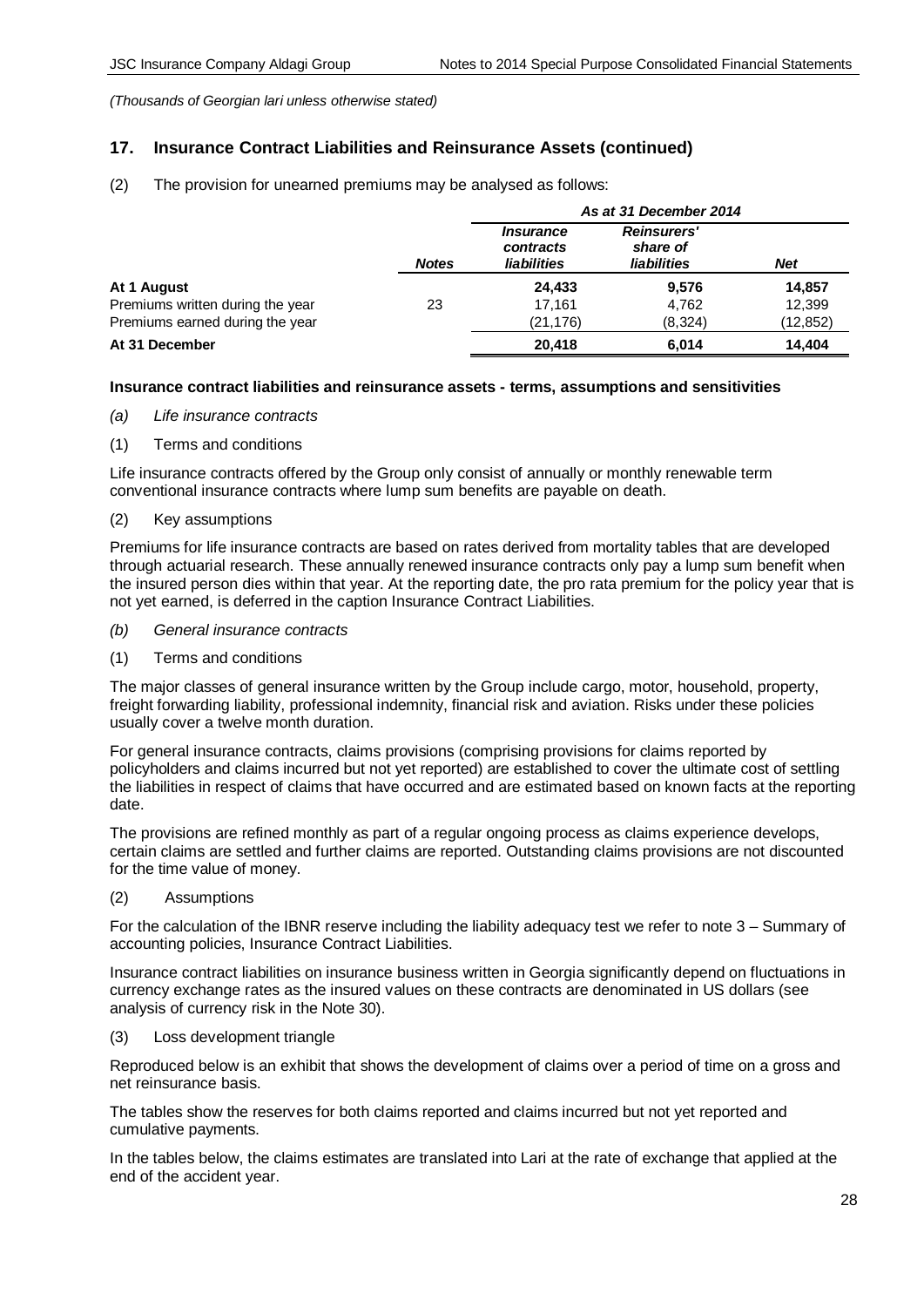*(Thousands of Georgian lari unless otherwise stated)*

## 17. Insurance Contract Liabilities and Reinsurance Assets (continued)

(2) The provision for unearned premiums may be analysed as follows:

| | | As at 31 December 2014 | | |
|---|---|---|---|---|
| | *Notes* | *Insurance contracts liabilities* | *Reinsurers' share of liabilities* | *Net* |
| **At 1 August** | | **24,433** | **9,576** | **14,857** |
| Premiums written during the year | 23 | 17,161 | 4,762 | 12,399 |
| Premiums earned during the year | | (21,176) | (8,324) | (12,852) |
| **At 31 December** | | **20,418** | **6,014** | **14,404** |

**Insurance contract liabilities and reinsurance assets - terms, assumptions and sensitivities**

*(a) Life insurance contracts*

(1) Terms and conditions

Life insurance contracts offered by the Group only consist of annually or monthly renewable term conventional insurance contracts where lump sum benefits are payable on death.

(2) Key assumptions

Premiums for life insurance contracts are based on rates derived from mortality tables that are developed through actuarial research. These annually renewed insurance contracts only pay a lump sum benefit when the insured person dies within that year. At the reporting date, the pro rata premium for the policy year that is not yet earned, is deferred in the caption Insurance Contract Liabilities.

*(b) General insurance contracts*

(1) Terms and conditions

The major classes of general insurance written by the Group include cargo, motor, household, property, freight forwarding liability, professional indemnity, financial risk and aviation. Risks under these policies usually cover a twelve month duration.

For general insurance contracts, claims provisions (comprising provisions for claims reported by policyholders and claims incurred but not yet reported) are established to cover the ultimate cost of settling the liabilities in respect of claims that have occurred and are estimated based on known facts at the reporting date.

The provisions are refined monthly as part of a regular ongoing process as claims experience develops, certain claims are settled and further claims are reported. Outstanding claims provisions are not discounted for the time value of money.

(2) Assumptions

For the calculation of the IBNR reserve including the liability adequacy test we refer to note 3 – Summary of accounting policies, Insurance Contract Liabilities.

Insurance contract liabilities on insurance business written in Georgia significantly depend on fluctuations in currency exchange rates as the insured values on these contracts are denominated in US dollars (see analysis of currency risk in the Note 30).

(3) Loss development triangle

Reproduced below is an exhibit that shows the development of claims over a period of time on a gross and net reinsurance basis.

The tables show the reserves for both claims reported and claims incurred but not yet reported and cumulative payments.

In the tables below, the claims estimates are translated into Lari at the rate of exchange that applied at the end of the accident year.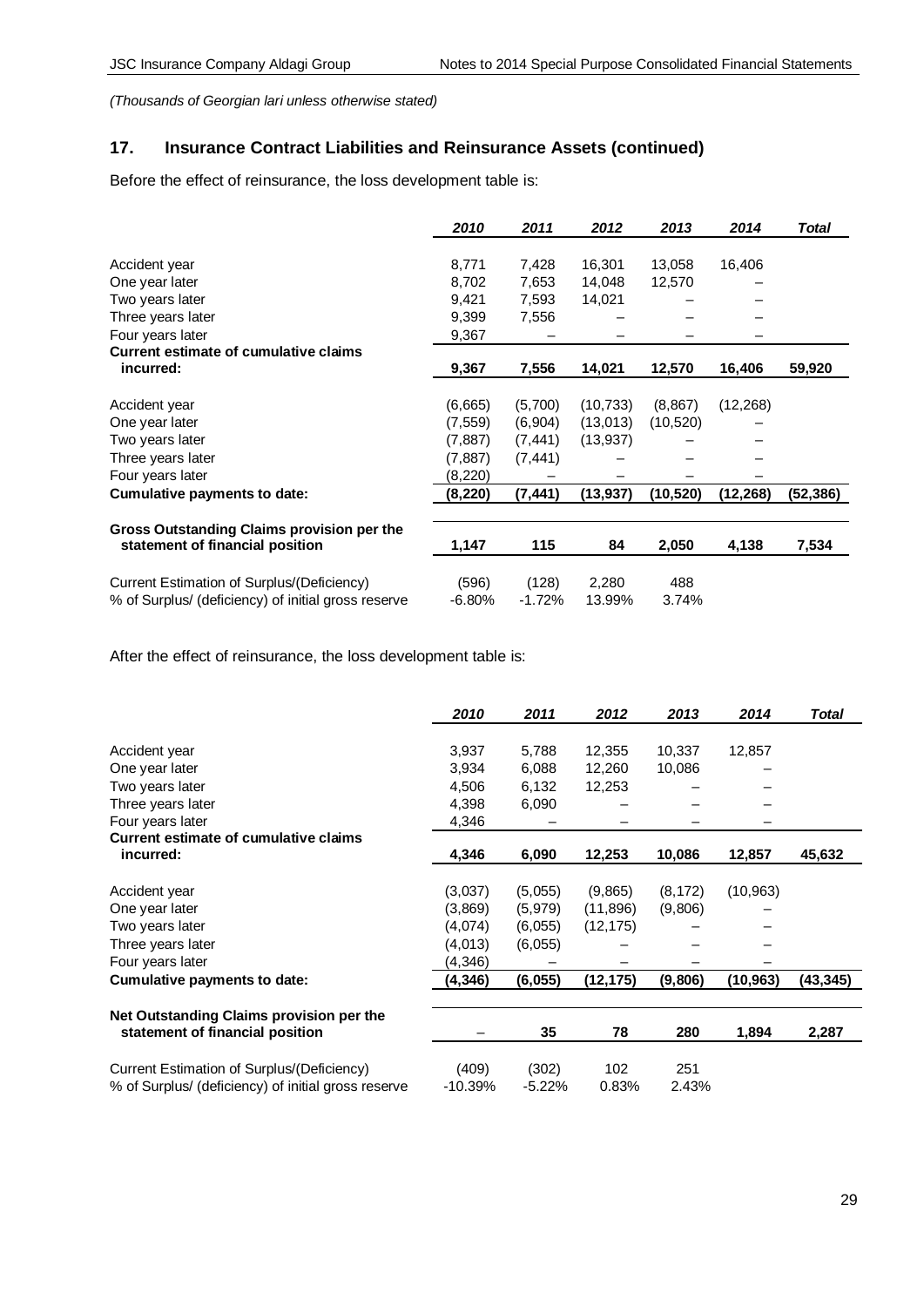*(Thousands of Georgian lari unless otherwise stated)*

## 17. Insurance Contract Liabilities and Reinsurance Assets (continued)

Before the effect of reinsurance, the loss development table is:

| | *2010* | *2011* | *2012* | *2013* | *2014* | *Total* |
|---|---|---|---|---|---|---|
| Accident year | 8,771 | 7,428 | 16,301 | 13,058 | 16,406 | |
| One year later | 8,702 | 7,653 | 14,048 | 12,570 | – | |
| Two years later | 9,421 | 7,593 | 14,021 | – | – | |
| Three years later | 9,399 | 7,556 | – | – | – | |
| Four years later | 9,367 | – | – | – | – | |
| **Current estimate of cumulative claims incurred:** | **9,367** | **7,556** | **14,021** | **12,570** | **16,406** | **59,920** |
| Accident year | (6,665) | (5,700) | (10,733) | (8,867) | (12,268) | |
| One year later | (7,559) | (6,904) | (13,013) | (10,520) | – | |
| Two years later | (7,887) | (7,441) | (13,937) | – | – | |
| Three years later | (7,887) | (7,441) | – | – | – | |
| Four years later | (8,220) | – | – | – | – | |
| **Cumulative payments to date:** | **(8,220)** | **(7,441)** | **(13,937)** | **(10,520)** | **(12,268)** | **(52,386)** |
| **Gross Outstanding Claims provision per the statement of financial position** | **1,147** | **115** | **84** | **2,050** | **4,138** | **7,534** |
| Current Estimation of Surplus/(Deficiency) | (596) | (128) | 2,280 | 488 | | |
| % of Surplus/ (deficiency) of initial gross reserve | -6.80% | -1.72% | 13.99% | 3.74% | | |

After the effect of reinsurance, the loss development table is:

| | *2010* | *2011* | *2012* | *2013* | *2014* | *Total* |
|---|---|---|---|---|---|---|
| Accident year | 3,937 | 5,788 | 12,355 | 10,337 | 12,857 | |
| One year later | 3,934 | 6,088 | 12,260 | 10,086 | – | |
| Two years later | 4,506 | 6,132 | 12,253 | – | – | |
| Three years later | 4,398 | 6,090 | – | – | – | |
| Four years later | 4,346 | – | – | – | – | |
| **Current estimate of cumulative claims incurred:** | **4,346** | **6,090** | **12,253** | **10,086** | **12,857** | **45,632** |
| Accident year | (3,037) | (5,055) | (9,865) | (8,172) | (10,963) | |
| One year later | (3,869) | (5,979) | (11,896) | (9,806) | – | |
| Two years later | (4,074) | (6,055) | (12,175) | – | – | |
| Three years later | (4,013) | (6,055) | – | – | – | |
| Four years later | (4,346) | – | – | – | – | |
| **Cumulative payments to date:** | **(4,346)** | **(6,055)** | **(12,175)** | **(9,806)** | **(10,963)** | **(43,345)** |
| **Net Outstanding Claims provision per the statement of financial position** | – | **35** | **78** | **280** | **1,894** | **2,287** |
| Current Estimation of Surplus/(Deficiency) | (409) | (302) | 102 | 251 | | |
| % of Surplus/ (deficiency) of initial gross reserve | -10.39% | -5.22% | 0.83% | 2.43% | | |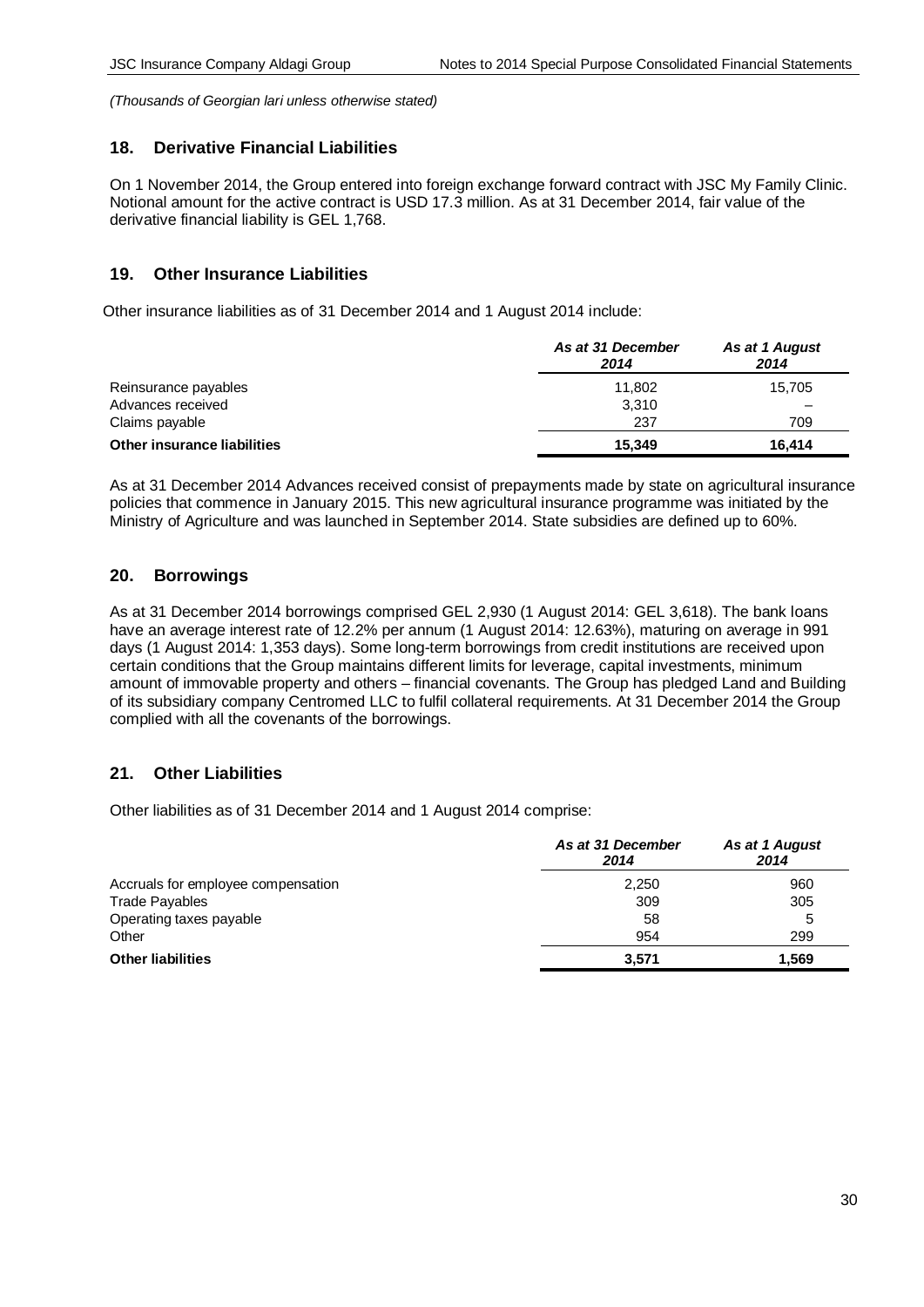*(Thousands of Georgian lari unless otherwise stated)*

## 18. Derivative Financial Liabilities

On 1 November 2014, the Group entered into foreign exchange forward contract with JSC My Family Clinic. Notional amount for the active contract is USD 17.3 million. As at 31 December 2014, fair value of the derivative financial liability is GEL 1,768.

## 19. Other Insurance Liabilities

Other insurance liabilities as of 31 December 2014 and 1 August 2014 include:

| | *As at 31 December 2014* | *As at 1 August 2014* |
|---|---|---|
| Reinsurance payables | 11,802 | 15,705 |
| Advances received | 3,310 | – |
| Claims payable | 237 | 709 |
| **Other insurance liabilities** | **15,349** | **16,414** |

As at 31 December 2014 Advances received consist of prepayments made by state on agricultural insurance policies that commence in January 2015. This new agricultural insurance programme was initiated by the Ministry of Agriculture and was launched in September 2014. State subsidies are defined up to 60%.

## 20. Borrowings

As at 31 December 2014 borrowings comprised GEL 2,930 (1 August 2014: GEL 3,618). The bank loans have an average interest rate of 12.2% per annum (1 August 2014: 12.63%), maturing on average in 991 days (1 August 2014: 1,353 days). Some long-term borrowings from credit institutions are received upon certain conditions that the Group maintains different limits for leverage, capital investments, minimum amount of immovable property and others – financial covenants. The Group has pledged Land and Building of its subsidiary company Centromed LLC to fulfil collateral requirements. At 31 December 2014 the Group complied with all the covenants of the borrowings.

## 21. Other Liabilities

Other liabilities as of 31 December 2014 and 1 August 2014 comprise:

| | *As at 31 December 2014* | *As at 1 August 2014* |
|---|---|---|
| Accruals for employee compensation | 2,250 | 960 |
| Trade Payables | 309 | 305 |
| Operating taxes payable | 58 | 5 |
| Other | 954 | 299 |
| **Other liabilities** | **3,571** | **1,569** |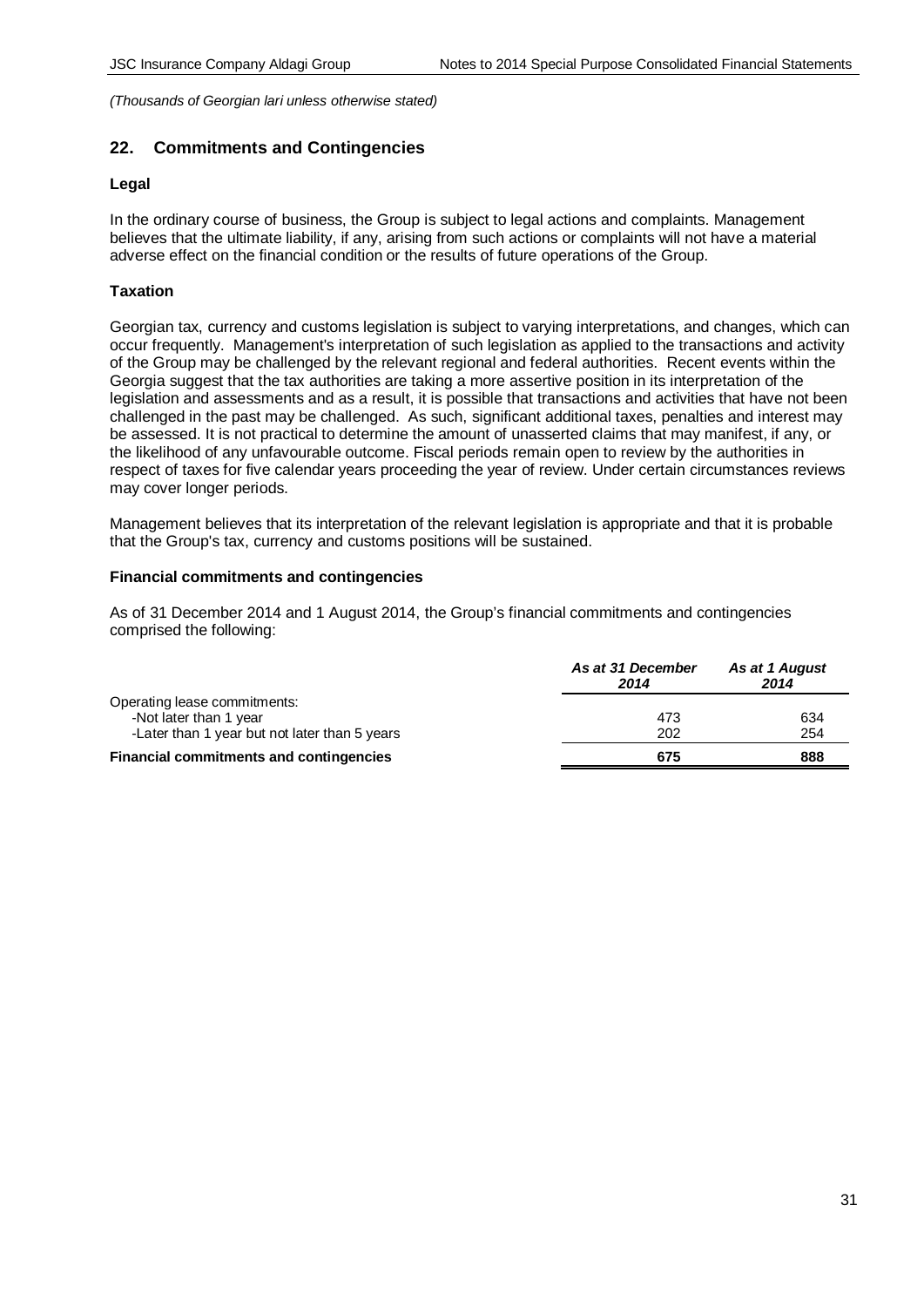*(Thousands of Georgian lari unless otherwise stated)*

## 22. Commitments and Contingencies

### Legal

In the ordinary course of business, the Group is subject to legal actions and complaints. Management believes that the ultimate liability, if any, arising from such actions or complaints will not have a material adverse effect on the financial condition or the results of future operations of the Group.

### Taxation

Georgian tax, currency and customs legislation is subject to varying interpretations, and changes, which can occur frequently. Management's interpretation of such legislation as applied to the transactions and activity of the Group may be challenged by the relevant regional and federal authorities. Recent events within the Georgia suggest that the tax authorities are taking a more assertive position in its interpretation of the legislation and assessments and as a result, it is possible that transactions and activities that have not been challenged in the past may be challenged. As such, significant additional taxes, penalties and interest may be assessed. It is not practical to determine the amount of unasserted claims that may manifest, if any, or the likelihood of any unfavourable outcome. Fiscal periods remain open to review by the authorities in respect of taxes for five calendar years proceeding the year of review. Under certain circumstances reviews may cover longer periods.

Management believes that its interpretation of the relevant legislation is appropriate and that it is probable that the Group's tax, currency and customs positions will be sustained.

### Financial commitments and contingencies

As of 31 December 2014 and 1 August 2014, the Group's financial commitments and contingencies comprised the following:

| | *As at 31 December 2014* | *As at 1 August 2014* |
|---|---|---|
| Operating lease commitments: | | |
| -Not later than 1 year | 473 | 634 |
| -Later than 1 year but not later than 5 years | 202 | 254 |
| **Financial commitments and contingencies** | **675** | **888** |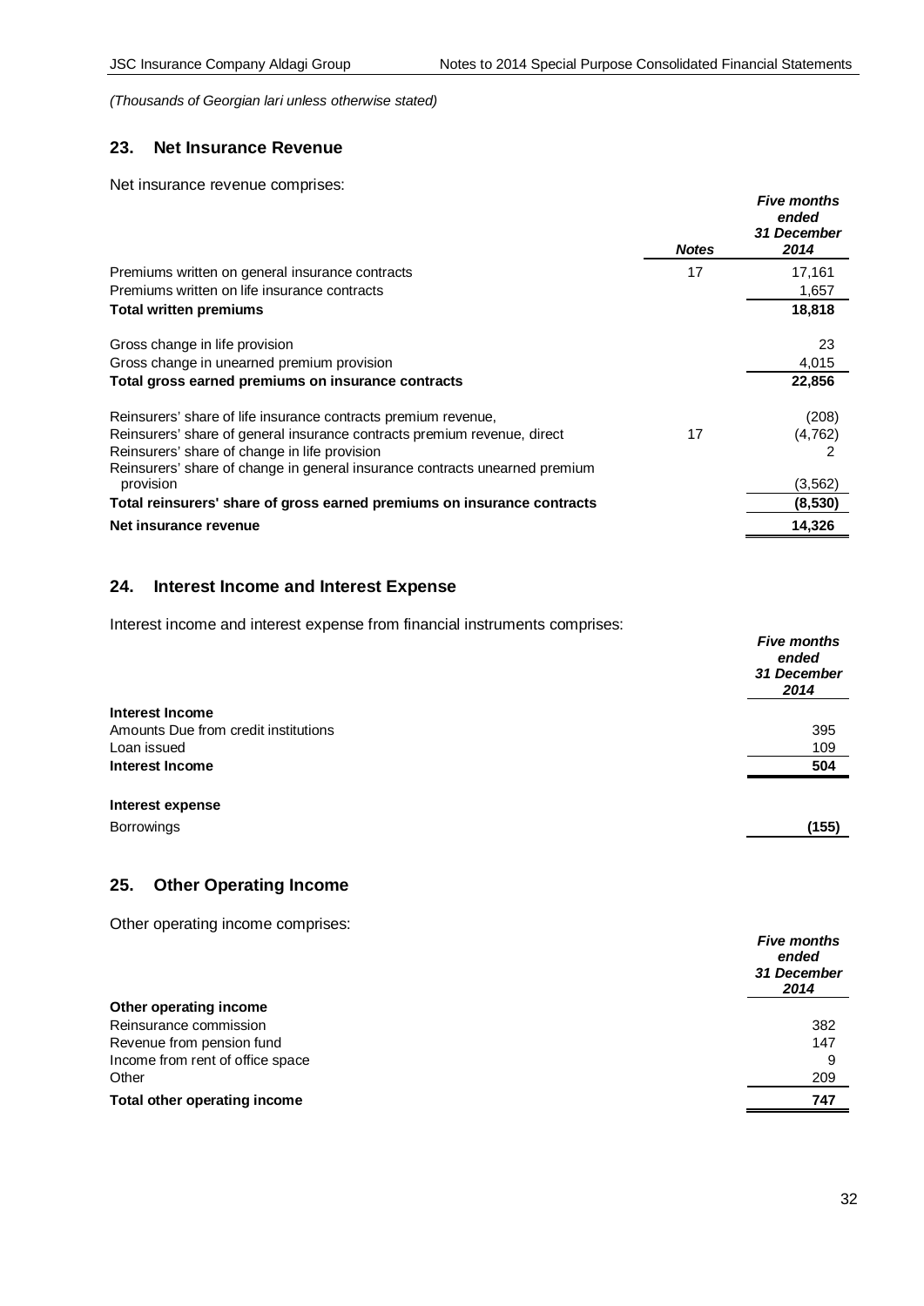*(Thousands of Georgian lari unless otherwise stated)*

## 23. Net Insurance Revenue

Net insurance revenue comprises:

| | *Notes* | *Five months ended 31 December 2014* |
|---|---|---|
| Premiums written on general insurance contracts | 17 | 17,161 |
| Premiums written on life insurance contracts | | 1,657 |
| **Total written premiums** | | **18,818** |
| | | |
| Gross change in life provision | | 23 |
| Gross change in unearned premium provision | | 4,015 |
| **Total gross earned premiums on insurance contracts** | | **22,856** |
| | | |
| Reinsurers' share of life insurance contracts premium revenue, | | (208) |
| Reinsurers' share of general insurance contracts premium revenue, direct | 17 | (4,762) |
| Reinsurers' share of change in life provision | | 2 |
| Reinsurers' share of change in general insurance contracts unearned premium provision | | (3,562) |
| **Total reinsurers' share of gross earned premiums on insurance contracts** | | **(8,530)** |
| **Net insurance revenue** | | **14,326** |

## 24. Interest Income and Interest Expense

Interest income and interest expense from financial instruments comprises:

| | *Five months ended 31 December 2014* |
|---|---|
| **Interest Income** | |
| Amounts Due from credit institutions | 395 |
| Loan issued | 109 |
| **Interest Income** | **504** |
| | |
| **Interest expense** | |
| Borrowings | **(155)** |

## 25. Other Operating Income

Other operating income comprises:

| | *Five months ended 31 December 2014* |
|---|---|
| **Other operating income** | |
| Reinsurance commission | 382 |
| Revenue from pension fund | 147 |
| Income from rent of office space | 9 |
| Other | 209 |
| **Total other operating income** | **747** |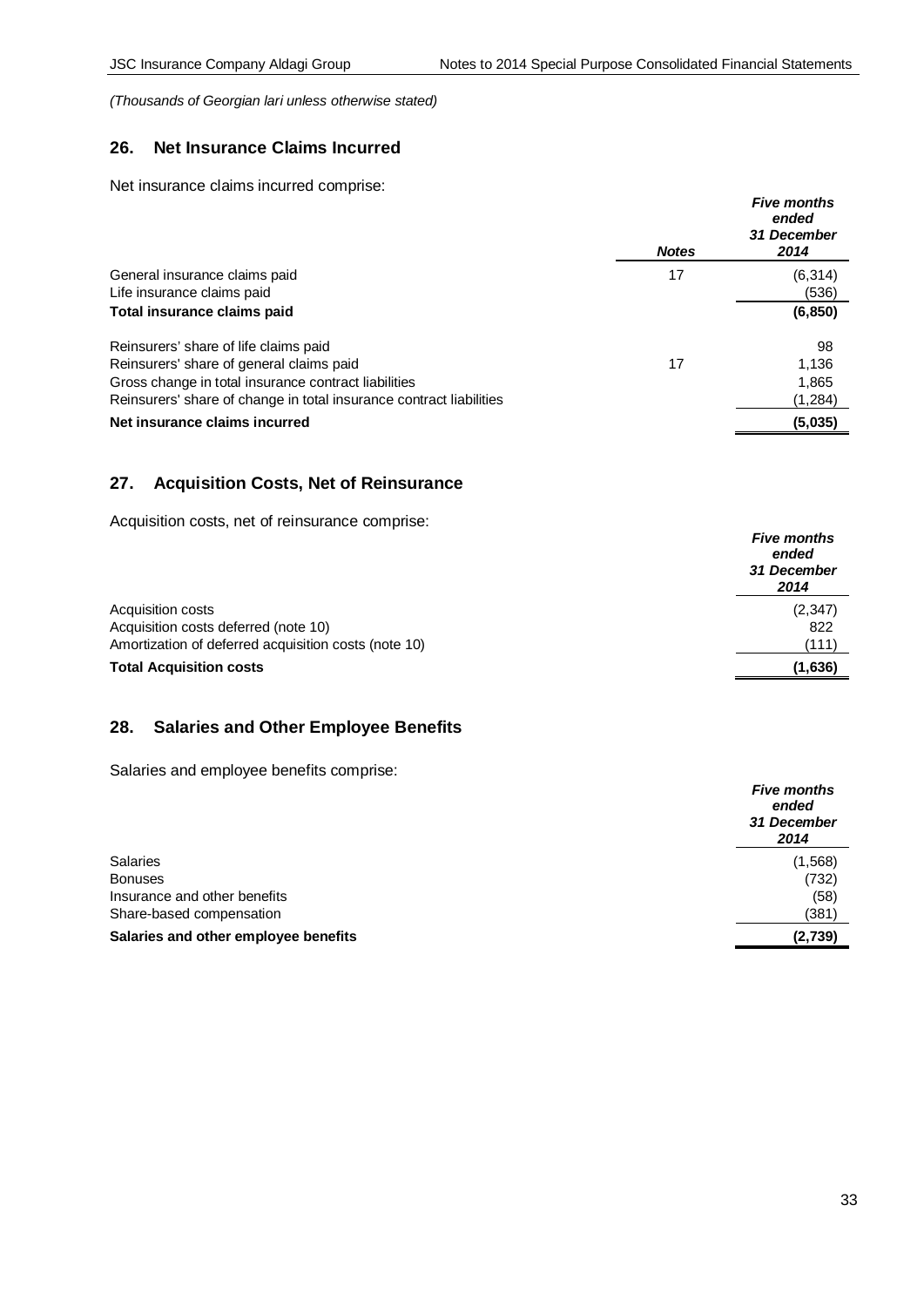*(Thousands of Georgian lari unless otherwise stated)*

## 26. Net Insurance Claims Incurred

Net insurance claims incurred comprise:

| | *Notes* | *Five months ended 31 December 2014* |
|---|---|---|
| General insurance claims paid | 17 | (6,314) |
| Life insurance claims paid | | (536) |
| **Total insurance claims paid** | | **(6,850)** |
| Reinsurers' share of life claims paid | | 98 |
| Reinsurers' share of general claims paid | 17 | 1,136 |
| Gross change in total insurance contract liabilities | | 1,865 |
| Reinsurers' share of change in total insurance contract liabilities | | (1,284) |
| **Net insurance claims incurred** | | **(5,035)** |

## 27. Acquisition Costs, Net of Reinsurance

Acquisition costs, net of reinsurance comprise:

| | *Five months ended 31 December 2014* |
|---|---|
| Acquisition costs | (2,347) |
| Acquisition costs deferred (note 10) | 822 |
| Amortization of deferred acquisition costs (note 10) | (111) |
| **Total Acquisition costs** | **(1,636)** |

## 28. Salaries and Other Employee Benefits

Salaries and employee benefits comprise:

| | *Five months ended 31 December 2014* |
|---|---|
| Salaries | (1,568) |
| Bonuses | (732) |
| Insurance and other benefits | (58) |
| Share-based compensation | (381) |
| **Salaries and other employee benefits** | **(2,739)** |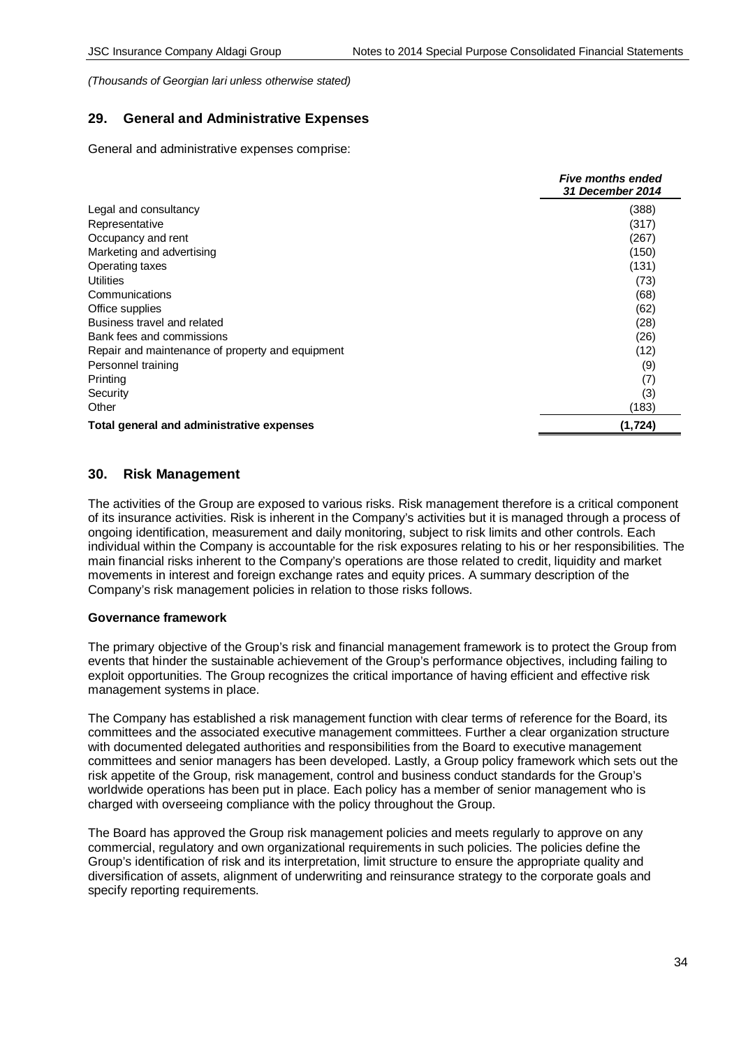*(Thousands of Georgian lari unless otherwise stated)*

## 29. General and Administrative Expenses

General and administrative expenses comprise:

| | *Five months ended 31 December 2014* |
|---|---|
| Legal and consultancy | (388) |
| Representative | (317) |
| Occupancy and rent | (267) |
| Marketing and advertising | (150) |
| Operating taxes | (131) |
| Utilities | (73) |
| Communications | (68) |
| Office supplies | (62) |
| Business travel and related | (28) |
| Bank fees and commissions | (26) |
| Repair and maintenance of property and equipment | (12) |
| Personnel training | (9) |
| Printing | (7) |
| Security | (3) |
| Other | (183) |
| **Total general and administrative expenses** | **(1,724)** |

## 30. Risk Management

The activities of the Group are exposed to various risks. Risk management therefore is a critical component of its insurance activities. Risk is inherent in the Company's activities but it is managed through a process of ongoing identification, measurement and daily monitoring, subject to risk limits and other controls. Each individual within the Company is accountable for the risk exposures relating to his or her responsibilities. The main financial risks inherent to the Company's operations are those related to credit, liquidity and market movements in interest and foreign exchange rates and equity prices. A summary description of the Company's risk management policies in relation to those risks follows.

**Governance framework**

The primary objective of the Group's risk and financial management framework is to protect the Group from events that hinder the sustainable achievement of the Group's performance objectives, including failing to exploit opportunities. The Group recognizes the critical importance of having efficient and effective risk management systems in place.

The Company has established a risk management function with clear terms of reference for the Board, its committees and the associated executive management committees. Further a clear organization structure with documented delegated authorities and responsibilities from the Board to executive management committees and senior managers has been developed. Lastly, a Group policy framework which sets out the risk appetite of the Group, risk management, control and business conduct standards for the Group's worldwide operations has been put in place. Each policy has a member of senior management who is charged with overseeing compliance with the policy throughout the Group.

The Board has approved the Group risk management policies and meets regularly to approve on any commercial, regulatory and own organizational requirements in such policies. The policies define the Group's identification of risk and its interpretation, limit structure to ensure the appropriate quality and diversification of assets, alignment of underwriting and reinsurance strategy to the corporate goals and specify reporting requirements.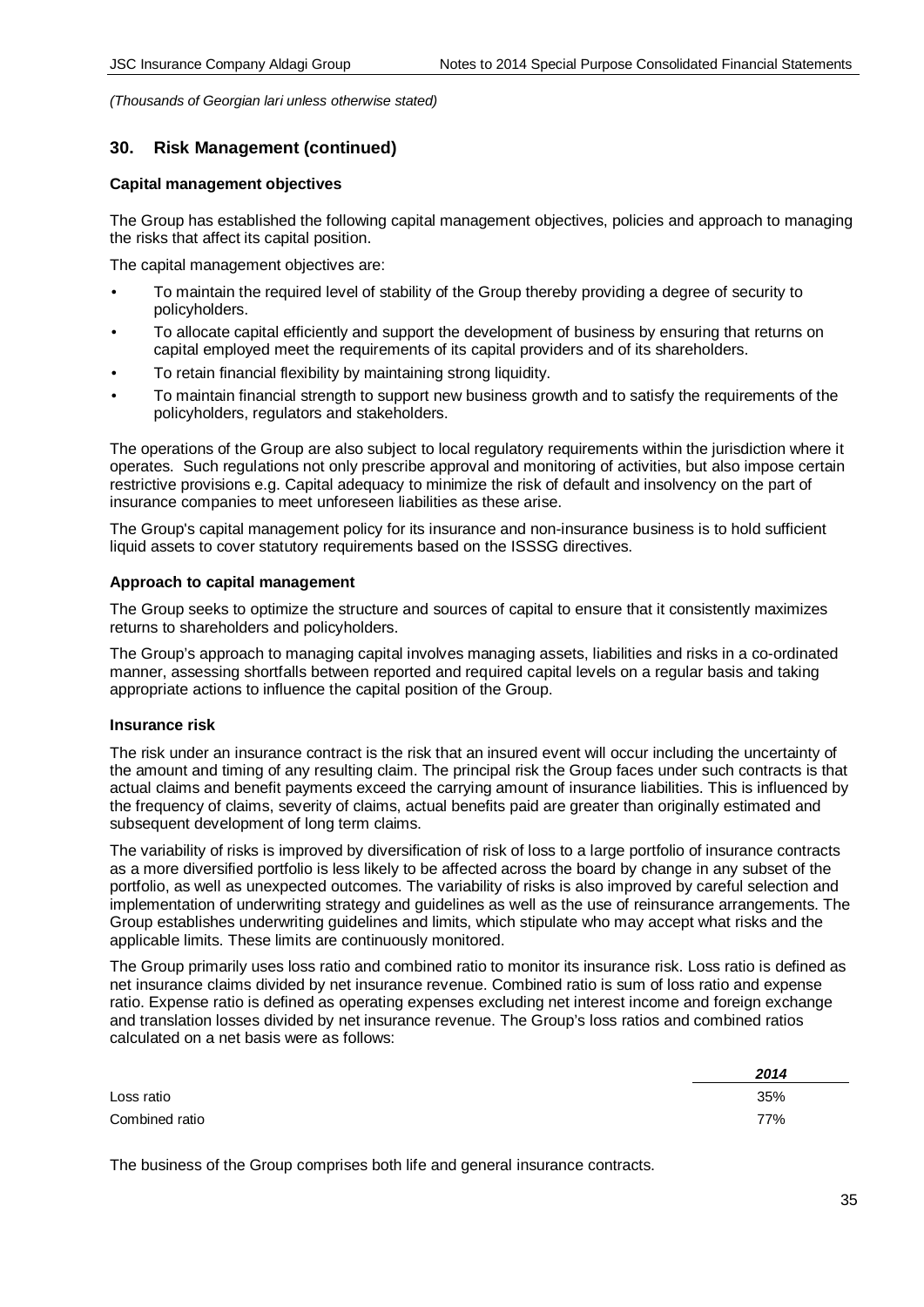*(Thousands of Georgian lari unless otherwise stated)*

## 30. Risk Management (continued)

**Capital management objectives**

The Group has established the following capital management objectives, policies and approach to managing the risks that affect its capital position.

The capital management objectives are:

- To maintain the required level of stability of the Group thereby providing a degree of security to policyholders.
- To allocate capital efficiently and support the development of business by ensuring that returns on capital employed meet the requirements of its capital providers and of its shareholders.
- To retain financial flexibility by maintaining strong liquidity.
- To maintain financial strength to support new business growth and to satisfy the requirements of the policyholders, regulators and stakeholders.

The operations of the Group are also subject to local regulatory requirements within the jurisdiction where it operates. Such regulations not only prescribe approval and monitoring of activities, but also impose certain restrictive provisions e.g. Capital adequacy to minimize the risk of default and insolvency on the part of insurance companies to meet unforeseen liabilities as these arise.

The Group's capital management policy for its insurance and non-insurance business is to hold sufficient liquid assets to cover statutory requirements based on the ISSSG directives.

**Approach to capital management**

The Group seeks to optimize the structure and sources of capital to ensure that it consistently maximizes returns to shareholders and policyholders.

The Group's approach to managing capital involves managing assets, liabilities and risks in a co-ordinated manner, assessing shortfalls between reported and required capital levels on a regular basis and taking appropriate actions to influence the capital position of the Group.

**Insurance risk**

The risk under an insurance contract is the risk that an insured event will occur including the uncertainty of the amount and timing of any resulting claim. The principal risk the Group faces under such contracts is that actual claims and benefit payments exceed the carrying amount of insurance liabilities. This is influenced by the frequency of claims, severity of claims, actual benefits paid are greater than originally estimated and subsequent development of long term claims.

The variability of risks is improved by diversification of risk of loss to a large portfolio of insurance contracts as a more diversified portfolio is less likely to be affected across the board by change in any subset of the portfolio, as well as unexpected outcomes. The variability of risks is also improved by careful selection and implementation of underwriting strategy and guidelines as well as the use of reinsurance arrangements. The Group establishes underwriting guidelines and limits, which stipulate who may accept what risks and the applicable limits. These limits are continuously monitored.

The Group primarily uses loss ratio and combined ratio to monitor its insurance risk. Loss ratio is defined as net insurance claims divided by net insurance revenue. Combined ratio is sum of loss ratio and expense ratio. Expense ratio is defined as operating expenses excluding net interest income and foreign exchange and translation losses divided by net insurance revenue. The Group's loss ratios and combined ratios calculated on a net basis were as follows:

| | *2014* |
|---|---|
| Loss ratio | 35% |
| Combined ratio | 77% |

The business of the Group comprises both life and general insurance contracts.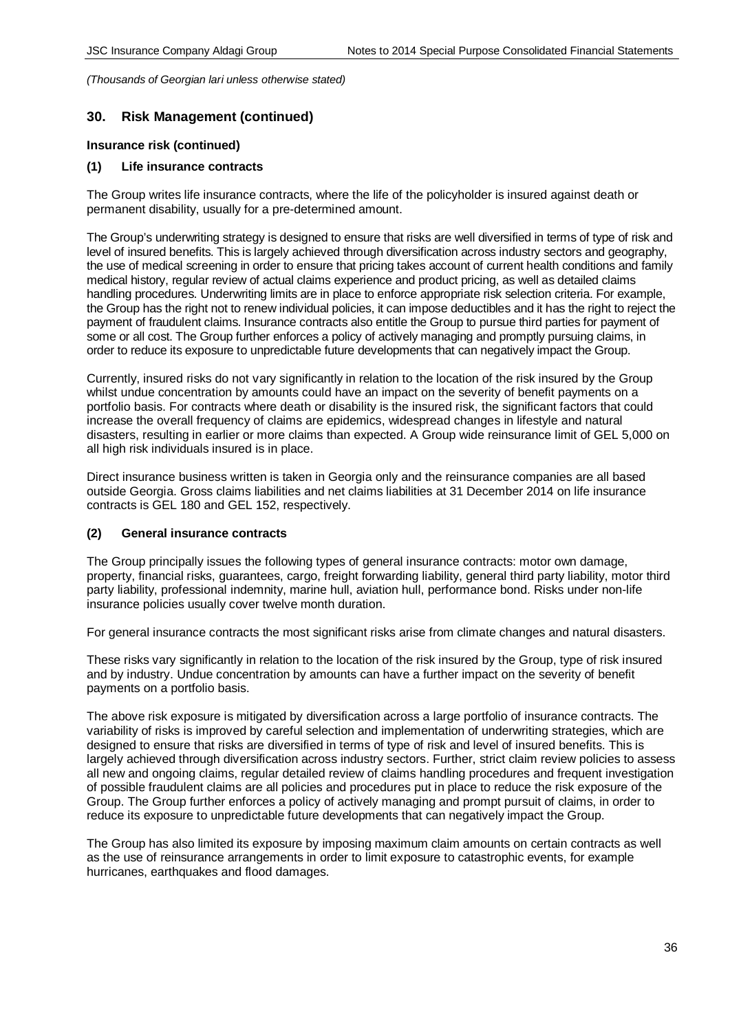*(Thousands of Georgian lari unless otherwise stated)*

## 30. Risk Management (continued)

**Insurance risk (continued)**

**(1) Life insurance contracts**

The Group writes life insurance contracts, where the life of the policyholder is insured against death or permanent disability, usually for a pre-determined amount.

The Group's underwriting strategy is designed to ensure that risks are well diversified in terms of type of risk and level of insured benefits. This is largely achieved through diversification across industry sectors and geography, the use of medical screening in order to ensure that pricing takes account of current health conditions and family medical history, regular review of actual claims experience and product pricing, as well as detailed claims handling procedures. Underwriting limits are in place to enforce appropriate risk selection criteria. For example, the Group has the right not to renew individual policies, it can impose deductibles and it has the right to reject the payment of fraudulent claims. Insurance contracts also entitle the Group to pursue third parties for payment of some or all cost. The Group further enforces a policy of actively managing and promptly pursuing claims, in order to reduce its exposure to unpredictable future developments that can negatively impact the Group.

Currently, insured risks do not vary significantly in relation to the location of the risk insured by the Group whilst undue concentration by amounts could have an impact on the severity of benefit payments on a portfolio basis. For contracts where death or disability is the insured risk, the significant factors that could increase the overall frequency of claims are epidemics, widespread changes in lifestyle and natural disasters, resulting in earlier or more claims than expected. A Group wide reinsurance limit of GEL 5,000 on all high risk individuals insured is in place.

Direct insurance business written is taken in Georgia only and the reinsurance companies are all based outside Georgia. Gross claims liabilities and net claims liabilities at 31 December 2014 on life insurance contracts is GEL 180 and GEL 152, respectively.

**(2) General insurance contracts**

The Group principally issues the following types of general insurance contracts: motor own damage, property, financial risks, guarantees, cargo, freight forwarding liability, general third party liability, motor third party liability, professional indemnity, marine hull, aviation hull, performance bond. Risks under non-life insurance policies usually cover twelve month duration.

For general insurance contracts the most significant risks arise from climate changes and natural disasters.

These risks vary significantly in relation to the location of the risk insured by the Group, type of risk insured and by industry. Undue concentration by amounts can have a further impact on the severity of benefit payments on a portfolio basis.

The above risk exposure is mitigated by diversification across a large portfolio of insurance contracts. The variability of risks is improved by careful selection and implementation of underwriting strategies, which are designed to ensure that risks are diversified in terms of type of risk and level of insured benefits. This is largely achieved through diversification across industry sectors. Further, strict claim review policies to assess all new and ongoing claims, regular detailed review of claims handling procedures and frequent investigation of possible fraudulent claims are all policies and procedures put in place to reduce the risk exposure of the Group. The Group further enforces a policy of actively managing and prompt pursuit of claims, in order to reduce its exposure to unpredictable future developments that can negatively impact the Group.

The Group has also limited its exposure by imposing maximum claim amounts on certain contracts as well as the use of reinsurance arrangements in order to limit exposure to catastrophic events, for example hurricanes, earthquakes and flood damages.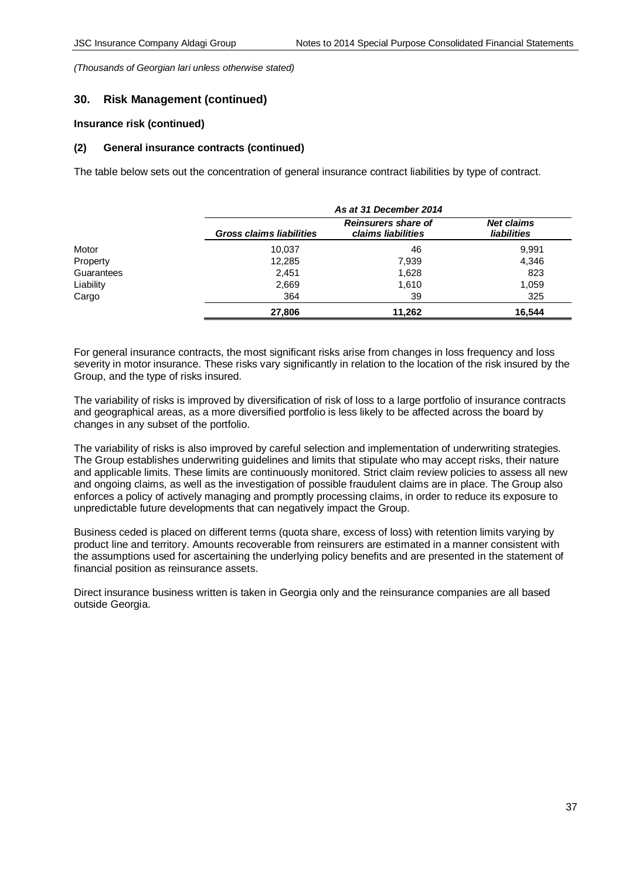*(Thousands of Georgian lari unless otherwise stated)*

## 30. Risk Management (continued)

### Insurance risk (continued)

### (2) General insurance contracts (continued)

The table below sets out the concentration of general insurance contract liabilities by type of contract.

| | *As at 31 December 2014* | | |
|---|---|---|---|
| | ***Gross claims liabilities*** | ***Reinsurers share of claims liabilities*** | ***Net claims liabilities*** |
| Motor | 10,037 | 46 | 9,991 |
| Property | 12,285 | 7,939 | 4,346 |
| Guarantees | 2,451 | 1,628 | 823 |
| Liability | 2,669 | 1,610 | 1,059 |
| Cargo | 364 | 39 | 325 |
| | **27,806** | **11,262** | **16,544** |

For general insurance contracts, the most significant risks arise from changes in loss frequency and loss severity in motor insurance. These risks vary significantly in relation to the location of the risk insured by the Group, and the type of risks insured.

The variability of risks is improved by diversification of risk of loss to a large portfolio of insurance contracts and geographical areas, as a more diversified portfolio is less likely to be affected across the board by changes in any subset of the portfolio.

The variability of risks is also improved by careful selection and implementation of underwriting strategies. The Group establishes underwriting guidelines and limits that stipulate who may accept risks, their nature and applicable limits. These limits are continuously monitored. Strict claim review policies to assess all new and ongoing claims, as well as the investigation of possible fraudulent claims are in place. The Group also enforces a policy of actively managing and promptly processing claims, in order to reduce its exposure to unpredictable future developments that can negatively impact the Group.

Business ceded is placed on different terms (quota share, excess of loss) with retention limits varying by product line and territory. Amounts recoverable from reinsurers are estimated in a manner consistent with the assumptions used for ascertaining the underlying policy benefits and are presented in the statement of financial position as reinsurance assets.

Direct insurance business written is taken in Georgia only and the reinsurance companies are all based outside Georgia.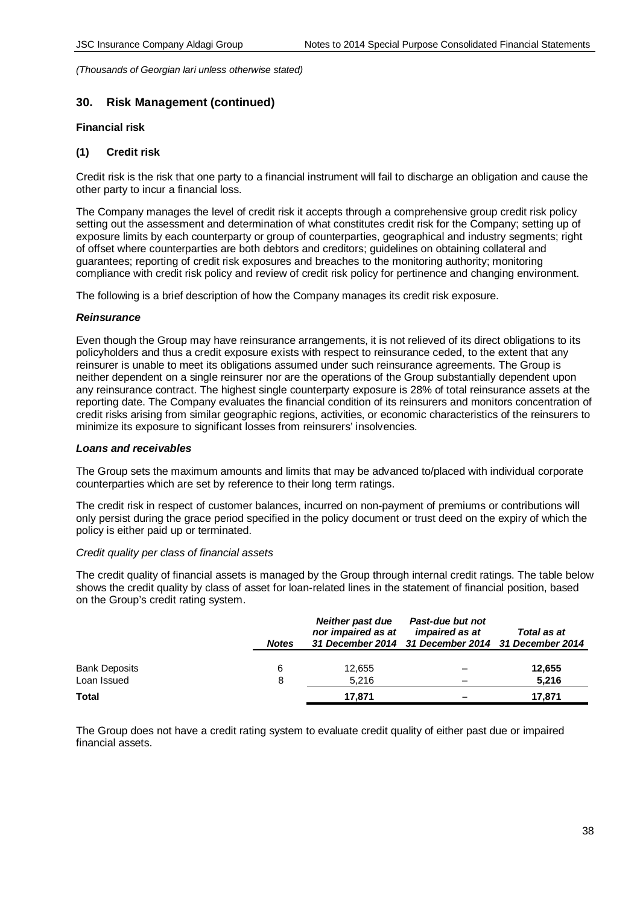*(Thousands of Georgian lari unless otherwise stated)*

## 30. Risk Management (continued)

### Financial risk

### (1) Credit risk

Credit risk is the risk that one party to a financial instrument will fail to discharge an obligation and cause the other party to incur a financial loss.

The Company manages the level of credit risk it accepts through a comprehensive group credit risk policy setting out the assessment and determination of what constitutes credit risk for the Company; setting up of exposure limits by each counterparty or group of counterparties, geographical and industry segments; right of offset where counterparties are both debtors and creditors; guidelines on obtaining collateral and guarantees; reporting of credit risk exposures and breaches to the monitoring authority; monitoring compliance with credit risk policy and review of credit risk policy for pertinence and changing environment.

The following is a brief description of how the Company manages its credit risk exposure.

***Reinsurance***

Even though the Group may have reinsurance arrangements, it is not relieved of its direct obligations to its policyholders and thus a credit exposure exists with respect to reinsurance ceded, to the extent that any reinsurer is unable to meet its obligations assumed under such reinsurance agreements. The Group is neither dependent on a single reinsurer nor are the operations of the Group substantially dependent upon any reinsurance contract. The highest single counterparty exposure is 28% of total reinsurance assets at the reporting date. The Company evaluates the financial condition of its reinsurers and monitors concentration of credit risks arising from similar geographic regions, activities, or economic characteristics of the reinsurers to minimize its exposure to significant losses from reinsurers' insolvencies.

***Loans and receivables***

The Group sets the maximum amounts and limits that may be advanced to/placed with individual corporate counterparties which are set by reference to their long term ratings.

The credit risk in respect of customer balances, incurred on non-payment of premiums or contributions will only persist during the grace period specified in the policy document or trust deed on the expiry of which the policy is either paid up or terminated.

*Credit quality per class of financial assets*

The credit quality of financial assets is managed by the Group through internal credit ratings. The table below shows the credit quality by class of asset for loan-related lines in the statement of financial position, based on the Group's credit rating system.

| | *Notes* | *Neither past due nor impaired as at 31 December 2014* | *Past-due but not impaired as at 31 December 2014* | *Total as at 31 December 2014* |
|---|---|---|---|---|
| Bank Deposits | 6 | 12,655 | – | **12,655** |
| Loan Issued | 8 | 5,216 | – | **5,216** |
| **Total** | | **17,871** | **–** | **17,871** |

The Group does not have a credit rating system to evaluate credit quality of either past due or impaired financial assets.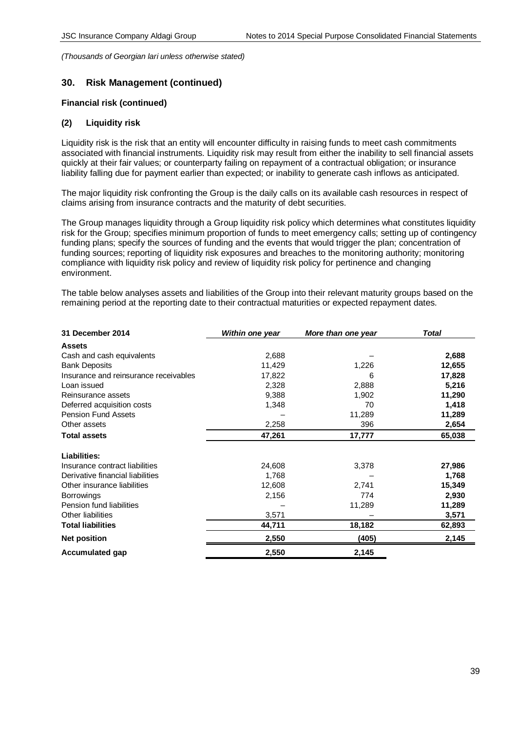*(Thousands of Georgian lari unless otherwise stated)*

## 30. Risk Management (continued)

### Financial risk (continued)

### (2) Liquidity risk

Liquidity risk is the risk that an entity will encounter difficulty in raising funds to meet cash commitments associated with financial instruments. Liquidity risk may result from either the inability to sell financial assets quickly at their fair values; or counterparty failing on repayment of a contractual obligation; or insurance liability falling due for payment earlier than expected; or inability to generate cash inflows as anticipated.

The major liquidity risk confronting the Group is the daily calls on its available cash resources in respect of claims arising from insurance contracts and the maturity of debt securities.

The Group manages liquidity through a Group liquidity risk policy which determines what constitutes liquidity risk for the Group; specifies minimum proportion of funds to meet emergency calls; setting up of contingency funding plans; specify the sources of funding and the events that would trigger the plan; concentration of funding sources; reporting of liquidity risk exposures and breaches to the monitoring authority; monitoring compliance with liquidity risk policy and review of liquidity risk policy for pertinence and changing environment.

The table below analyses assets and liabilities of the Group into their relevant maturity groups based on the remaining period at the reporting date to their contractual maturities or expected repayment dates.

| 31 December 2014 | *Within one year* | *More than one year* | *Total* |
|---|---|---|---|
| **Assets** | | | |
| Cash and cash equivalents | 2,688 | – | **2,688** |
| Bank Deposits | 11,429 | 1,226 | **12,655** |
| Insurance and reinsurance receivables | 17,822 | 6 | **17,828** |
| Loan issued | 2,328 | 2,888 | **5,216** |
| Reinsurance assets | 9,388 | 1,902 | **11,290** |
| Deferred acquisition costs | 1,348 | 70 | **1,418** |
| Pension Fund Assets | – | 11,289 | **11,289** |
| Other assets | 2,258 | 396 | **2,654** |
| **Total assets** | **47,261** | **17,777** | **65,038** |
| **Liabilities:** | | | |
| Insurance contract liabilities | 24,608 | 3,378 | **27,986** |
| Derivative financial liabilities | 1,768 | – | **1,768** |
| Other insurance liabilities | 12,608 | 2,741 | **15,349** |
| Borrowings | 2,156 | 774 | **2,930** |
| Pension fund liabilities | – | 11,289 | **11,289** |
| Other liabilities | 3,571 | – | **3,571** |
| **Total liabilities** | **44,711** | **18,182** | **62,893** |
| **Net position** | **2,550** | **(405)** | **2,145** |
| **Accumulated gap** | **2,550** | **2,145** | |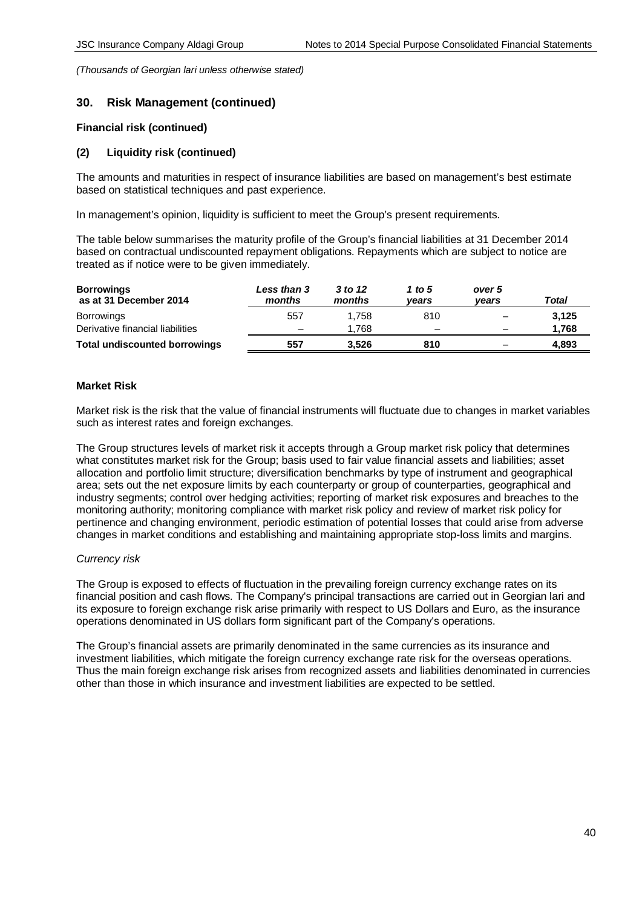*(Thousands of Georgian lari unless otherwise stated)*

## 30. Risk Management (continued)

### Financial risk (continued)

### (2) Liquidity risk (continued)

The amounts and maturities in respect of insurance liabilities are based on management's best estimate based on statistical techniques and past experience.

In management's opinion, liquidity is sufficient to meet the Group's present requirements.

The table below summarises the maturity profile of the Group's financial liabilities at 31 December 2014 based on contractual undiscounted repayment obligations. Repayments which are subject to notice are treated as if notice were to be given immediately.

| **Borrowings as at 31 December 2014** | ***Less than 3 months*** | ***3 to 12 months*** | ***1 to 5 years*** | ***over 5 years*** | ***Total*** |
|---|---|---|---|---|---|
| Borrowings | 557 | 1,758 | 810 | – | **3,125** |
| Derivative financial liabilities | – | 1,768 | – | – | **1,768** |
| **Total undiscounted borrowings** | **557** | **3,526** | **810** | – | **4,893** |

### Market Risk

Market risk is the risk that the value of financial instruments will fluctuate due to changes in market variables such as interest rates and foreign exchanges.

The Group structures levels of market risk it accepts through a Group market risk policy that determines what constitutes market risk for the Group; basis used to fair value financial assets and liabilities; asset allocation and portfolio limit structure; diversification benchmarks by type of instrument and geographical area; sets out the net exposure limits by each counterparty or group of counterparties, geographical and industry segments; control over hedging activities; reporting of market risk exposures and breaches to the monitoring authority; monitoring compliance with market risk policy and review of market risk policy for pertinence and changing environment, periodic estimation of potential losses that could arise from adverse changes in market conditions and establishing and maintaining appropriate stop-loss limits and margins.

*Currency risk*

The Group is exposed to effects of fluctuation in the prevailing foreign currency exchange rates on its financial position and cash flows. The Company's principal transactions are carried out in Georgian lari and its exposure to foreign exchange risk arise primarily with respect to US Dollars and Euro, as the insurance operations denominated in US dollars form significant part of the Company's operations.

The Group's financial assets are primarily denominated in the same currencies as its insurance and investment liabilities, which mitigate the foreign currency exchange rate risk for the overseas operations. Thus the main foreign exchange risk arises from recognized assets and liabilities denominated in currencies other than those in which insurance and investment liabilities are expected to be settled.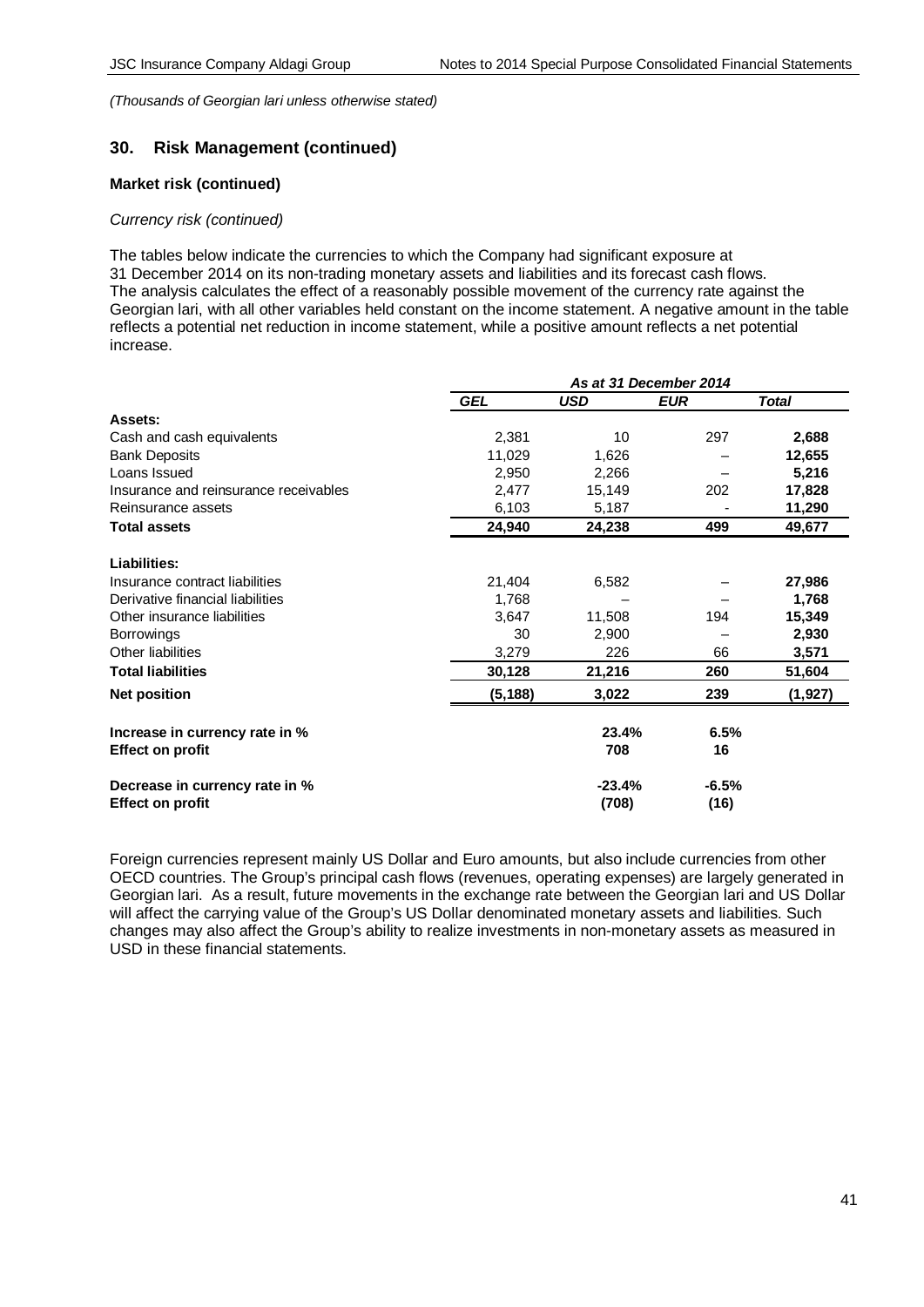*(Thousands of Georgian lari unless otherwise stated)*

## 30. Risk Management (continued)

### Market risk (continued)

*Currency risk (continued)*

The tables below indicate the currencies to which the Company had significant exposure at 31 December 2014 on its non-trading monetary assets and liabilities and its forecast cash flows. The analysis calculates the effect of a reasonably possible movement of the currency rate against the Georgian lari, with all other variables held constant on the income statement. A negative amount in the table reflects a potential net reduction in income statement, while a positive amount reflects a net potential increase.

| | *As at 31 December 2014* | | | |
|---|---|---|---|---|
| | ***GEL*** | ***USD*** | ***EUR*** | ***Total*** |
| **Assets:** | | | | |
| Cash and cash equivalents | 2,381 | 10 | 297 | **2,688** |
| Bank Deposits | 11,029 | 1,626 | – | **12,655** |
| Loans Issued | 2,950 | 2,266 | – | **5,216** |
| Insurance and reinsurance receivables | 2,477 | 15,149 | 202 | **17,828** |
| Reinsurance assets | 6,103 | 5,187 | - | **11,290** |
| **Total assets** | **24,940** | **24,238** | **499** | **49,677** |
| **Liabilities:** | | | | |
| Insurance contract liabilities | 21,404 | 6,582 | – | **27,986** |
| Derivative financial liabilities | 1,768 | – | – | **1,768** |
| Other insurance liabilities | 3,647 | 11,508 | 194 | **15,349** |
| Borrowings | 30 | 2,900 | – | **2,930** |
| Other liabilities | 3,279 | 226 | 66 | **3,571** |
| **Total liabilities** | **30,128** | **21,216** | **260** | **51,604** |
| **Net position** | **(5,188)** | **3,022** | **239** | **(1,927)** |
| **Increase in currency rate in %** | | **23.4%** | **6.5%** | |
| **Effect on profit** | | **708** | **16** | |
| **Decrease in currency rate in %** | | **-23.4%** | **-6.5%** | |
| **Effect on profit** | | **(708)** | **(16)** | |

Foreign currencies represent mainly US Dollar and Euro amounts, but also include currencies from other OECD countries. The Group's principal cash flows (revenues, operating expenses) are largely generated in Georgian lari. As a result, future movements in the exchange rate between the Georgian lari and US Dollar will affect the carrying value of the Group's US Dollar denominated monetary assets and liabilities. Such changes may also affect the Group's ability to realize investments in non-monetary assets as measured in USD in these financial statements.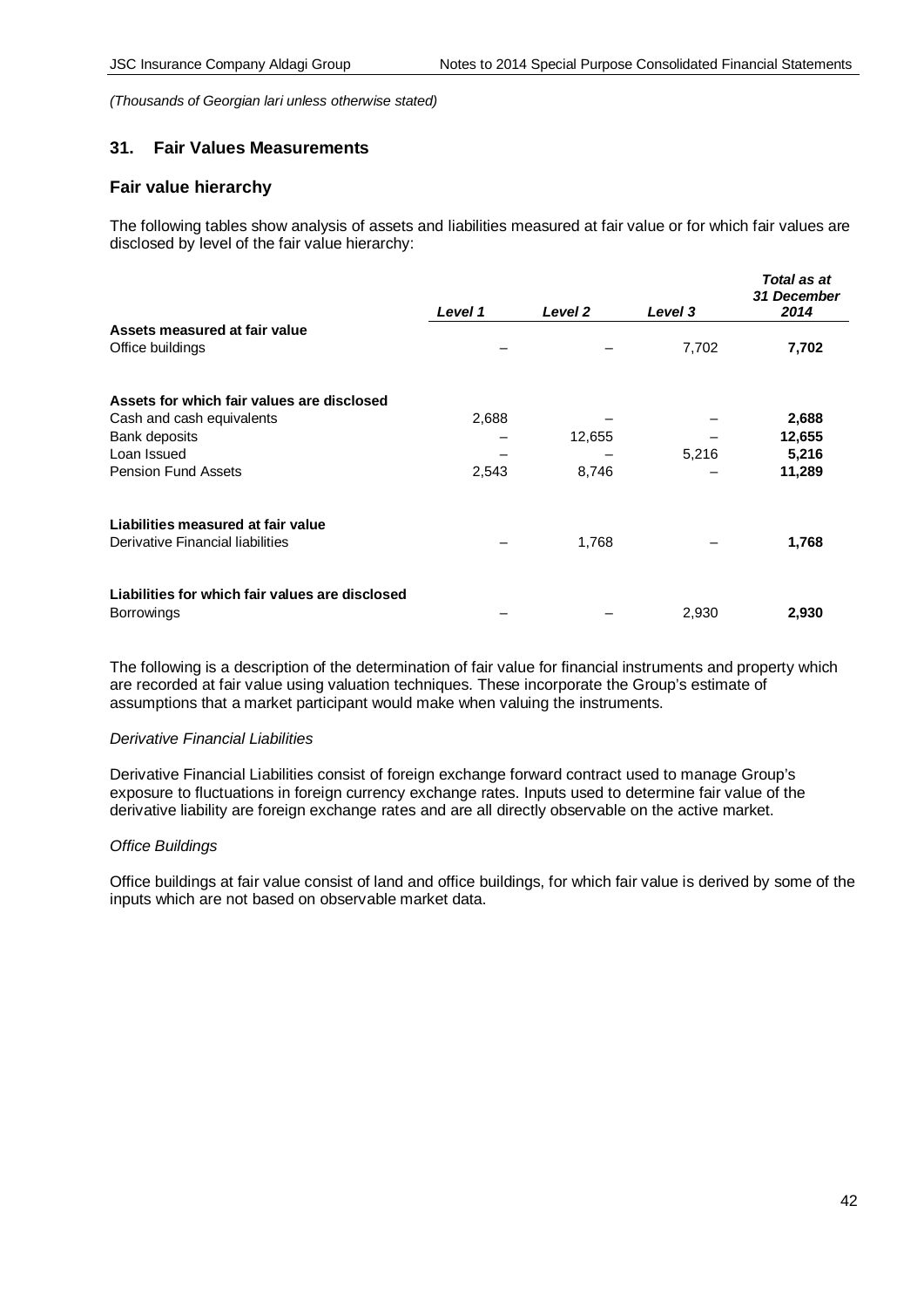*(Thousands of Georgian lari unless otherwise stated)*

## 31. Fair Values Measurements

### Fair value hierarchy

The following tables show analysis of assets and liabilities measured at fair value or for which fair values are disclosed by level of the fair value hierarchy:

| | *Level 1* | *Level 2* | *Level 3* | *Total as at 31 December 2014* |
|---|---|---|---|---|
| **Assets measured at fair value** | | | | |
| Office buildings | – | – | 7,702 | **7,702** |
| | | | | |
| **Assets for which fair values are disclosed** | | | | |
| Cash and cash equivalents | 2,688 | – | – | **2,688** |
| Bank deposits | – | 12,655 | – | **12,655** |
| Loan Issued | – | – | 5,216 | **5,216** |
| Pension Fund Assets | 2,543 | 8,746 | – | **11,289** |
| | | | | |
| **Liabilities measured at fair value** | | | | |
| Derivative Financial liabilities | – | 1,768 | – | **1,768** |
| | | | | |
| **Liabilities for which fair values are disclosed** | | | | |
| Borrowings | – | – | 2,930 | **2,930** |

The following is a description of the determination of fair value for financial instruments and property which are recorded at fair value using valuation techniques. These incorporate the Group's estimate of assumptions that a market participant would make when valuing the instruments.

*Derivative Financial Liabilities*

Derivative Financial Liabilities consist of foreign exchange forward contract used to manage Group's exposure to fluctuations in foreign currency exchange rates. Inputs used to determine fair value of the derivative liability are foreign exchange rates and are all directly observable on the active market.

*Office Buildings*

Office buildings at fair value consist of land and office buildings, for which fair value is derived by some of the inputs which are not based on observable market data.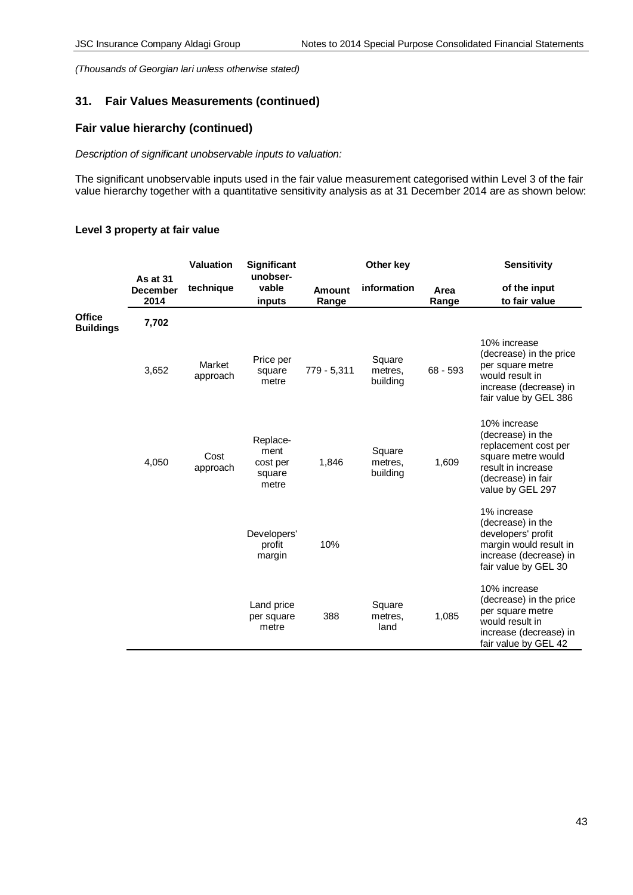*(Thousands of Georgian lari unless otherwise stated)*

## 31. Fair Values Measurements (continued)

### Fair value hierarchy (continued)

*Description of significant unobservable inputs to valuation:*

The significant unobservable inputs used in the fair value measurement categorised within Level 3 of the fair value hierarchy together with a quantitative sensitivity analysis as at 31 December 2014 are as shown below:

**Level 3 property at fair value**

| | As at 31 December 2014 | Valuation technique | Significant unobservable inputs | Amount Range | Other key information | Area Range | Sensitivity of the input to fair value |
|---|---|---|---|---|---|---|---|
| **Office Buildings** | **7,702** | | | | | | |
| | 3,652 | Market approach | Price per square metre | 779 - 5,311 | Square metres, building | 68 - 593 | 10% increase (decrease) in the price per square metre would result in increase (decrease) in fair value by GEL 386 |
| | 4,050 | Cost approach | Replacement cost per square metre | 1,846 | Square metres, building | 1,609 | 10% increase (decrease) in the replacement cost per square metre would result in increase (decrease) in fair value by GEL 297 |
| | | | Developers' profit margin | 10% | | | 1% increase (decrease) in the developers' profit margin would result in increase (decrease) in fair value by GEL 30 |
| | | | Land price per square metre | 388 | Square metres, land | 1,085 | 10% increase (decrease) in the price per square metre would result in increase (decrease) in fair value by GEL 42 |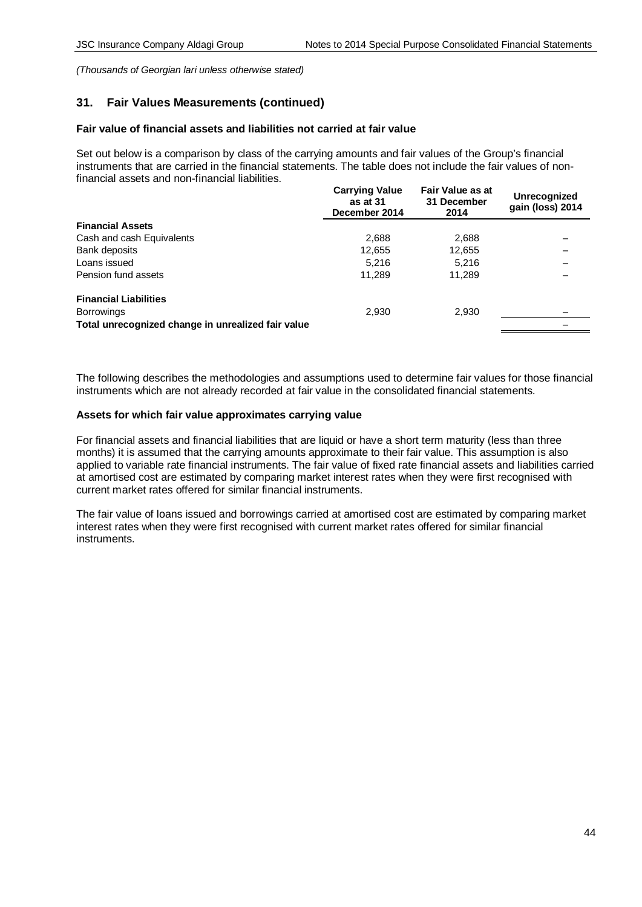*(Thousands of Georgian lari unless otherwise stated)*

## 31. Fair Values Measurements (continued)

### Fair value of financial assets and liabilities not carried at fair value

Set out below is a comparison by class of the carrying amounts and fair values of the Group's financial instruments that are carried in the financial statements. The table does not include the fair values of non-financial assets and non-financial liabilities.

| | Carrying Value as at 31 December 2014 | Fair Value as at 31 December 2014 | Unrecognized gain (loss) 2014 |
|---|---|---|---|
| **Financial Assets** | | | |
| Cash and cash Equivalents | 2,688 | 2,688 | – |
| Bank deposits | 12,655 | 12,655 | – |
| Loans issued | 5,216 | 5,216 | – |
| Pension fund assets | 11,289 | 11,289 | – |
| **Financial Liabilities** | | | |
| Borrowings | 2,930 | 2,930 | – |
| **Total unrecognized change in unrealized fair value** | | | – |

The following describes the methodologies and assumptions used to determine fair values for those financial instruments which are not already recorded at fair value in the consolidated financial statements.

### Assets for which fair value approximates carrying value

For financial assets and financial liabilities that are liquid or have a short term maturity (less than three months) it is assumed that the carrying amounts approximate to their fair value. This assumption is also applied to variable rate financial instruments. The fair value of fixed rate financial assets and liabilities carried at amortised cost are estimated by comparing market interest rates when they were first recognised with current market rates offered for similar financial instruments.

The fair value of loans issued and borrowings carried at amortised cost are estimated by comparing market interest rates when they were first recognised with current market rates offered for similar financial instruments.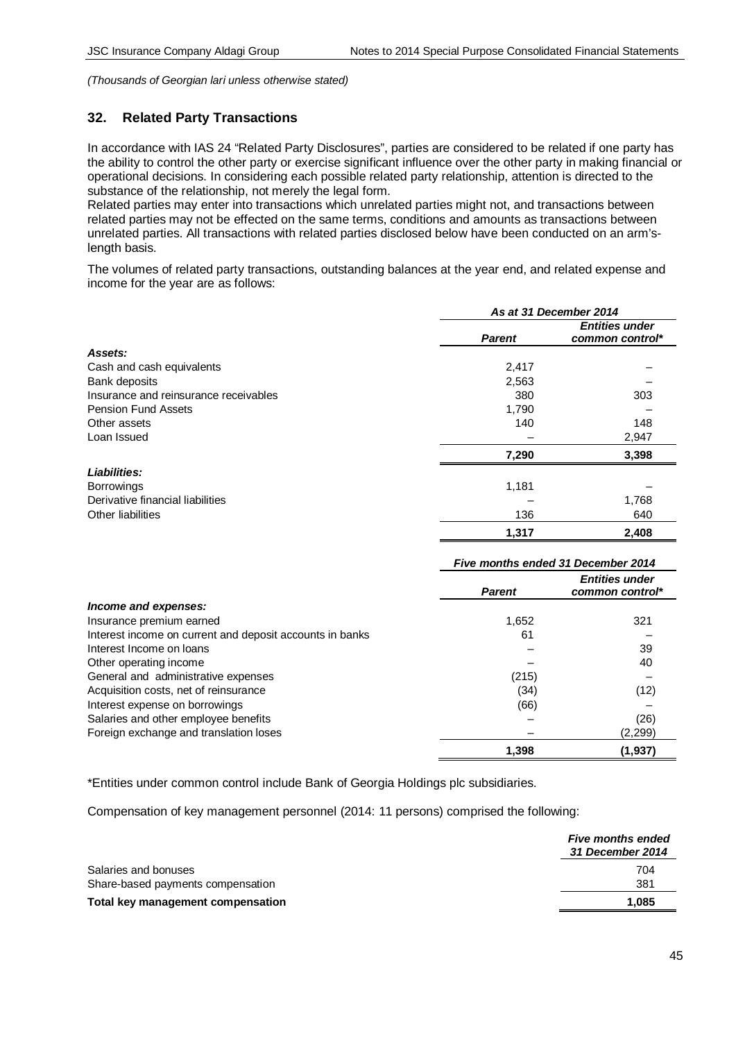*(Thousands of Georgian lari unless otherwise stated)*

## 32. Related Party Transactions

In accordance with IAS 24 "Related Party Disclosures", parties are considered to be related if one party has the ability to control the other party or exercise significant influence over the other party in making financial or operational decisions. In considering each possible related party relationship, attention is directed to the substance of the relationship, not merely the legal form.
Related parties may enter into transactions which unrelated parties might not, and transactions between related parties may not be effected on the same terms, conditions and amounts as transactions between unrelated parties. All transactions with related parties disclosed below have been conducted on an arm's-length basis.

The volumes of related party transactions, outstanding balances at the year end, and related expense and income for the year are as follows:

| | *As at 31 December 2014* | |
|---|---|---|
| | ***Parent*** | ***Entities under common control**** |
| ***Assets:*** | | |
| Cash and cash equivalents | 2,417 | – |
| Bank deposits | 2,563 | – |
| Insurance and reinsurance receivables | 380 | 303 |
| Pension Fund Assets | 1,790 | – |
| Other assets | 140 | 148 |
| Loan Issued | – | 2,947 |
| | **7,290** | **3,398** |
| ***Liabilities:*** | | |
| Borrowings | 1,181 | – |
| Derivative financial liabilities | – | 1,768 |
| Other liabilities | 136 | 640 |
| | **1,317** | **2,408** |

| | *Five months ended 31 December 2014* | |
|---|---|---|
| | ***Parent*** | ***Entities under common control**** |
| ***Income and expenses:*** | | |
| Insurance premium earned | 1,652 | 321 |
| Interest income on current and deposit accounts in banks | 61 | – |
| Interest Income on loans | – | 39 |
| Other operating income | – | 40 |
| General and administrative expenses | (215) | – |
| Acquisition costs, net of reinsurance | (34) | (12) |
| Interest expense on borrowings | (66) | – |
| Salaries and other employee benefits | – | (26) |
| Foreign exchange and translation loses | – | (2,299) |
| | **1,398** | **(1,937)** |

*Entities under common control include Bank of Georgia Holdings plc subsidiaries.

Compensation of key management personnel (2014: 11 persons) comprised the following:

| | ***Five months ended 31 December 2014*** |
|---|---|
| Salaries and bonuses | 704 |
| Share-based payments compensation | 381 |
| **Total key management compensation** | **1,085** |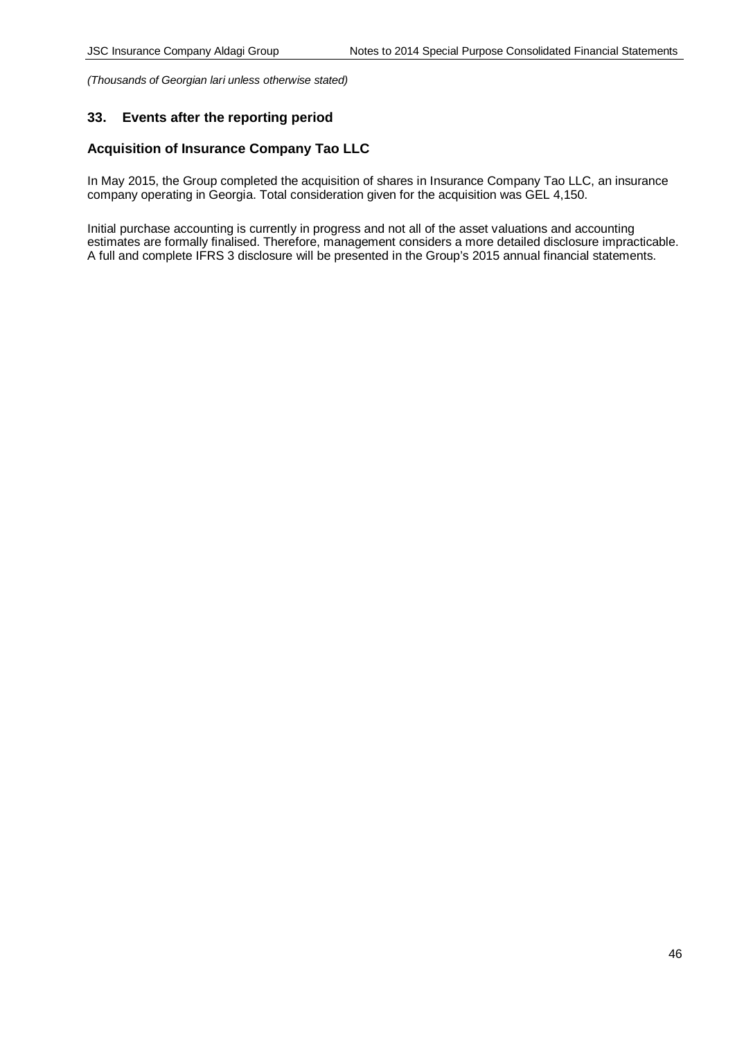*(Thousands of Georgian lari unless otherwise stated)*

## 33. Events after the reporting period

### Acquisition of Insurance Company Tao LLC

In May 2015, the Group completed the acquisition of shares in Insurance Company Tao LLC, an insurance company operating in Georgia. Total consideration given for the acquisition was GEL 4,150.

Initial purchase accounting is currently in progress and not all of the asset valuations and accounting estimates are formally finalised. Therefore, management considers a more detailed disclosure impracticable. A full and complete IFRS 3 disclosure will be presented in the Group's 2015 annual financial statements.